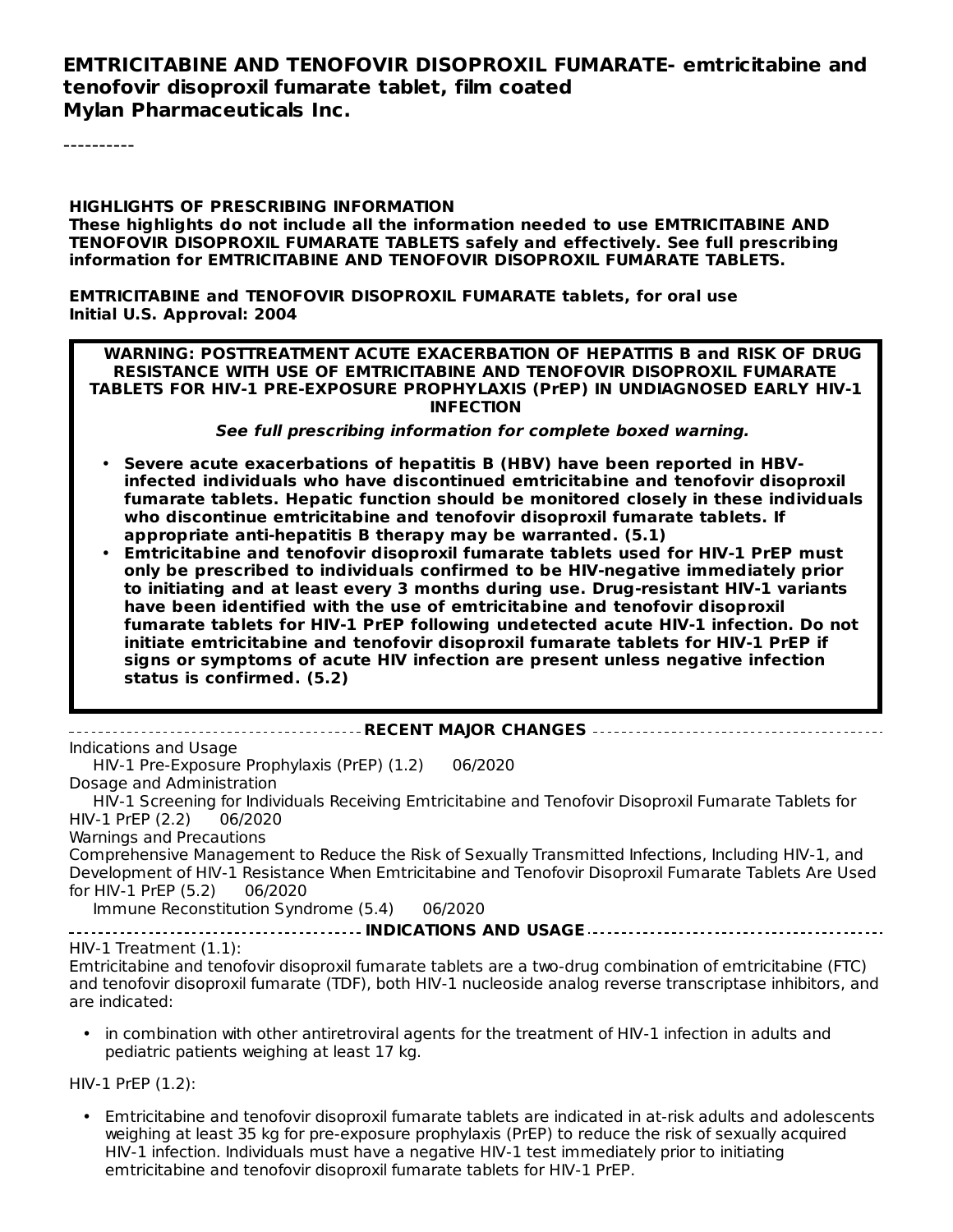**EMTRICITABINE AND TENOFOVIR DISOPROXIL FUMARATE- emtricitabine and tenofovir disoproxil fumarate tablet, film coated**
**Mylan Pharmaceuticals Inc.**

----------

**HIGHLIGHTS OF PRESCRIBING INFORMATION**
**These highlights do not include all the information needed to use EMTRICITABINE AND TENOFOVIR DISOPROXIL FUMARATE TABLETS safely and effectively. See full prescribing information for EMTRICITABINE AND TENOFOVIR DISOPROXIL FUMARATE TABLETS.**

**EMTRICITABINE and TENOFOVIR DISOPROXIL FUMARATE tablets, for oral use**
**Initial U.S. Approval: 2004**

**WARNING: POSTTREATMENT ACUTE EXACERBATION OF HEPATITIS B and RISK OF DRUG RESISTANCE WITH USE OF EMTRICITABINE AND TENOFOVIR DISOPROXIL FUMARATE TABLETS FOR HIV-1 PRE-EXPOSURE PROPHYLAXIS (PrEP) IN UNDIAGNOSED EARLY HIV-1 INFECTION**

***See full prescribing information for complete boxed warning.***

- **Severe acute exacerbations of hepatitis B (HBV) have been reported in HBV-infected individuals who have discontinued emtricitabine and tenofovir disoproxil fumarate tablets. Hepatic function should be monitored closely in these individuals who discontinue emtricitabine and tenofovir disoproxil fumarate tablets. If appropriate anti-hepatitis B therapy may be warranted. (5.1)**
- **Emtricitabine and tenofovir disoproxil fumarate tablets used for HIV-1 PrEP must only be prescribed to individuals confirmed to be HIV-negative immediately prior to initiating and at least every 3 months during use. Drug-resistant HIV-1 variants have been identified with the use of emtricitabine and tenofovir disoproxil fumarate tablets for HIV-1 PrEP following undetected acute HIV-1 infection. Do not initiate emtricitabine and tenofovir disoproxil fumarate tablets for HIV-1 PrEP if signs or symptoms of acute HIV infection are present unless negative infection status is confirmed. (5.2)**

**RECENT MAJOR CHANGES**

Indications and Usage
HIV-1 Pre-Exposure Prophylaxis (PrEP) (1.2) 06/2020
Dosage and Administration
HIV-1 Screening for Individuals Receiving Emtricitabine and Tenofovir Disoproxil Fumarate Tablets for HIV-1 PrEP (2.2) 06/2020
Warnings and Precautions
Comprehensive Management to Reduce the Risk of Sexually Transmitted Infections, Including HIV-1, and Development of HIV-1 Resistance When Emtricitabine and Tenofovir Disoproxil Fumarate Tablets Are Used for HIV-1 PrEP (5.2) 06/2020
Immune Reconstitution Syndrome (5.4) 06/2020

**INDICATIONS AND USAGE**

HIV-1 Treatment (1.1):
Emtricitabine and tenofovir disoproxil fumarate tablets are a two-drug combination of emtricitabine (FTC) and tenofovir disoproxil fumarate (TDF), both HIV-1 nucleoside analog reverse transcriptase inhibitors, and are indicated:

- in combination with other antiretroviral agents for the treatment of HIV-1 infection in adults and pediatric patients weighing at least 17 kg.

HIV-1 PrEP (1.2):

- Emtricitabine and tenofovir disoproxil fumarate tablets are indicated in at-risk adults and adolescents weighing at least 35 kg for pre-exposure prophylaxis (PrEP) to reduce the risk of sexually acquired HIV-1 infection. Individuals must have a negative HIV-1 test immediately prior to initiating emtricitabine and tenofovir disoproxil fumarate tablets for HIV-1 PrEP.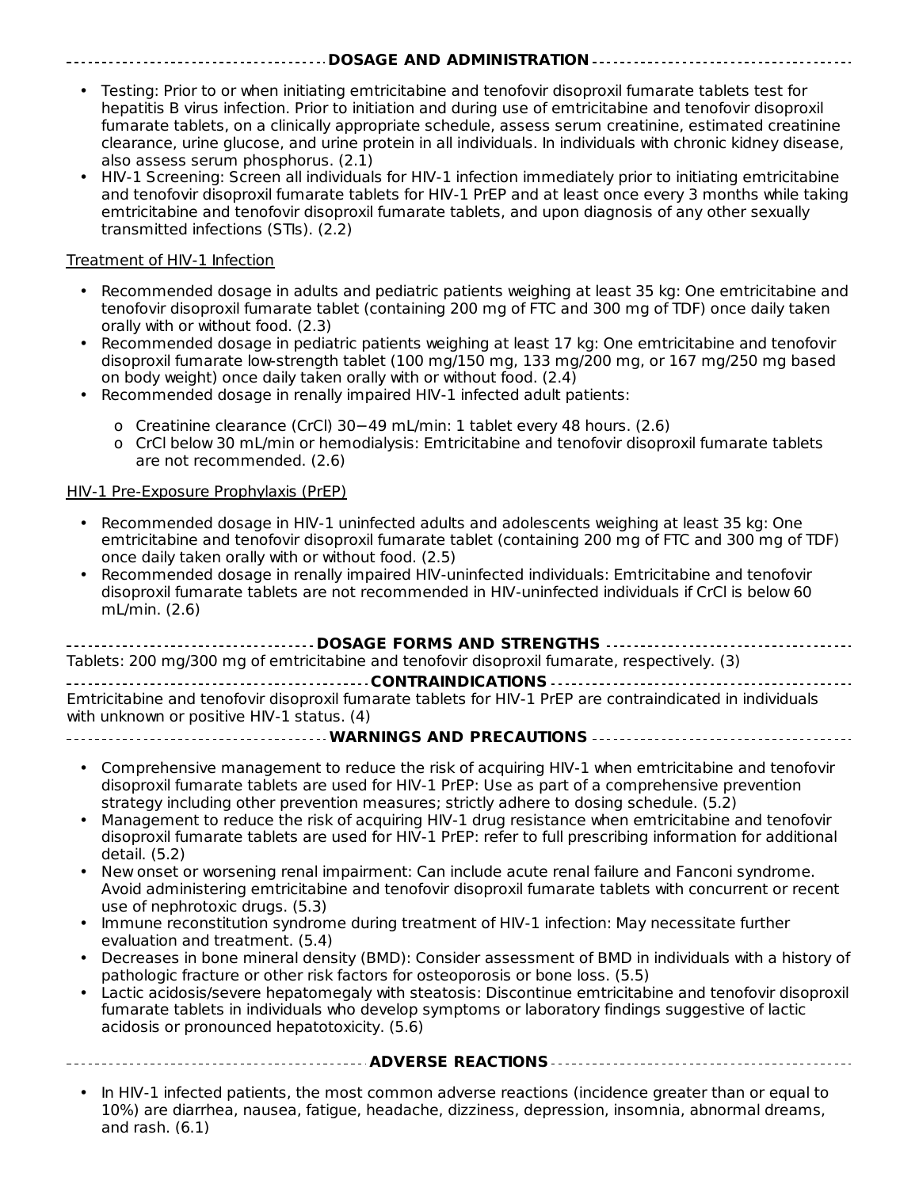## DOSAGE AND ADMINISTRATION

- Testing: Prior to or when initiating emtricitabine and tenofovir disoproxil fumarate tablets test for hepatitis B virus infection. Prior to initiation and during use of emtricitabine and tenofovir disoproxil fumarate tablets, on a clinically appropriate schedule, assess serum creatinine, estimated creatinine clearance, urine glucose, and urine protein in all individuals. In individuals with chronic kidney disease, also assess serum phosphorus. (2.1)
- HIV-1 Screening: Screen all individuals for HIV-1 infection immediately prior to initiating emtricitabine and tenofovir disoproxil fumarate tablets for HIV-1 PrEP and at least once every 3 months while taking emtricitabine and tenofovir disoproxil fumarate tablets, and upon diagnosis of any other sexually transmitted infections (STIs). (2.2)

Treatment of HIV-1 Infection

- Recommended dosage in adults and pediatric patients weighing at least 35 kg: One emtricitabine and tenofovir disoproxil fumarate tablet (containing 200 mg of FTC and 300 mg of TDF) once daily taken orally with or without food. (2.3)
- Recommended dosage in pediatric patients weighing at least 17 kg: One emtricitabine and tenofovir disoproxil fumarate low-strength tablet (100 mg/150 mg, 133 mg/200 mg, or 167 mg/250 mg based on body weight) once daily taken orally with or without food. (2.4)
- Recommended dosage in renally impaired HIV-1 infected adult patients:
  - Creatinine clearance (CrCl) 30−49 mL/min: 1 tablet every 48 hours. (2.6)
  - CrCl below 30 mL/min or hemodialysis: Emtricitabine and tenofovir disoproxil fumarate tablets are not recommended. (2.6)

HIV-1 Pre-Exposure Prophylaxis (PrEP)

- Recommended dosage in HIV-1 uninfected adults and adolescents weighing at least 35 kg: One emtricitabine and tenofovir disoproxil fumarate tablet (containing 200 mg of FTC and 300 mg of TDF) once daily taken orally with or without food. (2.5)
- Recommended dosage in renally impaired HIV-uninfected individuals: Emtricitabine and tenofovir disoproxil fumarate tablets are not recommended in HIV-uninfected individuals if CrCl is below 60 mL/min. (2.6)

## DOSAGE FORMS AND STRENGTHS

Tablets: 200 mg/300 mg of emtricitabine and tenofovir disoproxil fumarate, respectively. (3)

## CONTRAINDICATIONS

Emtricitabine and tenofovir disoproxil fumarate tablets for HIV-1 PrEP are contraindicated in individuals with unknown or positive HIV-1 status. (4)

## WARNINGS AND PRECAUTIONS

- Comprehensive management to reduce the risk of acquiring HIV-1 when emtricitabine and tenofovir disoproxil fumarate tablets are used for HIV-1 PrEP: Use as part of a comprehensive prevention strategy including other prevention measures; strictly adhere to dosing schedule. (5.2)
- Management to reduce the risk of acquiring HIV-1 drug resistance when emtricitabine and tenofovir disoproxil fumarate tablets are used for HIV-1 PrEP: refer to full prescribing information for additional detail. (5.2)
- New onset or worsening renal impairment: Can include acute renal failure and Fanconi syndrome. Avoid administering emtricitabine and tenofovir disoproxil fumarate tablets with concurrent or recent use of nephrotoxic drugs. (5.3)
- Immune reconstitution syndrome during treatment of HIV-1 infection: May necessitate further evaluation and treatment. (5.4)
- Decreases in bone mineral density (BMD): Consider assessment of BMD in individuals with a history of pathologic fracture or other risk factors for osteoporosis or bone loss. (5.5)
- Lactic acidosis/severe hepatomegaly with steatosis: Discontinue emtricitabine and tenofovir disoproxil fumarate tablets in individuals who develop symptoms or laboratory findings suggestive of lactic acidosis or pronounced hepatotoxicity. (5.6)

## ADVERSE REACTIONS

- In HIV-1 infected patients, the most common adverse reactions (incidence greater than or equal to 10%) are diarrhea, nausea, fatigue, headache, dizziness, depression, insomnia, abnormal dreams, and rash. (6.1)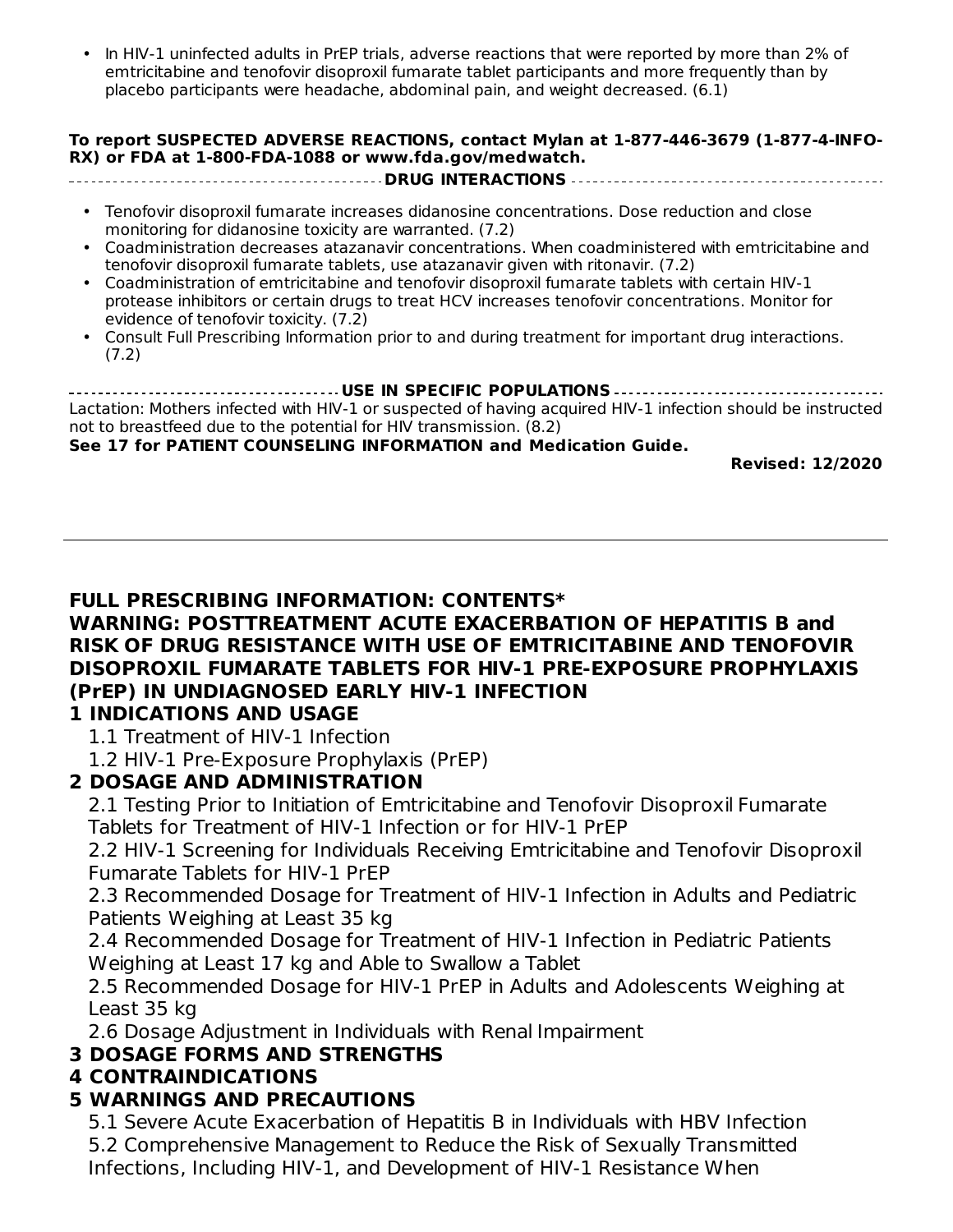- In HIV-1 uninfected adults in PrEP trials, adverse reactions that were reported by more than 2% of emtricitabine and tenofovir disoproxil fumarate tablet participants and more frequently than by placebo participants were headache, abdominal pain, and weight decreased. (6.1)

**To report SUSPECTED ADVERSE REACTIONS, contact Mylan at 1-877-446-3679 (1-877-4-INFO-RX) or FDA at 1-800-FDA-1088 or www.fda.gov/medwatch.**

**DRUG INTERACTIONS**

- Tenofovir disoproxil fumarate increases didanosine concentrations. Dose reduction and close monitoring for didanosine toxicity are warranted. (7.2)
- Coadministration decreases atazanavir concentrations. When coadministered with emtricitabine and tenofovir disoproxil fumarate tablets, use atazanavir given with ritonavir. (7.2)
- Coadministration of emtricitabine and tenofovir disoproxil fumarate tablets with certain HIV-1 protease inhibitors or certain drugs to treat HCV increases tenofovir concentrations. Monitor for evidence of tenofovir toxicity. (7.2)
- Consult Full Prescribing Information prior to and during treatment for important drug interactions. (7.2)

**USE IN SPECIFIC POPULATIONS**

Lactation: Mothers infected with HIV-1 or suspected of having acquired HIV-1 infection should be instructed not to breastfeed due to the potential for HIV transmission. (8.2)

**See 17 for PATIENT COUNSELING INFORMATION and Medication Guide.**

**Revised: 12/2020**

---

## FULL PRESCRIBING INFORMATION: CONTENTS*

**WARNING: POSTTREATMENT ACUTE EXACERBATION OF HEPATITIS B and RISK OF DRUG RESISTANCE WITH USE OF EMTRICITABINE AND TENOFOVIR DISOPROXIL FUMARATE TABLETS FOR HIV-1 PRE-EXPOSURE PROPHYLAXIS (PrEP) IN UNDIAGNOSED EARLY HIV-1 INFECTION**

**1 INDICATIONS AND USAGE**

1.1 Treatment of HIV-1 Infection

1.2 HIV-1 Pre-Exposure Prophylaxis (PrEP)

**2 DOSAGE AND ADMINISTRATION**

2.1 Testing Prior to Initiation of Emtricitabine and Tenofovir Disoproxil Fumarate Tablets for Treatment of HIV-1 Infection or for HIV-1 PrEP

2.2 HIV-1 Screening for Individuals Receiving Emtricitabine and Tenofovir Disoproxil Fumarate Tablets for HIV-1 PrEP

2.3 Recommended Dosage for Treatment of HIV-1 Infection in Adults and Pediatric Patients Weighing at Least 35 kg

2.4 Recommended Dosage for Treatment of HIV-1 Infection in Pediatric Patients Weighing at Least 17 kg and Able to Swallow a Tablet

2.5 Recommended Dosage for HIV-1 PrEP in Adults and Adolescents Weighing at Least 35 kg

2.6 Dosage Adjustment in Individuals with Renal Impairment

**3 DOSAGE FORMS AND STRENGTHS**

**4 CONTRAINDICATIONS**

**5 WARNINGS AND PRECAUTIONS**

5.1 Severe Acute Exacerbation of Hepatitis B in Individuals with HBV Infection

5.2 Comprehensive Management to Reduce the Risk of Sexually Transmitted Infections, Including HIV-1, and Development of HIV-1 Resistance When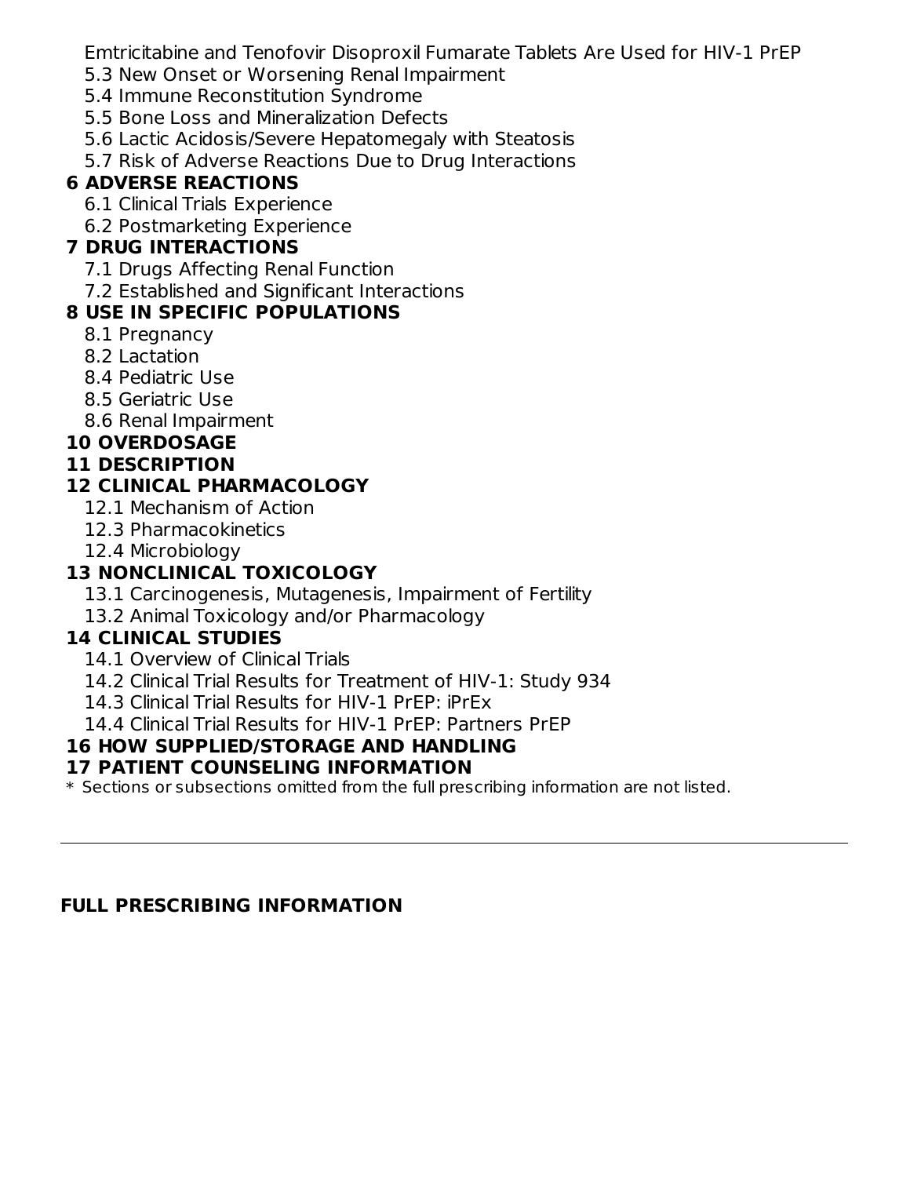Emtricitabine and Tenofovir Disoproxil Fumarate Tablets Are Used for HIV-1 PrEP

5.3 New Onset or Worsening Renal Impairment

5.4 Immune Reconstitution Syndrome

5.5 Bone Loss and Mineralization Defects

5.6 Lactic Acidosis/Severe Hepatomegaly with Steatosis

5.7 Risk of Adverse Reactions Due to Drug Interactions

**6 ADVERSE REACTIONS**

6.1 Clinical Trials Experience

6.2 Postmarketing Experience

**7 DRUG INTERACTIONS**

7.1 Drugs Affecting Renal Function

7.2 Established and Significant Interactions

**8 USE IN SPECIFIC POPULATIONS**

8.1 Pregnancy

8.2 Lactation

8.4 Pediatric Use

8.5 Geriatric Use

8.6 Renal Impairment

**10 OVERDOSAGE**

**11 DESCRIPTION**

**12 CLINICAL PHARMACOLOGY**

12.1 Mechanism of Action

12.3 Pharmacokinetics

12.4 Microbiology

**13 NONCLINICAL TOXICOLOGY**

13.1 Carcinogenesis, Mutagenesis, Impairment of Fertility

13.2 Animal Toxicology and/or Pharmacology

**14 CLINICAL STUDIES**

14.1 Overview of Clinical Trials

14.2 Clinical Trial Results for Treatment of HIV-1: Study 934

14.3 Clinical Trial Results for HIV-1 PrEP: iPrEx

14.4 Clinical Trial Results for HIV-1 PrEP: Partners PrEP

**16 HOW SUPPLIED/STORAGE AND HANDLING**

**17 PATIENT COUNSELING INFORMATION**

\* Sections or subsections omitted from the full prescribing information are not listed.

---

## FULL PRESCRIBING INFORMATION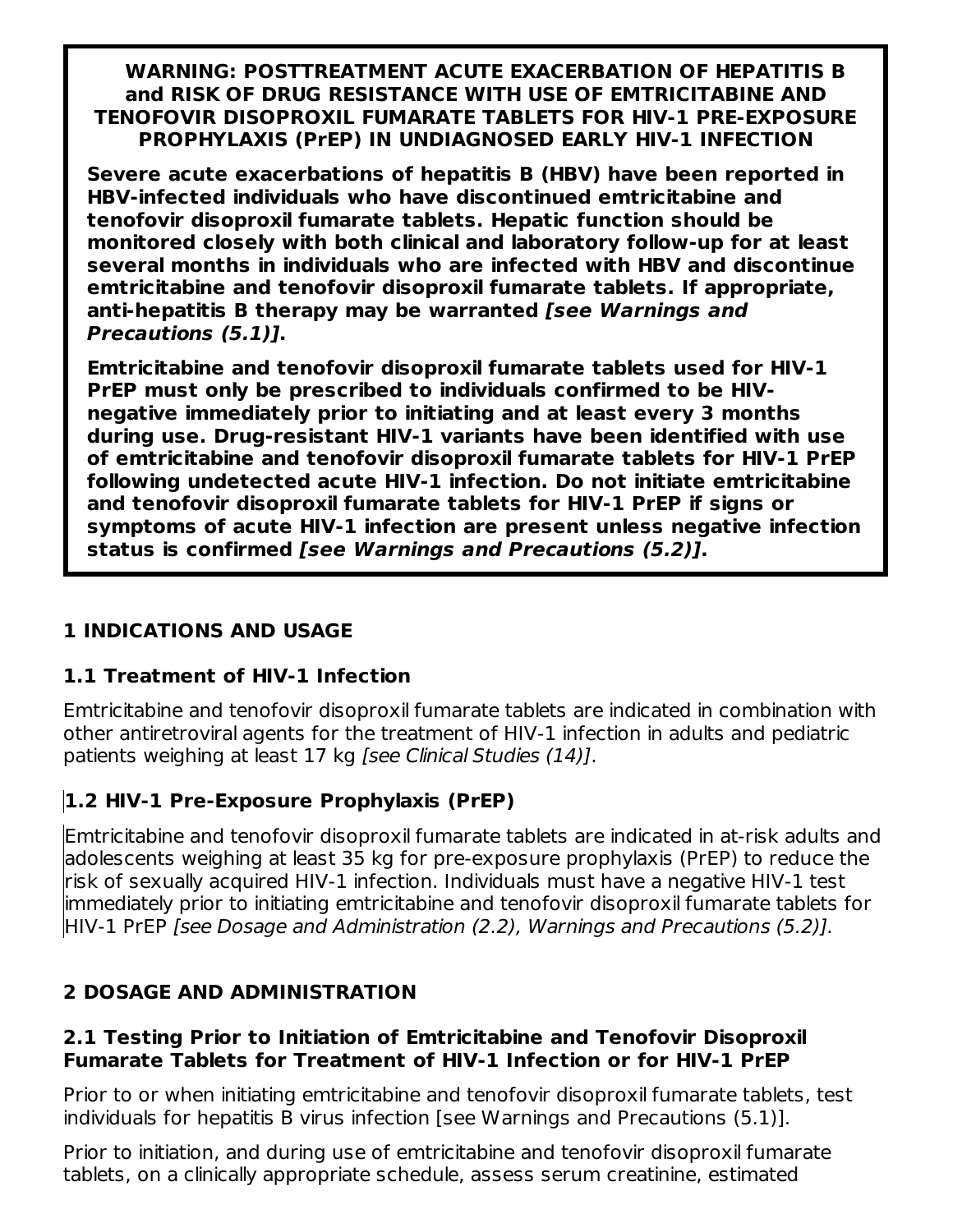**WARNING: POSTTREATMENT ACUTE EXACERBATION OF HEPATITIS B and RISK OF DRUG RESISTANCE WITH USE OF EMTRICITABINE AND TENOFOVIR DISOPROXIL FUMARATE TABLETS FOR HIV-1 PRE-EXPOSURE PROPHYLAXIS (PrEP) IN UNDIAGNOSED EARLY HIV-1 INFECTION**

**Severe acute exacerbations of hepatitis B (HBV) have been reported in HBV-infected individuals who have discontinued emtricitabine and tenofovir disoproxil fumarate tablets. Hepatic function should be monitored closely with both clinical and laboratory follow-up for at least several months in individuals who are infected with HBV and discontinue emtricitabine and tenofovir disoproxil fumarate tablets. If appropriate, anti-hepatitis B therapy may be warranted *[see Warnings and Precautions (5.1)]*.**

**Emtricitabine and tenofovir disoproxil fumarate tablets used for HIV-1 PrEP must only be prescribed to individuals confirmed to be HIV-negative immediately prior to initiating and at least every 3 months during use. Drug-resistant HIV-1 variants have been identified with use of emtricitabine and tenofovir disoproxil fumarate tablets for HIV-1 PrEP following undetected acute HIV-1 infection. Do not initiate emtricitabine and tenofovir disoproxil fumarate tablets for HIV-1 PrEP if signs or symptoms of acute HIV-1 infection are present unless negative infection status is confirmed *[see Warnings and Precautions (5.2)]*.**

## 1 INDICATIONS AND USAGE

### 1.1 Treatment of HIV-1 Infection

Emtricitabine and tenofovir disoproxil fumarate tablets are indicated in combination with other antiretroviral agents for the treatment of HIV-1 infection in adults and pediatric patients weighing at least 17 kg *[see Clinical Studies (14)]*.

### 1.2 HIV-1 Pre-Exposure Prophylaxis (PrEP)

Emtricitabine and tenofovir disoproxil fumarate tablets are indicated in at-risk adults and adolescents weighing at least 35 kg for pre-exposure prophylaxis (PrEP) to reduce the risk of sexually acquired HIV-1 infection. Individuals must have a negative HIV-1 test immediately prior to initiating emtricitabine and tenofovir disoproxil fumarate tablets for HIV-1 PrEP *[see Dosage and Administration (2.2), Warnings and Precautions (5.2)].*

## 2 DOSAGE AND ADMINISTRATION

### 2.1 Testing Prior to Initiation of Emtricitabine and Tenofovir Disoproxil Fumarate Tablets for Treatment of HIV-1 Infection or for HIV-1 PrEP

Prior to or when initiating emtricitabine and tenofovir disoproxil fumarate tablets, test individuals for hepatitis B virus infection [see Warnings and Precautions (5.1)].

Prior to initiation, and during use of emtricitabine and tenofovir disoproxil fumarate tablets, on a clinically appropriate schedule, assess serum creatinine, estimated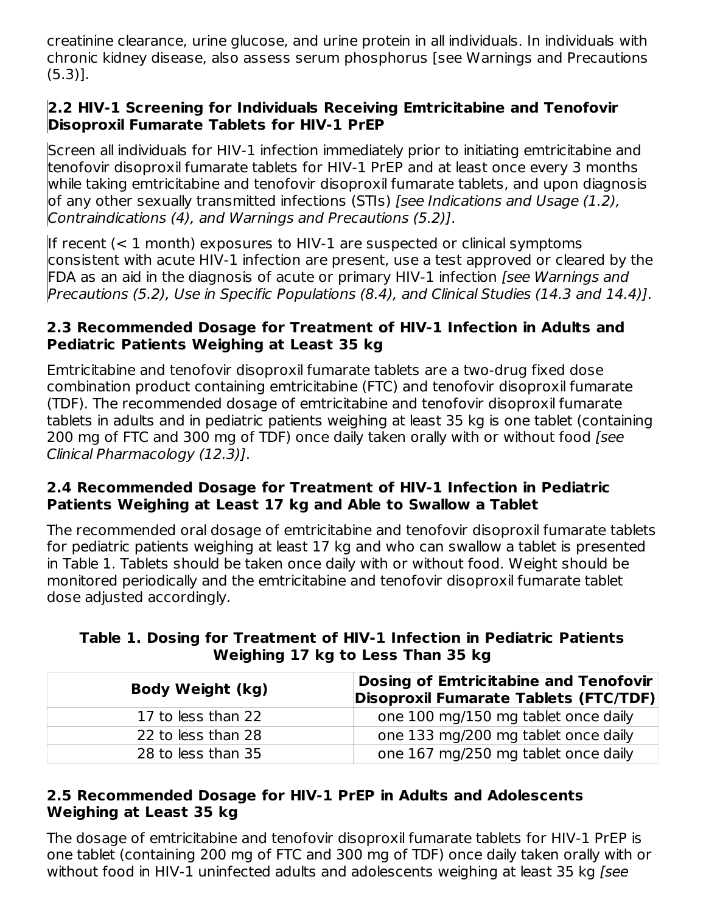creatinine clearance, urine glucose, and urine protein in all individuals. In individuals with chronic kidney disease, also assess serum phosphorus [see Warnings and Precautions (5.3)].

### 2.2 HIV-1 Screening for Individuals Receiving Emtricitabine and Tenofovir Disoproxil Fumarate Tablets for HIV-1 PrEP

Screen all individuals for HIV-1 infection immediately prior to initiating emtricitabine and tenofovir disoproxil fumarate tablets for HIV-1 PrEP and at least once every 3 months while taking emtricitabine and tenofovir disoproxil fumarate tablets, and upon diagnosis of any other sexually transmitted infections (STIs) *[see Indications and Usage (1.2), Contraindications (4), and Warnings and Precautions (5.2)]*.

If recent (< 1 month) exposures to HIV-1 are suspected or clinical symptoms consistent with acute HIV-1 infection are present, use a test approved or cleared by the FDA as an aid in the diagnosis of acute or primary HIV-1 infection *[see Warnings and Precautions (5.2), Use in Specific Populations (8.4), and Clinical Studies (14.3 and 14.4)]*.

### 2.3 Recommended Dosage for Treatment of HIV-1 Infection in Adults and Pediatric Patients Weighing at Least 35 kg

Emtricitabine and tenofovir disoproxil fumarate tablets are a two-drug fixed dose combination product containing emtricitabine (FTC) and tenofovir disoproxil fumarate (TDF). The recommended dosage of emtricitabine and tenofovir disoproxil fumarate tablets in adults and in pediatric patients weighing at least 35 kg is one tablet (containing 200 mg of FTC and 300 mg of TDF) once daily taken orally with or without food *[see Clinical Pharmacology (12.3)]*.

### 2.4 Recommended Dosage for Treatment of HIV-1 Infection in Pediatric Patients Weighing at Least 17 kg and Able to Swallow a Tablet

The recommended oral dosage of emtricitabine and tenofovir disoproxil fumarate tablets for pediatric patients weighing at least 17 kg and who can swallow a tablet is presented in Table 1. Tablets should be taken once daily with or without food. Weight should be monitored periodically and the emtricitabine and tenofovir disoproxil fumarate tablet dose adjusted accordingly.

**Table 1. Dosing for Treatment of HIV-1 Infection in Pediatric Patients Weighing 17 kg to Less Than 35 kg**

| Body Weight (kg) | Dosing of Emtricitabine and Tenofovir Disoproxil Fumarate Tablets (FTC/TDF) |
|---|---|
| 17 to less than 22 | one 100 mg/150 mg tablet once daily |
| 22 to less than 28 | one 133 mg/200 mg tablet once daily |
| 28 to less than 35 | one 167 mg/250 mg tablet once daily |

### 2.5 Recommended Dosage for HIV-1 PrEP in Adults and Adolescents Weighing at Least 35 kg

The dosage of emtricitabine and tenofovir disoproxil fumarate tablets for HIV-1 PrEP is one tablet (containing 200 mg of FTC and 300 mg of TDF) once daily taken orally with or without food in HIV-1 uninfected adults and adolescents weighing at least 35 kg *[see*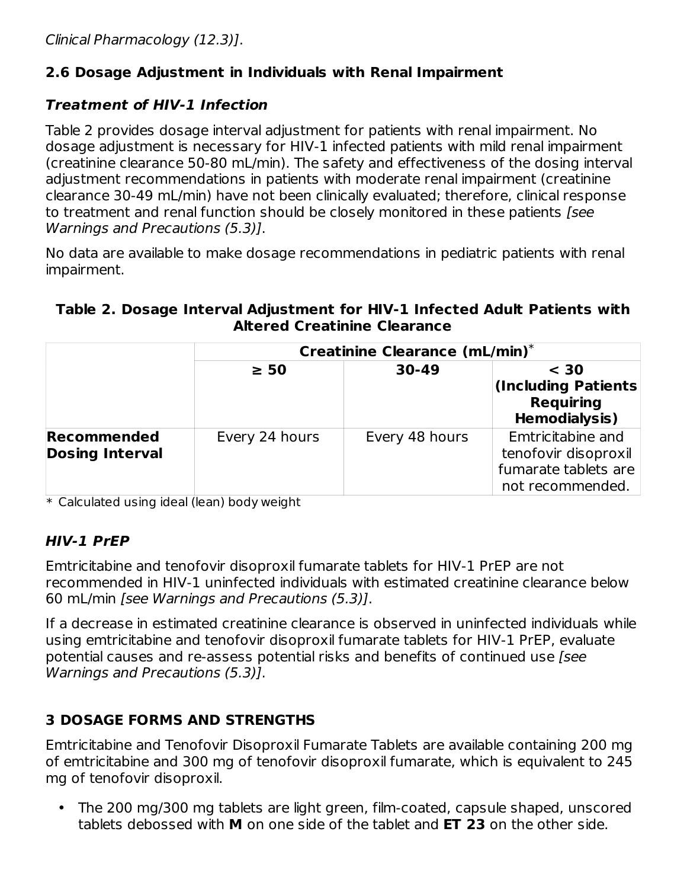*Clinical Pharmacology (12.3)]*.

## 2.6 Dosage Adjustment in Individuals with Renal Impairment

### *Treatment of HIV-1 Infection*

Table 2 provides dosage interval adjustment for patients with renal impairment. No dosage adjustment is necessary for HIV-1 infected patients with mild renal impairment (creatinine clearance 50-80 mL/min). The safety and effectiveness of the dosing interval adjustment recommendations in patients with moderate renal impairment (creatinine clearance 30-49 mL/min) have not been clinically evaluated; therefore, clinical response to treatment and renal function should be closely monitored in these patients *[see Warnings and Precautions (5.3)]*.

No data are available to make dosage recommendations in pediatric patients with renal impairment.

**Table 2. Dosage Interval Adjustment for HIV-1 Infected Adult Patients with Altered Creatinine Clearance**

| | **Creatinine Clearance (mL/min)*** | | |
|---|---|---|---|
| | **≥ 50** | **30-49** | **< 30 (Including Patients Requiring Hemodialysis)** |
| **Recommended Dosing Interval** | Every 24 hours | Every 48 hours | Emtricitabine and tenofovir disoproxil fumarate tablets are not recommended. |

\* Calculated using ideal (lean) body weight

### *HIV-1 PrEP*

Emtricitabine and tenofovir disoproxil fumarate tablets for HIV-1 PrEP are not recommended in HIV-1 uninfected individuals with estimated creatinine clearance below 60 mL/min *[see Warnings and Precautions (5.3)]*.

If a decrease in estimated creatinine clearance is observed in uninfected individuals while using emtricitabine and tenofovir disoproxil fumarate tablets for HIV-1 PrEP, evaluate potential causes and re-assess potential risks and benefits of continued use *[see Warnings and Precautions (5.3)]*.

## 3 DOSAGE FORMS AND STRENGTHS

Emtricitabine and Tenofovir Disoproxil Fumarate Tablets are available containing 200 mg of emtricitabine and 300 mg of tenofovir disoproxil fumarate, which is equivalent to 245 mg of tenofovir disoproxil.

- The 200 mg/300 mg tablets are light green, film-coated, capsule shaped, unscored tablets debossed with **M** on one side of the tablet and **ET 23** on the other side.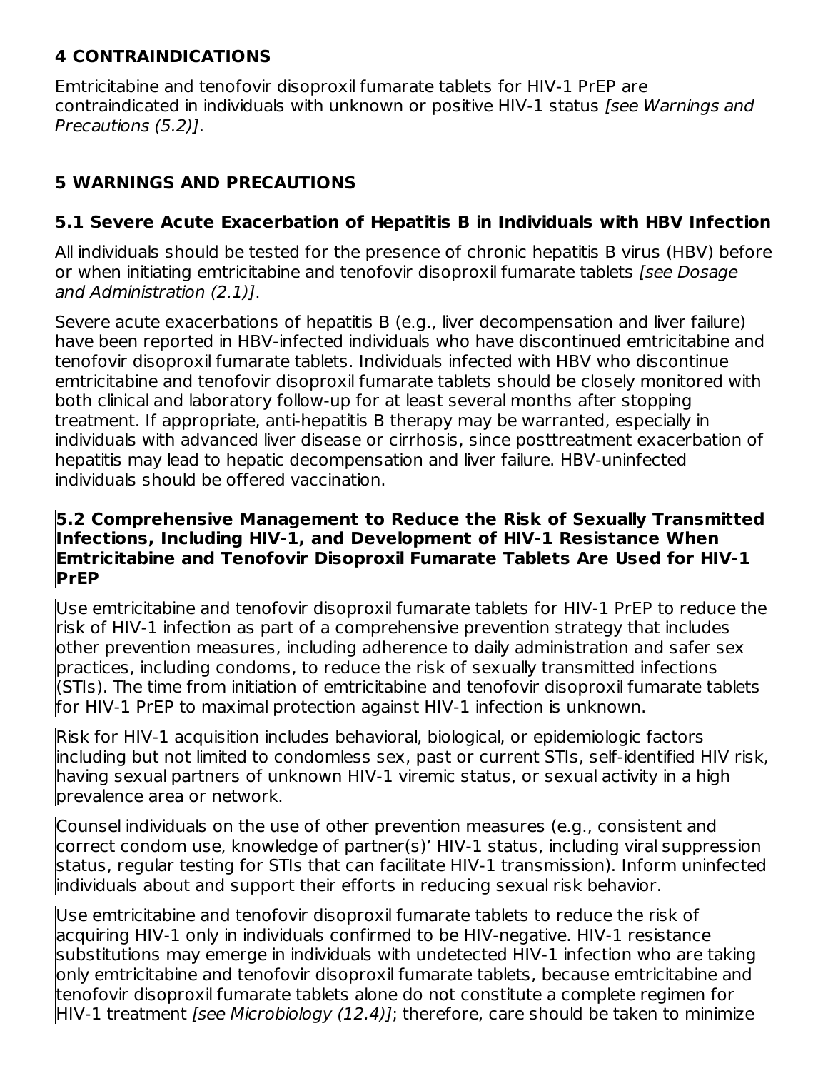## 4 CONTRAINDICATIONS

Emtricitabine and tenofovir disoproxil fumarate tablets for HIV-1 PrEP are contraindicated in individuals with unknown or positive HIV-1 status *[see Warnings and Precautions (5.2)]*.

## 5 WARNINGS AND PRECAUTIONS

### 5.1 Severe Acute Exacerbation of Hepatitis B in Individuals with HBV Infection

All individuals should be tested for the presence of chronic hepatitis B virus (HBV) before or when initiating emtricitabine and tenofovir disoproxil fumarate tablets *[see Dosage and Administration (2.1)]*.

Severe acute exacerbations of hepatitis B (e.g., liver decompensation and liver failure) have been reported in HBV-infected individuals who have discontinued emtricitabine and tenofovir disoproxil fumarate tablets. Individuals infected with HBV who discontinue emtricitabine and tenofovir disoproxil fumarate tablets should be closely monitored with both clinical and laboratory follow-up for at least several months after stopping treatment. If appropriate, anti-hepatitis B therapy may be warranted, especially in individuals with advanced liver disease or cirrhosis, since posttreatment exacerbation of hepatitis may lead to hepatic decompensation and liver failure. HBV-uninfected individuals should be offered vaccination.

### 5.2 Comprehensive Management to Reduce the Risk of Sexually Transmitted Infections, Including HIV-1, and Development of HIV-1 Resistance When Emtricitabine and Tenofovir Disoproxil Fumarate Tablets Are Used for HIV-1 PrEP

Use emtricitabine and tenofovir disoproxil fumarate tablets for HIV-1 PrEP to reduce the risk of HIV-1 infection as part of a comprehensive prevention strategy that includes other prevention measures, including adherence to daily administration and safer sex practices, including condoms, to reduce the risk of sexually transmitted infections (STIs). The time from initiation of emtricitabine and tenofovir disoproxil fumarate tablets for HIV-1 PrEP to maximal protection against HIV-1 infection is unknown.

Risk for HIV-1 acquisition includes behavioral, biological, or epidemiologic factors including but not limited to condomless sex, past or current STIs, self-identified HIV risk, having sexual partners of unknown HIV-1 viremic status, or sexual activity in a high prevalence area or network.

Counsel individuals on the use of other prevention measures (e.g., consistent and correct condom use, knowledge of partner(s)' HIV-1 status, including viral suppression status, regular testing for STIs that can facilitate HIV-1 transmission). Inform uninfected individuals about and support their efforts in reducing sexual risk behavior.

Use emtricitabine and tenofovir disoproxil fumarate tablets to reduce the risk of acquiring HIV-1 only in individuals confirmed to be HIV-negative. HIV-1 resistance substitutions may emerge in individuals with undetected HIV-1 infection who are taking only emtricitabine and tenofovir disoproxil fumarate tablets, because emtricitabine and tenofovir disoproxil fumarate tablets alone do not constitute a complete regimen for HIV-1 treatment *[see Microbiology (12.4)]*; therefore, care should be taken to minimize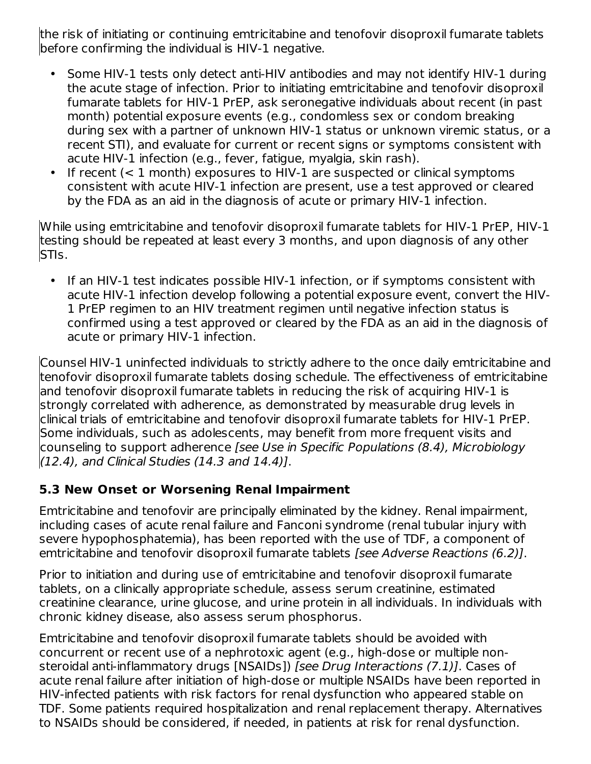the risk of initiating or continuing emtricitabine and tenofovir disoproxil fumarate tablets before confirming the individual is HIV-1 negative.

- Some HIV-1 tests only detect anti-HIV antibodies and may not identify HIV-1 during the acute stage of infection. Prior to initiating emtricitabine and tenofovir disoproxil fumarate tablets for HIV-1 PrEP, ask seronegative individuals about recent (in past month) potential exposure events (e.g., condomless sex or condom breaking during sex with a partner of unknown HIV-1 status or unknown viremic status, or a recent STI), and evaluate for current or recent signs or symptoms consistent with acute HIV-1 infection (e.g., fever, fatigue, myalgia, skin rash).
- If recent (< 1 month) exposures to HIV-1 are suspected or clinical symptoms consistent with acute HIV-1 infection are present, use a test approved or cleared by the FDA as an aid in the diagnosis of acute or primary HIV-1 infection.

While using emtricitabine and tenofovir disoproxil fumarate tablets for HIV-1 PrEP, HIV-1 testing should be repeated at least every 3 months, and upon diagnosis of any other STIs.

- If an HIV-1 test indicates possible HIV-1 infection, or if symptoms consistent with acute HIV-1 infection develop following a potential exposure event, convert the HIV-1 PrEP regimen to an HIV treatment regimen until negative infection status is confirmed using a test approved or cleared by the FDA as an aid in the diagnosis of acute or primary HIV-1 infection.

Counsel HIV-1 uninfected individuals to strictly adhere to the once daily emtricitabine and tenofovir disoproxil fumarate tablets dosing schedule. The effectiveness of emtricitabine and tenofovir disoproxil fumarate tablets in reducing the risk of acquiring HIV-1 is strongly correlated with adherence, as demonstrated by measurable drug levels in clinical trials of emtricitabine and tenofovir disoproxil fumarate tablets for HIV-1 PrEP. Some individuals, such as adolescents, may benefit from more frequent visits and counseling to support adherence *[see Use in Specific Populations (8.4), Microbiology (12.4), and Clinical Studies (14.3 and 14.4)]*.

### 5.3 New Onset or Worsening Renal Impairment

Emtricitabine and tenofovir are principally eliminated by the kidney. Renal impairment, including cases of acute renal failure and Fanconi syndrome (renal tubular injury with severe hypophosphatemia), has been reported with the use of TDF, a component of emtricitabine and tenofovir disoproxil fumarate tablets *[see Adverse Reactions (6.2)]*.

Prior to initiation and during use of emtricitabine and tenofovir disoproxil fumarate tablets, on a clinically appropriate schedule, assess serum creatinine, estimated creatinine clearance, urine glucose, and urine protein in all individuals. In individuals with chronic kidney disease, also assess serum phosphorus.

Emtricitabine and tenofovir disoproxil fumarate tablets should be avoided with concurrent or recent use of a nephrotoxic agent (e.g., high-dose or multiple non-steroidal anti-inflammatory drugs [NSAIDs]) *[see Drug Interactions (7.1)]*. Cases of acute renal failure after initiation of high-dose or multiple NSAIDs have been reported in HIV-infected patients with risk factors for renal dysfunction who appeared stable on TDF. Some patients required hospitalization and renal replacement therapy. Alternatives to NSAIDs should be considered, if needed, in patients at risk for renal dysfunction.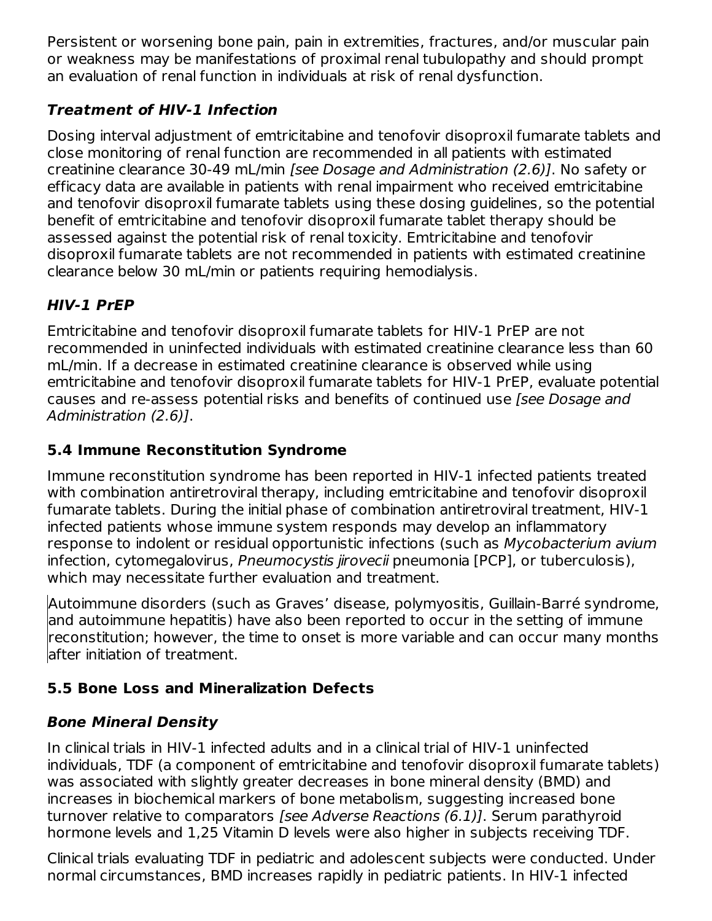Persistent or worsening bone pain, pain in extremities, fractures, and/or muscular pain or weakness may be manifestations of proximal renal tubulopathy and should prompt an evaluation of renal function in individuals at risk of renal dysfunction.

***Treatment of HIV-1 Infection***

Dosing interval adjustment of emtricitabine and tenofovir disoproxil fumarate tablets and close monitoring of renal function are recommended in all patients with estimated creatinine clearance 30-49 mL/min *[see Dosage and Administration (2.6)]*. No safety or efficacy data are available in patients with renal impairment who received emtricitabine and tenofovir disoproxil fumarate tablets using these dosing guidelines, so the potential benefit of emtricitabine and tenofovir disoproxil fumarate tablet therapy should be assessed against the potential risk of renal toxicity. Emtricitabine and tenofovir disoproxil fumarate tablets are not recommended in patients with estimated creatinine clearance below 30 mL/min or patients requiring hemodialysis.

***HIV-1 PrEP***

Emtricitabine and tenofovir disoproxil fumarate tablets for HIV-1 PrEP are not recommended in uninfected individuals with estimated creatinine clearance less than 60 mL/min. If a decrease in estimated creatinine clearance is observed while using emtricitabine and tenofovir disoproxil fumarate tablets for HIV-1 PrEP, evaluate potential causes and re-assess potential risks and benefits of continued use *[see Dosage and Administration (2.6)]*.

### 5.4 Immune Reconstitution Syndrome

Immune reconstitution syndrome has been reported in HIV-1 infected patients treated with combination antiretroviral therapy, including emtricitabine and tenofovir disoproxil fumarate tablets. During the initial phase of combination antiretroviral treatment, HIV-1 infected patients whose immune system responds may develop an inflammatory response to indolent or residual opportunistic infections (such as *Mycobacterium avium* infection, cytomegalovirus, *Pneumocystis jirovecii* pneumonia [PCP], or tuberculosis), which may necessitate further evaluation and treatment.

Autoimmune disorders (such as Graves' disease, polymyositis, Guillain-Barré syndrome, and autoimmune hepatitis) have also been reported to occur in the setting of immune reconstitution; however, the time to onset is more variable and can occur many months after initiation of treatment.

### 5.5 Bone Loss and Mineralization Defects

***Bone Mineral Density***

In clinical trials in HIV-1 infected adults and in a clinical trial of HIV-1 uninfected individuals, TDF (a component of emtricitabine and tenofovir disoproxil fumarate tablets) was associated with slightly greater decreases in bone mineral density (BMD) and increases in biochemical markers of bone metabolism, suggesting increased bone turnover relative to comparators *[see Adverse Reactions (6.1)]*. Serum parathyroid hormone levels and 1,25 Vitamin D levels were also higher in subjects receiving TDF.

Clinical trials evaluating TDF in pediatric and adolescent subjects were conducted. Under normal circumstances, BMD increases rapidly in pediatric patients. In HIV-1 infected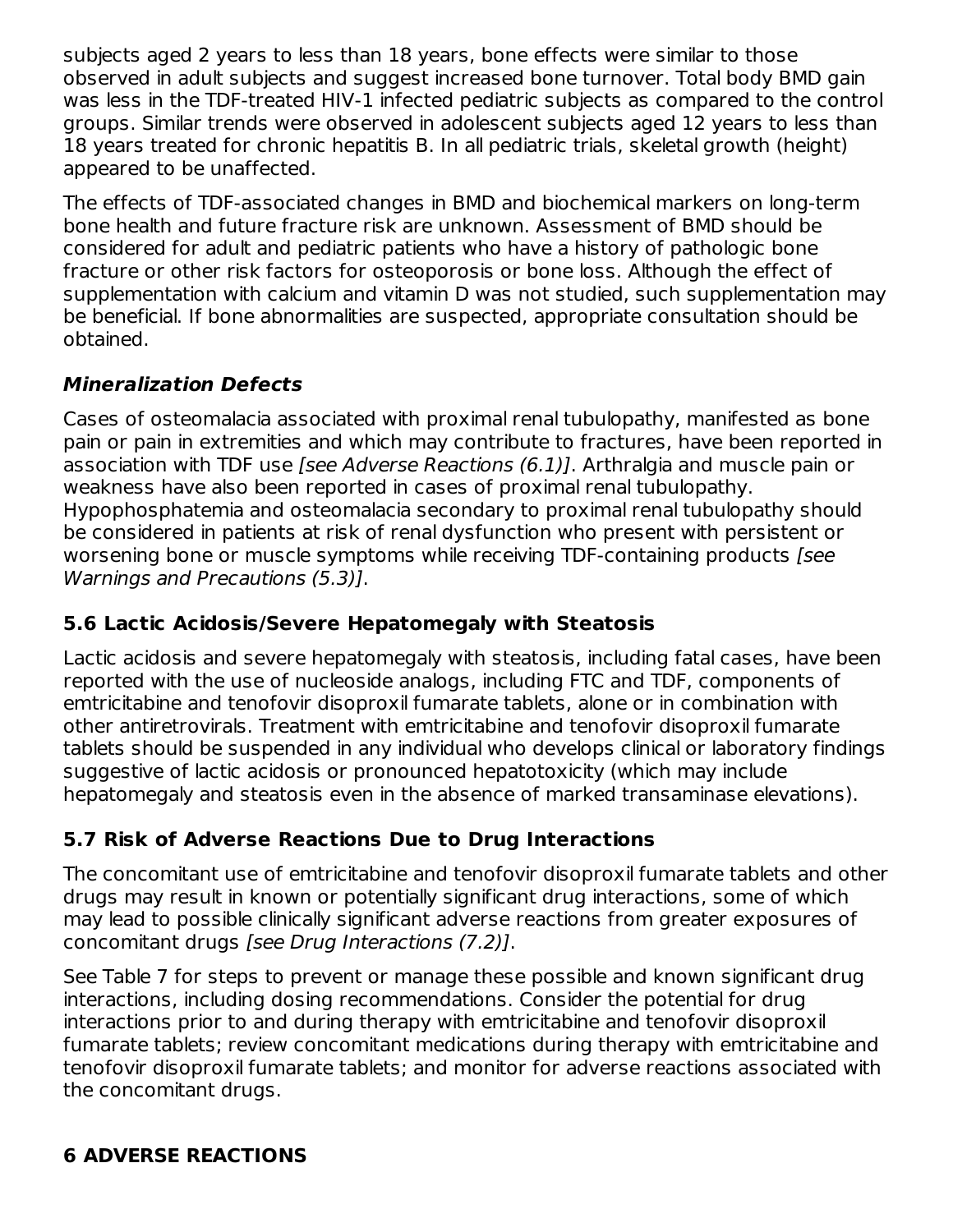subjects aged 2 years to less than 18 years, bone effects were similar to those observed in adult subjects and suggest increased bone turnover. Total body BMD gain was less in the TDF-treated HIV-1 infected pediatric subjects as compared to the control groups. Similar trends were observed in adolescent subjects aged 12 years to less than 18 years treated for chronic hepatitis B. In all pediatric trials, skeletal growth (height) appeared to be unaffected.

The effects of TDF-associated changes in BMD and biochemical markers on long-term bone health and future fracture risk are unknown. Assessment of BMD should be considered for adult and pediatric patients who have a history of pathologic bone fracture or other risk factors for osteoporosis or bone loss. Although the effect of supplementation with calcium and vitamin D was not studied, such supplementation may be beneficial. If bone abnormalities are suspected, appropriate consultation should be obtained.

***Mineralization Defects***

Cases of osteomalacia associated with proximal renal tubulopathy, manifested as bone pain or pain in extremities and which may contribute to fractures, have been reported in association with TDF use *[see Adverse Reactions (6.1)]*. Arthralgia and muscle pain or weakness have also been reported in cases of proximal renal tubulopathy. Hypophosphatemia and osteomalacia secondary to proximal renal tubulopathy should be considered in patients at risk of renal dysfunction who present with persistent or worsening bone or muscle symptoms while receiving TDF-containing products *[see Warnings and Precautions (5.3)]*.

### 5.6 Lactic Acidosis/Severe Hepatomegaly with Steatosis

Lactic acidosis and severe hepatomegaly with steatosis, including fatal cases, have been reported with the use of nucleoside analogs, including FTC and TDF, components of emtricitabine and tenofovir disoproxil fumarate tablets, alone or in combination with other antiretrovirals. Treatment with emtricitabine and tenofovir disoproxil fumarate tablets should be suspended in any individual who develops clinical or laboratory findings suggestive of lactic acidosis or pronounced hepatotoxicity (which may include hepatomegaly and steatosis even in the absence of marked transaminase elevations).

### 5.7 Risk of Adverse Reactions Due to Drug Interactions

The concomitant use of emtricitabine and tenofovir disoproxil fumarate tablets and other drugs may result in known or potentially significant drug interactions, some of which may lead to possible clinically significant adverse reactions from greater exposures of concomitant drugs *[see Drug Interactions (7.2)]*.

See Table 7 for steps to prevent or manage these possible and known significant drug interactions, including dosing recommendations. Consider the potential for drug interactions prior to and during therapy with emtricitabine and tenofovir disoproxil fumarate tablets; review concomitant medications during therapy with emtricitabine and tenofovir disoproxil fumarate tablets; and monitor for adverse reactions associated with the concomitant drugs.

## 6 ADVERSE REACTIONS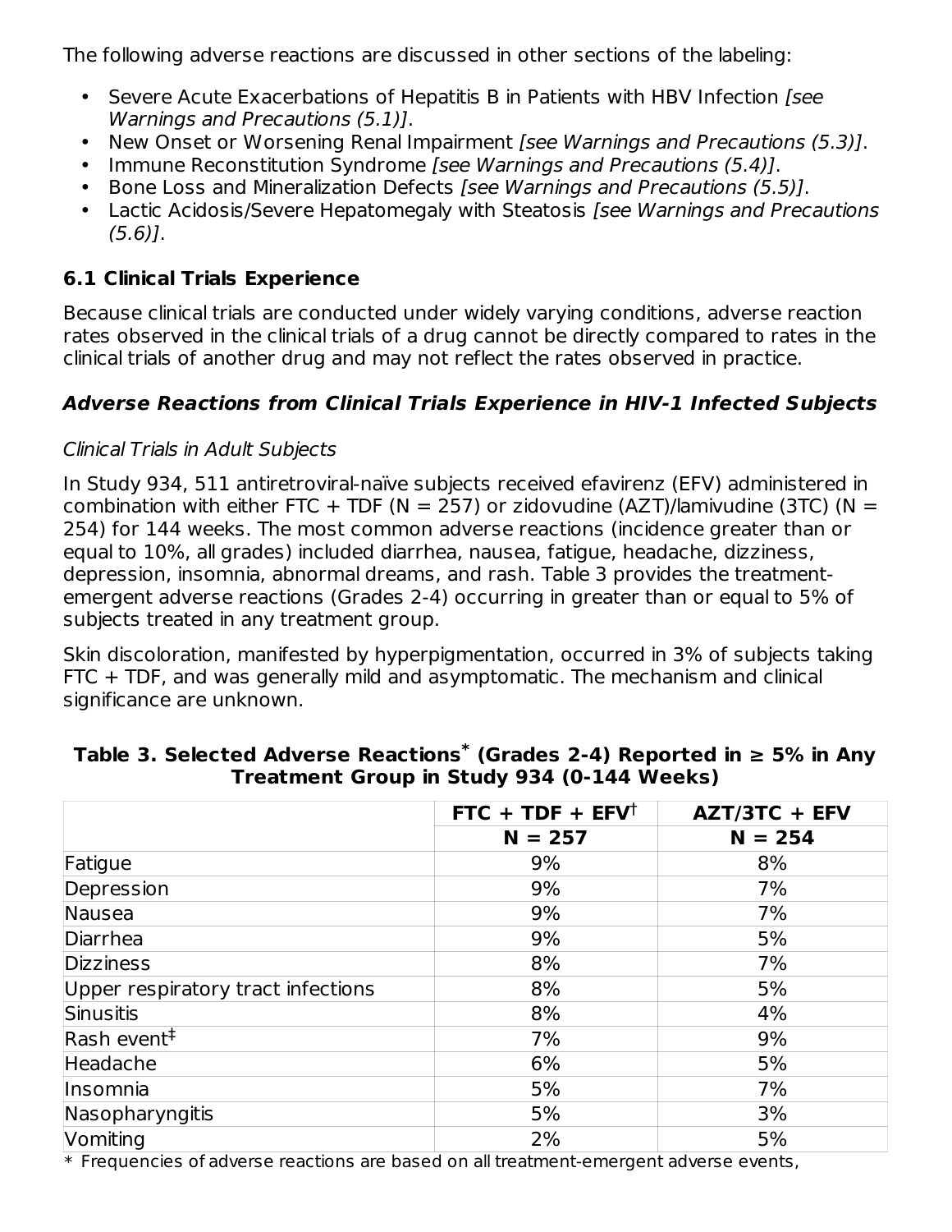The following adverse reactions are discussed in other sections of the labeling:

- Severe Acute Exacerbations of Hepatitis B in Patients with HBV Infection *[see Warnings and Precautions (5.1)]*.
- New Onset or Worsening Renal Impairment *[see Warnings and Precautions (5.3)]*.
- Immune Reconstitution Syndrome *[see Warnings and Precautions (5.4)]*.
- Bone Loss and Mineralization Defects *[see Warnings and Precautions (5.5)]*.
- Lactic Acidosis/Severe Hepatomegaly with Steatosis *[see Warnings and Precautions (5.6)]*.

## 6.1 Clinical Trials Experience

Because clinical trials are conducted under widely varying conditions, adverse reaction rates observed in the clinical trials of a drug cannot be directly compared to rates in the clinical trials of another drug and may not reflect the rates observed in practice.

### *Adverse Reactions from Clinical Trials Experience in HIV-1 Infected Subjects*

*Clinical Trials in Adult Subjects*

In Study 934, 511 antiretroviral-naïve subjects received efavirenz (EFV) administered in combination with either FTC + TDF (N = 257) or zidovudine (AZT)/lamivudine (3TC) (N = 254) for 144 weeks. The most common adverse reactions (incidence greater than or equal to 10%, all grades) included diarrhea, nausea, fatigue, headache, dizziness, depression, insomnia, abnormal dreams, and rash. Table 3 provides the treatment-emergent adverse reactions (Grades 2-4) occurring in greater than or equal to 5% of subjects treated in any treatment group.

Skin discoloration, manifested by hyperpigmentation, occurred in 3% of subjects taking FTC + TDF, and was generally mild and asymptomatic. The mechanism and clinical significance are unknown.

**Table 3. Selected Adverse Reactions* (Grades 2-4) Reported in ≥ 5% in Any Treatment Group in Study 934 (0-144 Weeks)**

| | FTC + TDF + EFV† | AZT/3TC + EFV |
|---|---|---|
| | N = 257 | N = 254 |
| Fatigue | 9% | 8% |
| Depression | 9% | 7% |
| Nausea | 9% | 7% |
| Diarrhea | 9% | 5% |
| Dizziness | 8% | 7% |
| Upper respiratory tract infections | 8% | 5% |
| Sinusitis | 8% | 4% |
| Rash event‡ | 7% | 9% |
| Headache | 6% | 5% |
| Insomnia | 5% | 7% |
| Nasopharyngitis | 5% | 3% |
| Vomiting | 2% | 5% |

* Frequencies of adverse reactions are based on all treatment-emergent adverse events,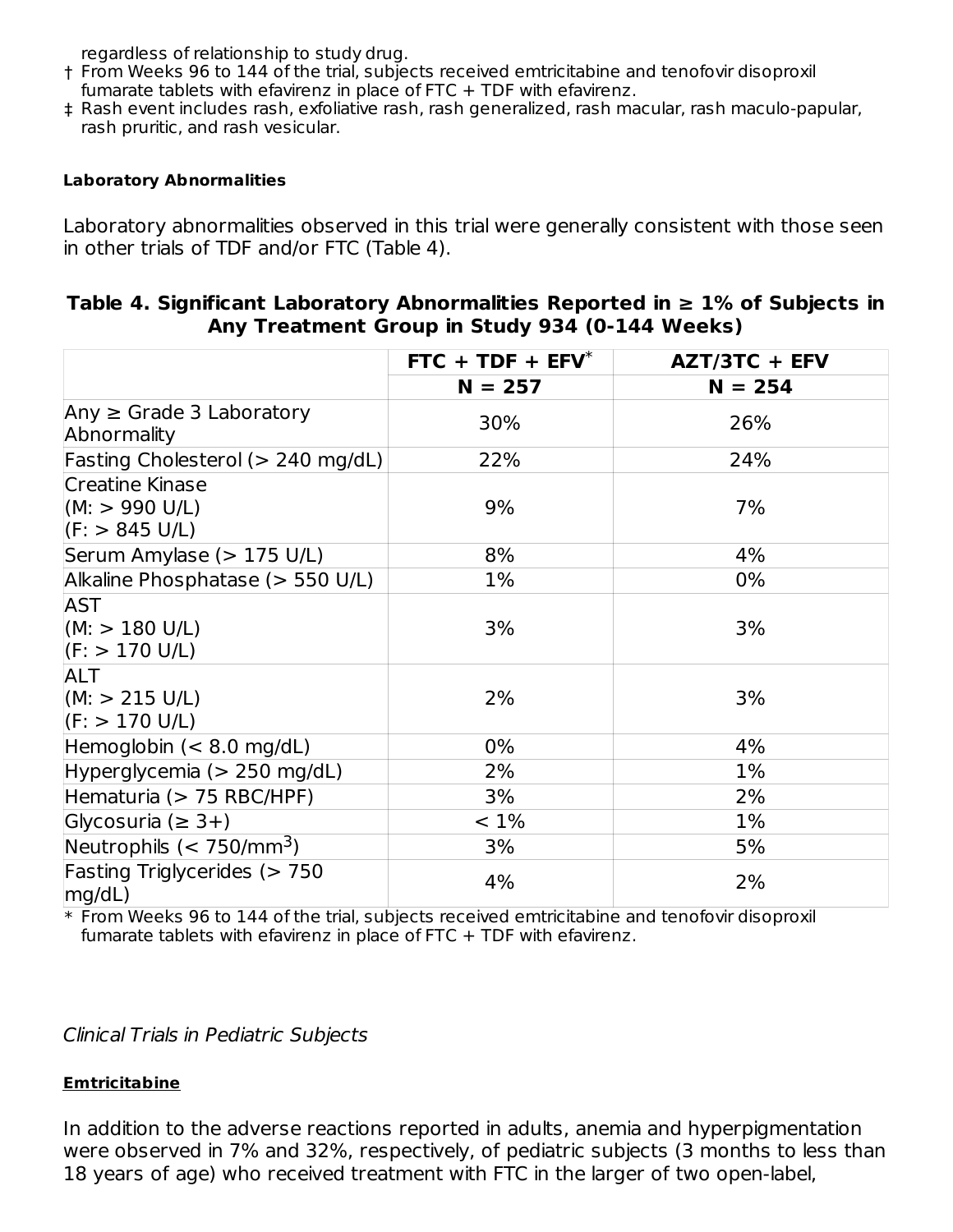regardless of relationship to study drug.

† From Weeks 96 to 144 of the trial, subjects received emtricitabine and tenofovir disoproxil fumarate tablets with efavirenz in place of FTC + TDF with efavirenz.

‡ Rash event includes rash, exfoliative rash, rash generalized, rash macular, rash maculo-papular, rash pruritic, and rash vesicular.

#### Laboratory Abnormalities

Laboratory abnormalities observed in this trial were generally consistent with those seen in other trials of TDF and/or FTC (Table 4).

**Table 4. Significant Laboratory Abnormalities Reported in ≥ 1% of Subjects in Any Treatment Group in Study 934 (0-144 Weeks)**

| | FTC + TDF + EFV* | AZT/3TC + EFV |
|---|---|---|
| | N = 257 | N = 254 |
| Any ≥ Grade 3 Laboratory Abnormality | 30% | 26% |
| Fasting Cholesterol (> 240 mg/dL) | 22% | 24% |
| Creatine Kinase (M: > 990 U/L) (F: > 845 U/L) | 9% | 7% |
| Serum Amylase (> 175 U/L) | 8% | 4% |
| Alkaline Phosphatase (> 550 U/L) | 1% | 0% |
| AST (M: > 180 U/L) (F: > 170 U/L) | 3% | 3% |
| ALT (M: > 215 U/L) (F: > 170 U/L) | 2% | 3% |
| Hemoglobin (< 8.0 mg/dL) | 0% | 4% |
| Hyperglycemia (> 250 mg/dL) | 2% | 1% |
| Hematuria (> 75 RBC/HPF) | 3% | 2% |
| Glycosuria (≥ 3+) | < 1% | 1% |
| Neutrophils (< 750/mm$^3$) | 3% | 5% |
| Fasting Triglycerides (> 750 mg/dL) | 4% | 2% |

\* From Weeks 96 to 144 of the trial, subjects received emtricitabine and tenofovir disoproxil fumarate tablets with efavirenz in place of FTC + TDF with efavirenz.

*Clinical Trials in Pediatric Subjects*

**Emtricitabine**

In addition to the adverse reactions reported in adults, anemia and hyperpigmentation were observed in 7% and 32%, respectively, of pediatric subjects (3 months to less than 18 years of age) who received treatment with FTC in the larger of two open-label,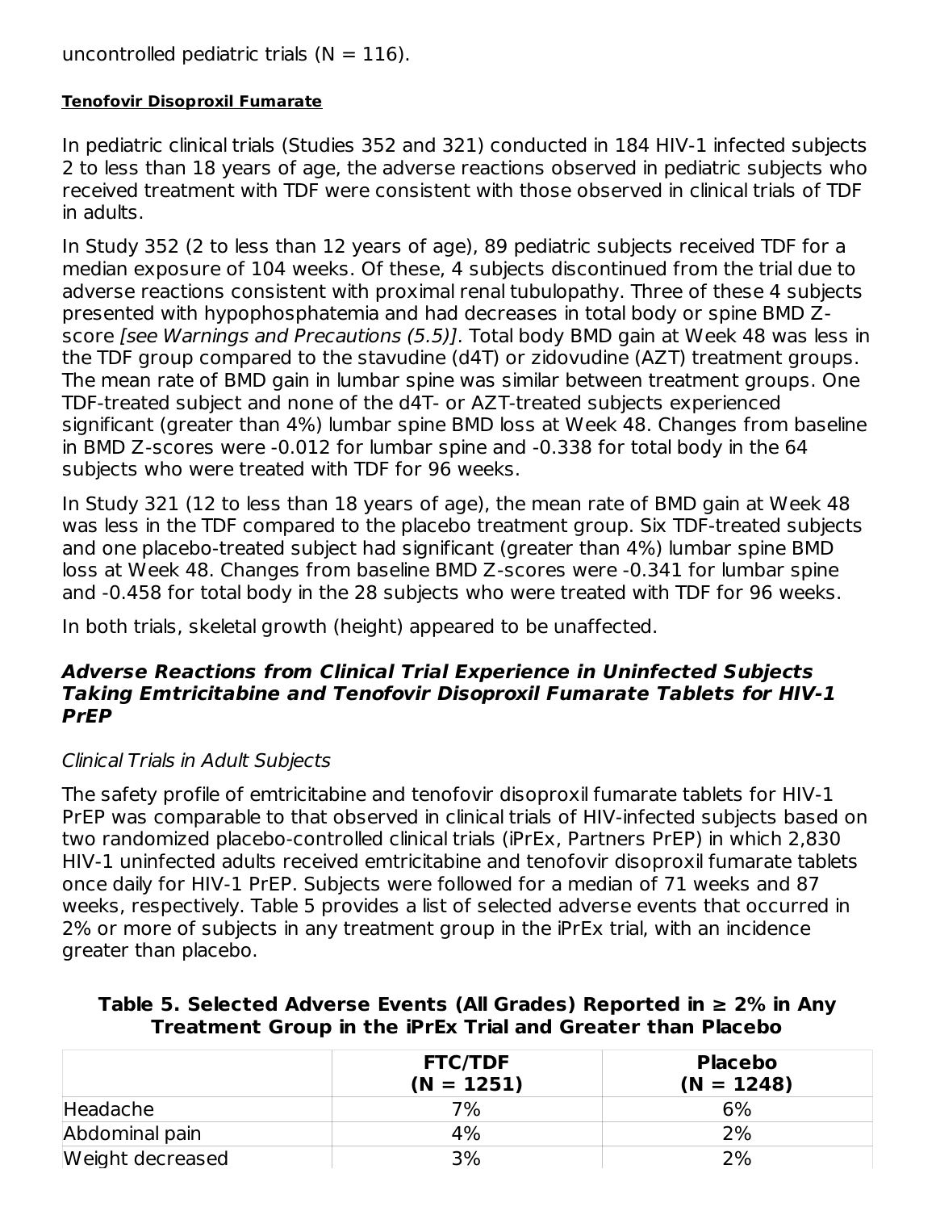uncontrolled pediatric trials (N = 116).

**Tenofovir Disoproxil Fumarate**

In pediatric clinical trials (Studies 352 and 321) conducted in 184 HIV-1 infected subjects 2 to less than 18 years of age, the adverse reactions observed in pediatric subjects who received treatment with TDF were consistent with those observed in clinical trials of TDF in adults.

In Study 352 (2 to less than 12 years of age), 89 pediatric subjects received TDF for a median exposure of 104 weeks. Of these, 4 subjects discontinued from the trial due to adverse reactions consistent with proximal renal tubulopathy. Three of these 4 subjects presented with hypophosphatemia and had decreases in total body or spine BMD Z-score *[see Warnings and Precautions (5.5)]*. Total body BMD gain at Week 48 was less in the TDF group compared to the stavudine (d4T) or zidovudine (AZT) treatment groups. The mean rate of BMD gain in lumbar spine was similar between treatment groups. One TDF-treated subject and none of the d4T- or AZT-treated subjects experienced significant (greater than 4%) lumbar spine BMD loss at Week 48. Changes from baseline in BMD Z-scores were -0.012 for lumbar spine and -0.338 for total body in the 64 subjects who were treated with TDF for 96 weeks.

In Study 321 (12 to less than 18 years of age), the mean rate of BMD gain at Week 48 was less in the TDF compared to the placebo treatment group. Six TDF-treated subjects and one placebo-treated subject had significant (greater than 4%) lumbar spine BMD loss at Week 48. Changes from baseline BMD Z-scores were -0.341 for lumbar spine and -0.458 for total body in the 28 subjects who were treated with TDF for 96 weeks.

In both trials, skeletal growth (height) appeared to be unaffected.

### *Adverse Reactions from Clinical Trial Experience in Uninfected Subjects Taking Emtricitabine and Tenofovir Disoproxil Fumarate Tablets for HIV-1 PrEP*

*Clinical Trials in Adult Subjects*

The safety profile of emtricitabine and tenofovir disoproxil fumarate tablets for HIV-1 PrEP was comparable to that observed in clinical trials of HIV-infected subjects based on two randomized placebo-controlled clinical trials (iPrEx, Partners PrEP) in which 2,830 HIV-1 uninfected adults received emtricitabine and tenofovir disoproxil fumarate tablets once daily for HIV-1 PrEP. Subjects were followed for a median of 71 weeks and 87 weeks, respectively. Table 5 provides a list of selected adverse events that occurred in 2% or more of subjects in any treatment group in the iPrEx trial, with an incidence greater than placebo.

**Table 5. Selected Adverse Events (All Grades) Reported in ≥ 2% in Any Treatment Group in the iPrEx Trial and Greater than Placebo**

| | FTC/TDF (N = 1251) | Placebo (N = 1248) |
|---|---|---|
| Headache | 7% | 6% |
| Abdominal pain | 4% | 2% |
| Weight decreased | 3% | 2% |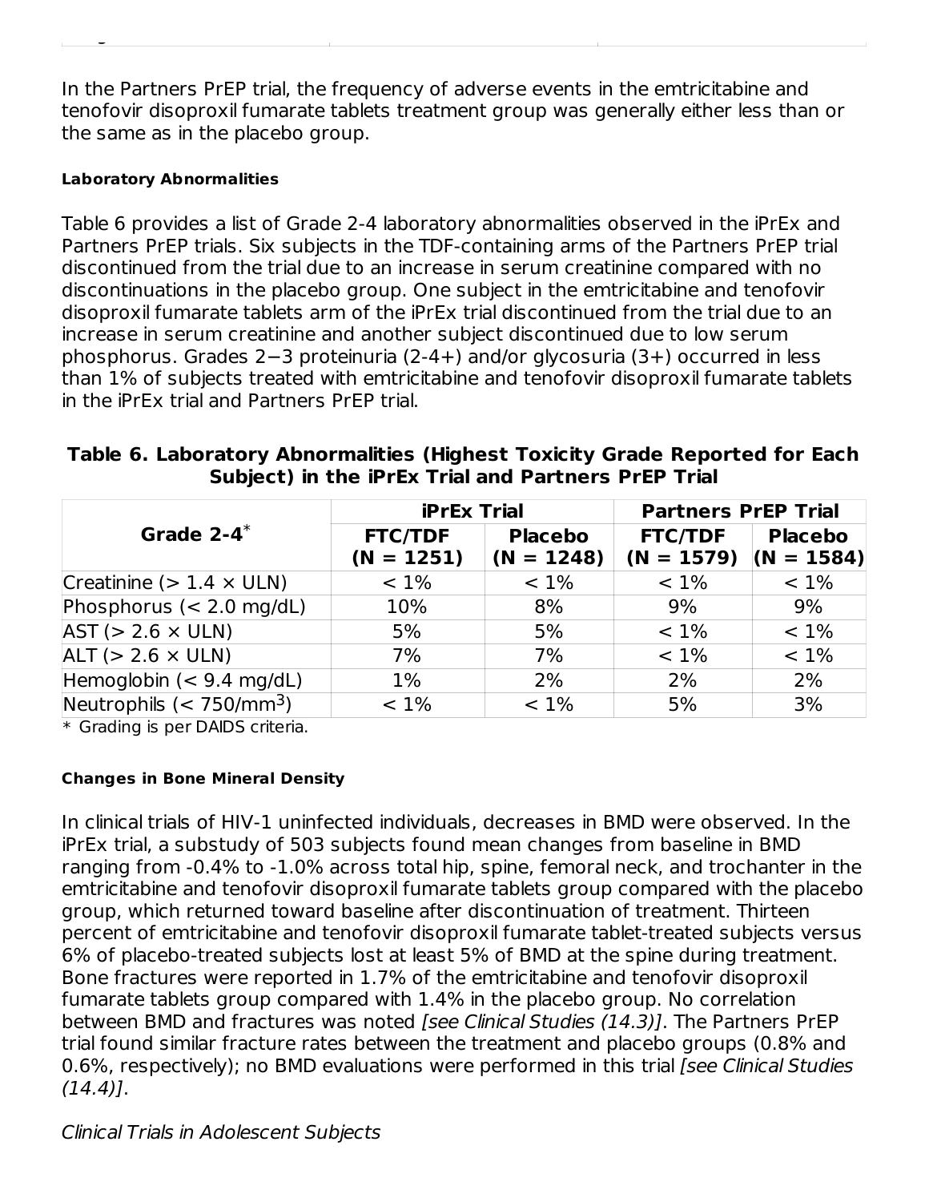In the Partners PrEP trial, the frequency of adverse events in the emtricitabine and tenofovir disoproxil fumarate tablets treatment group was generally either less than or the same as in the placebo group.

#### Laboratory Abnormalities

Table 6 provides a list of Grade 2-4 laboratory abnormalities observed in the iPrEx and Partners PrEP trials. Six subjects in the TDF-containing arms of the Partners PrEP trial discontinued from the trial due to an increase in serum creatinine compared with no discontinuations in the placebo group. One subject in the emtricitabine and tenofovir disoproxil fumarate tablets arm of the iPrEx trial discontinued from the trial due to an increase in serum creatinine and another subject discontinued due to low serum phosphorus. Grades 2−3 proteinuria (2-4+) and/or glycosuria (3+) occurred in less than 1% of subjects treated with emtricitabine and tenofovir disoproxil fumarate tablets in the iPrEx trial and Partners PrEP trial.

**Table 6. Laboratory Abnormalities (Highest Toxicity Grade Reported for Each Subject) in the iPrEx Trial and Partners PrEP Trial**

| Grade 2-4* | iPrEx Trial | | Partners PrEP Trial | |
|---|---|---|---|---|
| | FTC/TDF (N = 1251) | Placebo (N = 1248) | FTC/TDF (N = 1579) | Placebo (N = 1584) |
| Creatinine (> 1.4 × ULN) | < 1% | < 1% | < 1% | < 1% |
| Phosphorus (< 2.0 mg/dL) | 10% | 8% | 9% | 9% |
| AST (> 2.6 × ULN) | 5% | 5% | < 1% | < 1% |
| ALT (> 2.6 × ULN) | 7% | 7% | < 1% | < 1% |
| Hemoglobin (< 9.4 mg/dL) | 1% | 2% | 2% | 2% |
| Neutrophils (< 750/mm$^3$) | < 1% | < 1% | 5% | 3% |

* Grading is per DAIDS criteria.

#### Changes in Bone Mineral Density

In clinical trials of HIV-1 uninfected individuals, decreases in BMD were observed. In the iPrEx trial, a substudy of 503 subjects found mean changes from baseline in BMD ranging from -0.4% to -1.0% across total hip, spine, femoral neck, and trochanter in the emtricitabine and tenofovir disoproxil fumarate tablets group compared with the placebo group, which returned toward baseline after discontinuation of treatment. Thirteen percent of emtricitabine and tenofovir disoproxil fumarate tablet-treated subjects versus 6% of placebo-treated subjects lost at least 5% of BMD at the spine during treatment. Bone fractures were reported in 1.7% of the emtricitabine and tenofovir disoproxil fumarate tablets group compared with 1.4% in the placebo group. No correlation between BMD and fractures was noted *[see Clinical Studies (14.3)]*. The Partners PrEP trial found similar fracture rates between the treatment and placebo groups (0.8% and 0.6%, respectively); no BMD evaluations were performed in this trial *[see Clinical Studies (14.4)]*.

*Clinical Trials in Adolescent Subjects*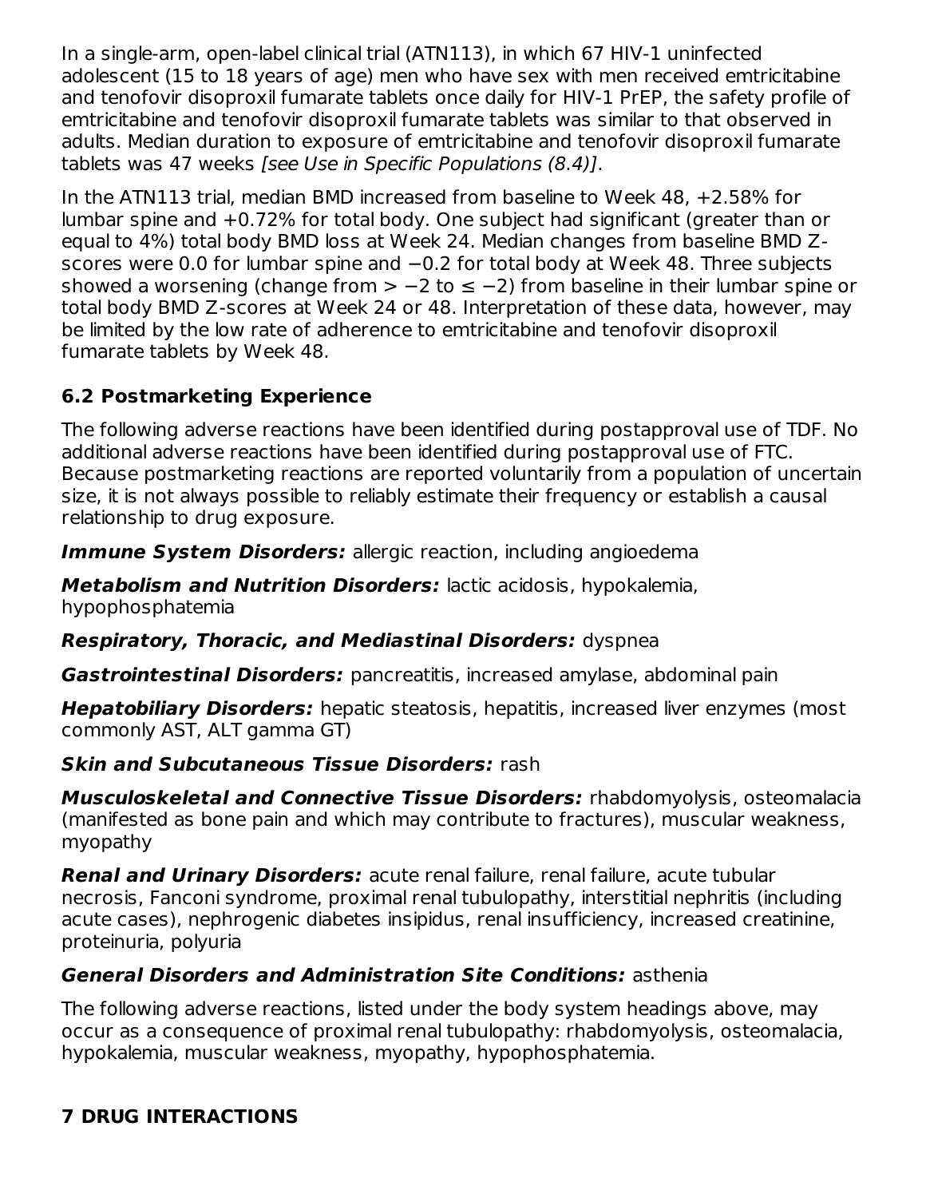In a single-arm, open-label clinical trial (ATN113), in which 67 HIV-1 uninfected adolescent (15 to 18 years of age) men who have sex with men received emtricitabine and tenofovir disoproxil fumarate tablets once daily for HIV-1 PrEP, the safety profile of emtricitabine and tenofovir disoproxil fumarate tablets was similar to that observed in adults. Median duration to exposure of emtricitabine and tenofovir disoproxil fumarate tablets was 47 weeks *[see Use in Specific Populations (8.4)]*.

In the ATN113 trial, median BMD increased from baseline to Week 48, +2.58% for lumbar spine and +0.72% for total body. One subject had significant (greater than or equal to 4%) total body BMD loss at Week 24. Median changes from baseline BMD Z-scores were 0.0 for lumbar spine and −0.2 for total body at Week 48. Three subjects showed a worsening (change from > −2 to ≤ −2) from baseline in their lumbar spine or total body BMD Z-scores at Week 24 or 48. Interpretation of these data, however, may be limited by the low rate of adherence to emtricitabine and tenofovir disoproxil fumarate tablets by Week 48.

### 6.2 Postmarketing Experience

The following adverse reactions have been identified during postapproval use of TDF. No additional adverse reactions have been identified during postapproval use of FTC. Because postmarketing reactions are reported voluntarily from a population of uncertain size, it is not always possible to reliably estimate their frequency or establish a causal relationship to drug exposure.

***Immune System Disorders:*** allergic reaction, including angioedema

***Metabolism and Nutrition Disorders:*** lactic acidosis, hypokalemia, hypophosphatemia

***Respiratory, Thoracic, and Mediastinal Disorders:*** dyspnea

***Gastrointestinal Disorders:*** pancreatitis, increased amylase, abdominal pain

***Hepatobiliary Disorders:*** hepatic steatosis, hepatitis, increased liver enzymes (most commonly AST, ALT gamma GT)

***Skin and Subcutaneous Tissue Disorders:*** rash

***Musculoskeletal and Connective Tissue Disorders:*** rhabdomyolysis, osteomalacia (manifested as bone pain and which may contribute to fractures), muscular weakness, myopathy

***Renal and Urinary Disorders:*** acute renal failure, renal failure, acute tubular necrosis, Fanconi syndrome, proximal renal tubulopathy, interstitial nephritis (including acute cases), nephrogenic diabetes insipidus, renal insufficiency, increased creatinine, proteinuria, polyuria

***General Disorders and Administration Site Conditions:*** asthenia

The following adverse reactions, listed under the body system headings above, may occur as a consequence of proximal renal tubulopathy: rhabdomyolysis, osteomalacia, hypokalemia, muscular weakness, myopathy, hypophosphatemia.

## 7 DRUG INTERACTIONS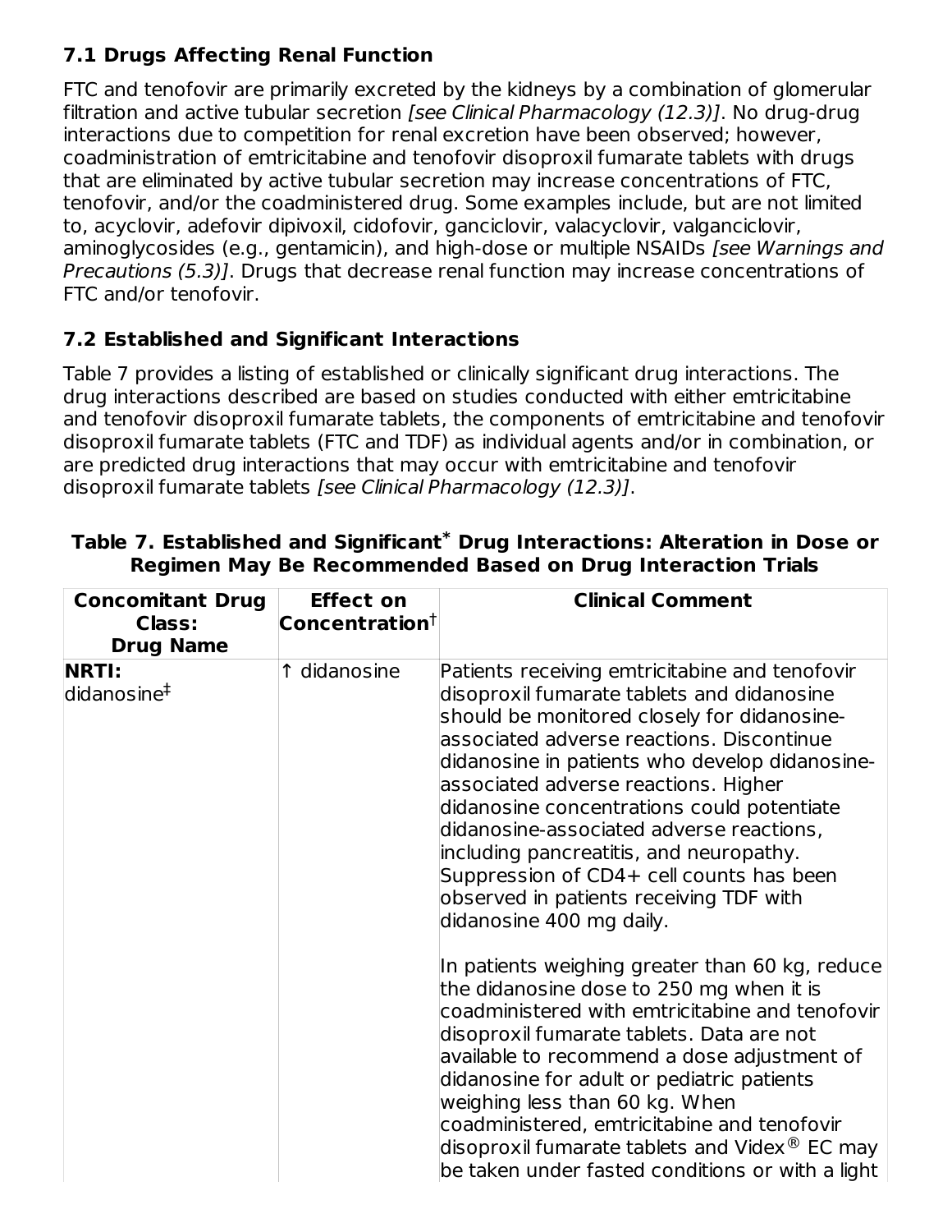### 7.1 Drugs Affecting Renal Function

FTC and tenofovir are primarily excreted by the kidneys by a combination of glomerular filtration and active tubular secretion *[see Clinical Pharmacology (12.3)]*. No drug-drug interactions due to competition for renal excretion have been observed; however, coadministration of emtricitabine and tenofovir disoproxil fumarate tablets with drugs that are eliminated by active tubular secretion may increase concentrations of FTC, tenofovir, and/or the coadministered drug. Some examples include, but are not limited to, acyclovir, adefovir dipivoxil, cidofovir, ganciclovir, valacyclovir, valganciclovir, aminoglycosides (e.g., gentamicin), and high-dose or multiple NSAIDs *[see Warnings and Precautions (5.3)]*. Drugs that decrease renal function may increase concentrations of FTC and/or tenofovir.

### 7.2 Established and Significant Interactions

Table 7 provides a listing of established or clinically significant drug interactions. The drug interactions described are based on studies conducted with either emtricitabine and tenofovir disoproxil fumarate tablets, the components of emtricitabine and tenofovir disoproxil fumarate tablets (FTC and TDF) as individual agents and/or in combination, or are predicted drug interactions that may occur with emtricitabine and tenofovir disoproxil fumarate tablets *[see Clinical Pharmacology (12.3)]*.

**Table 7. Established and Significant[*] Drug Interactions: Alteration in Dose or Regimen May Be Recommended Based on Drug Interaction Trials**

| Concomitant Drug Class: Drug Name | Effect on Concentration[†] | Clinical Comment |
|---|---|---|
| **NRTI:** didanosine[‡] | ↑ didanosine | Patients receiving emtricitabine and tenofovir disoproxil fumarate tablets and didanosine should be monitored closely for didanosine-associated adverse reactions. Discontinue didanosine in patients who develop didanosine-associated adverse reactions. Higher didanosine concentrations could potentiate didanosine-associated adverse reactions, including pancreatitis, and neuropathy. Suppression of CD4+ cell counts has been observed in patients receiving TDF with didanosine 400 mg daily.<br><br>In patients weighing greater than 60 kg, reduce the didanosine dose to 250 mg when it is coadministered with emtricitabine and tenofovir disoproxil fumarate tablets. Data are not available to recommend a dose adjustment of didanosine for adult or pediatric patients weighing less than 60 kg. When coadministered, emtricitabine and tenofovir disoproxil fumarate tablets and Videx® EC may be taken under fasted conditions or with a light |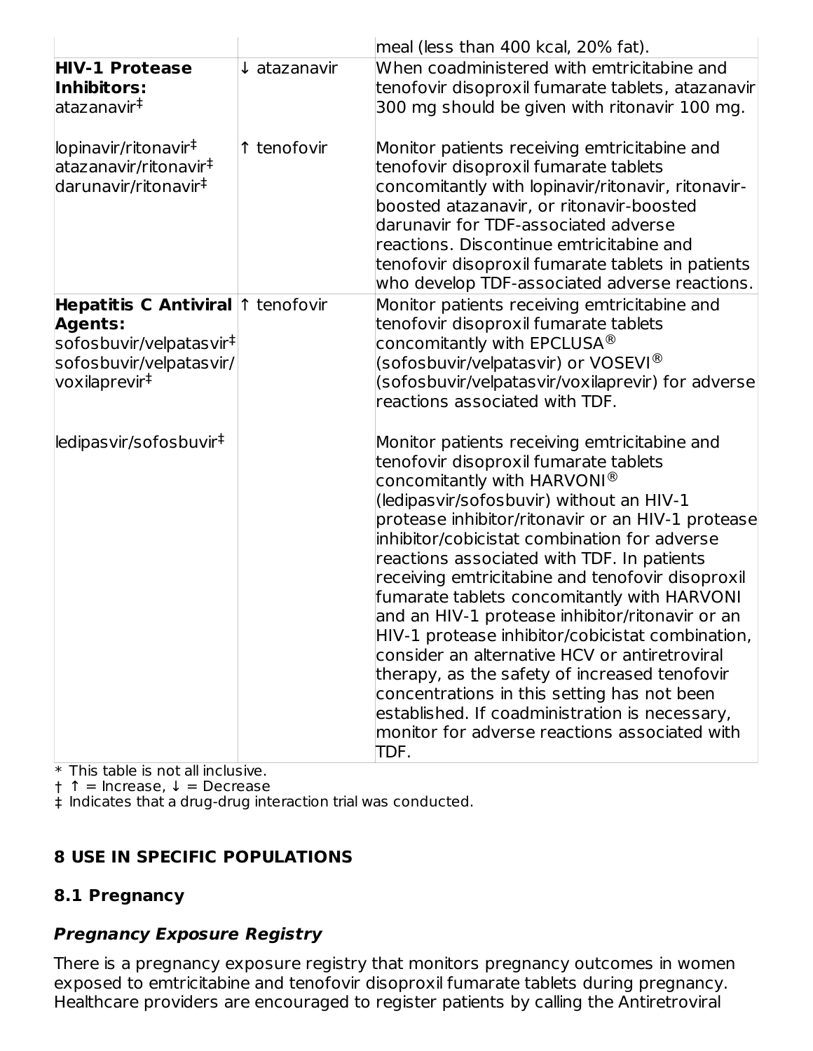| | | meal (less than 400 kcal, 20% fat). |
|---|---|---|
| **HIV-1 Protease Inhibitors:** atazanavir‡ | ↓ atazanavir | When coadministered with emtricitabine and tenofovir disoproxil fumarate tablets, atazanavir 300 mg should be given with ritonavir 100 mg. |
| lopinavir/ritonavir‡ atazanavir/ritonavir‡ darunavir/ritonavir‡ | ↑ tenofovir | Monitor patients receiving emtricitabine and tenofovir disoproxil fumarate tablets concomitantly with lopinavir/ritonavir, ritonavir-boosted atazanavir, or ritonavir-boosted darunavir for TDF-associated adverse reactions. Discontinue emtricitabine and tenofovir disoproxil fumarate tablets in patients who develop TDF-associated adverse reactions. |
| **Hepatitis C Antiviral Agents:** sofosbuvir/velpatasvir‡ sofosbuvir/velpatasvir/voxilaprevir‡ | ↑ tenofovir | Monitor patients receiving emtricitabine and tenofovir disoproxil fumarate tablets concomitantly with EPCLUSA® (sofosbuvir/velpatasvir) or VOSEVI® (sofosbuvir/velpatasvir/voxilaprevir) for adverse reactions associated with TDF. |
| ledipasvir/sofosbuvir‡ | | Monitor patients receiving emtricitabine and tenofovir disoproxil fumarate tablets concomitantly with HARVONI® (ledipasvir/sofosbuvir) without an HIV-1 protease inhibitor/ritonavir or an HIV-1 protease inhibitor/cobicistat combination for adverse reactions associated with TDF. In patients receiving emtricitabine and tenofovir disoproxil fumarate tablets concomitantly with HARVONI and an HIV-1 protease inhibitor/ritonavir or an HIV-1 protease inhibitor/cobicistat combination, consider an alternative HCV or antiretroviral therapy, as the safety of increased tenofovir concentrations in this setting has not been established. If coadministration is necessary, monitor for adverse reactions associated with TDF. |

\* This table is not all inclusive.
† ↑ = Increase, ↓ = Decrease
‡ Indicates that a drug-drug interaction trial was conducted.

## 8 USE IN SPECIFIC POPULATIONS

### 8.1 Pregnancy

***Pregnancy Exposure Registry***

There is a pregnancy exposure registry that monitors pregnancy outcomes in women exposed to emtricitabine and tenofovir disoproxil fumarate tablets during pregnancy. Healthcare providers are encouraged to register patients by calling the Antiretroviral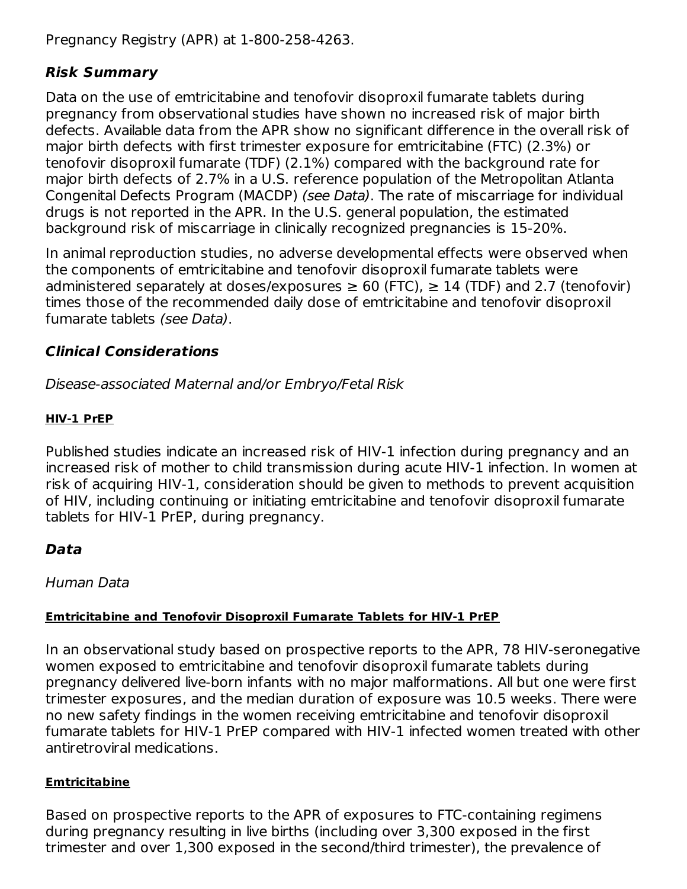Pregnancy Registry (APR) at 1-800-258-4263.

### *Risk Summary*

Data on the use of emtricitabine and tenofovir disoproxil fumarate tablets during pregnancy from observational studies have shown no increased risk of major birth defects. Available data from the APR show no significant difference in the overall risk of major birth defects with first trimester exposure for emtricitabine (FTC) (2.3%) or tenofovir disoproxil fumarate (TDF) (2.1%) compared with the background rate for major birth defects of 2.7% in a U.S. reference population of the Metropolitan Atlanta Congenital Defects Program (MACDP) *(see Data)*. The rate of miscarriage for individual drugs is not reported in the APR. In the U.S. general population, the estimated background risk of miscarriage in clinically recognized pregnancies is 15-20%.

In animal reproduction studies, no adverse developmental effects were observed when the components of emtricitabine and tenofovir disoproxil fumarate tablets were administered separately at doses/exposures ≥ 60 (FTC), ≥ 14 (TDF) and 2.7 (tenofovir) times those of the recommended daily dose of emtricitabine and tenofovir disoproxil fumarate tablets *(see Data)*.

### *Clinical Considerations*

*Disease-associated Maternal and/or Embryo/Fetal Risk*

**HIV-1 PrEP**

Published studies indicate an increased risk of HIV-1 infection during pregnancy and an increased risk of mother to child transmission during acute HIV-1 infection. In women at risk of acquiring HIV-1, consideration should be given to methods to prevent acquisition of HIV, including continuing or initiating emtricitabine and tenofovir disoproxil fumarate tablets for HIV-1 PrEP, during pregnancy.

### *Data*

*Human Data*

**Emtricitabine and Tenofovir Disoproxil Fumarate Tablets for HIV-1 PrEP**

In an observational study based on prospective reports to the APR, 78 HIV-seronegative women exposed to emtricitabine and tenofovir disoproxil fumarate tablets during pregnancy delivered live-born infants with no major malformations. All but one were first trimester exposures, and the median duration of exposure was 10.5 weeks. There were no new safety findings in the women receiving emtricitabine and tenofovir disoproxil fumarate tablets for HIV-1 PrEP compared with HIV-1 infected women treated with other antiretroviral medications.

**Emtricitabine**

Based on prospective reports to the APR of exposures to FTC-containing regimens during pregnancy resulting in live births (including over 3,300 exposed in the first trimester and over 1,300 exposed in the second/third trimester), the prevalence of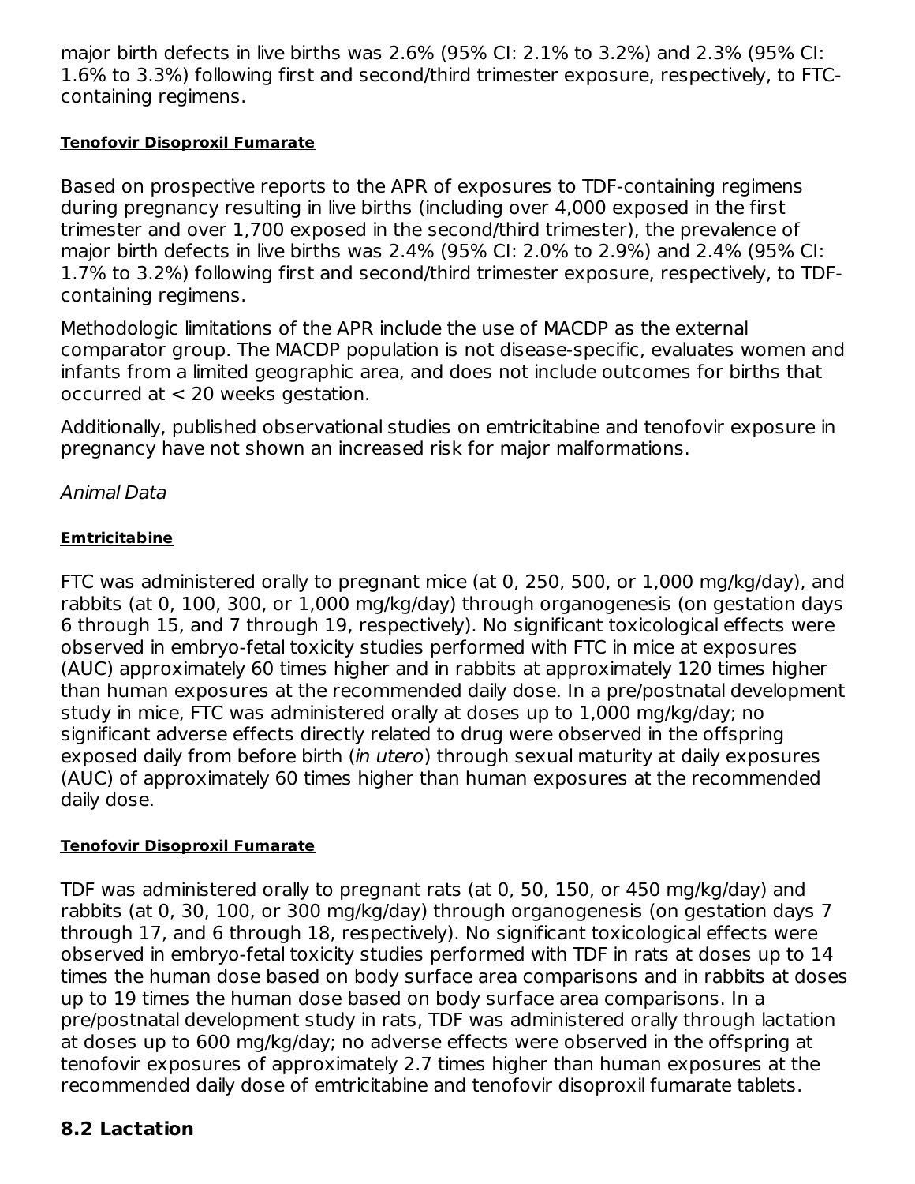major birth defects in live births was 2.6% (95% CI: 2.1% to 3.2%) and 2.3% (95% CI: 1.6% to 3.3%) following first and second/third trimester exposure, respectively, to FTC-containing regimens.

**Tenofovir Disoproxil Fumarate**

Based on prospective reports to the APR of exposures to TDF-containing regimens during pregnancy resulting in live births (including over 4,000 exposed in the first trimester and over 1,700 exposed in the second/third trimester), the prevalence of major birth defects in live births was 2.4% (95% CI: 2.0% to 2.9%) and 2.4% (95% CI: 1.7% to 3.2%) following first and second/third trimester exposure, respectively, to TDF-containing regimens.

Methodologic limitations of the APR include the use of MACDP as the external comparator group. The MACDP population is not disease-specific, evaluates women and infants from a limited geographic area, and does not include outcomes for births that occurred at < 20 weeks gestation.

Additionally, published observational studies on emtricitabine and tenofovir exposure in pregnancy have not shown an increased risk for major malformations.

*Animal Data*

**Emtricitabine**

FTC was administered orally to pregnant mice (at 0, 250, 500, or 1,000 mg/kg/day), and rabbits (at 0, 100, 300, or 1,000 mg/kg/day) through organogenesis (on gestation days 6 through 15, and 7 through 19, respectively). No significant toxicological effects were observed in embryo-fetal toxicity studies performed with FTC in mice at exposures (AUC) approximately 60 times higher and in rabbits at approximately 120 times higher than human exposures at the recommended daily dose. In a pre/postnatal development study in mice, FTC was administered orally at doses up to 1,000 mg/kg/day; no significant adverse effects directly related to drug were observed in the offspring exposed daily from before birth (*in utero*) through sexual maturity at daily exposures (AUC) of approximately 60 times higher than human exposures at the recommended daily dose.

**Tenofovir Disoproxil Fumarate**

TDF was administered orally to pregnant rats (at 0, 50, 150, or 450 mg/kg/day) and rabbits (at 0, 30, 100, or 300 mg/kg/day) through organogenesis (on gestation days 7 through 17, and 6 through 18, respectively). No significant toxicological effects were observed in embryo-fetal toxicity studies performed with TDF in rats at doses up to 14 times the human dose based on body surface area comparisons and in rabbits at doses up to 19 times the human dose based on body surface area comparisons. In a pre/postnatal development study in rats, TDF was administered orally through lactation at doses up to 600 mg/kg/day; no adverse effects were observed in the offspring at tenofovir exposures of approximately 2.7 times higher than human exposures at the recommended daily dose of emtricitabine and tenofovir disoproxil fumarate tablets.

## 8.2 Lactation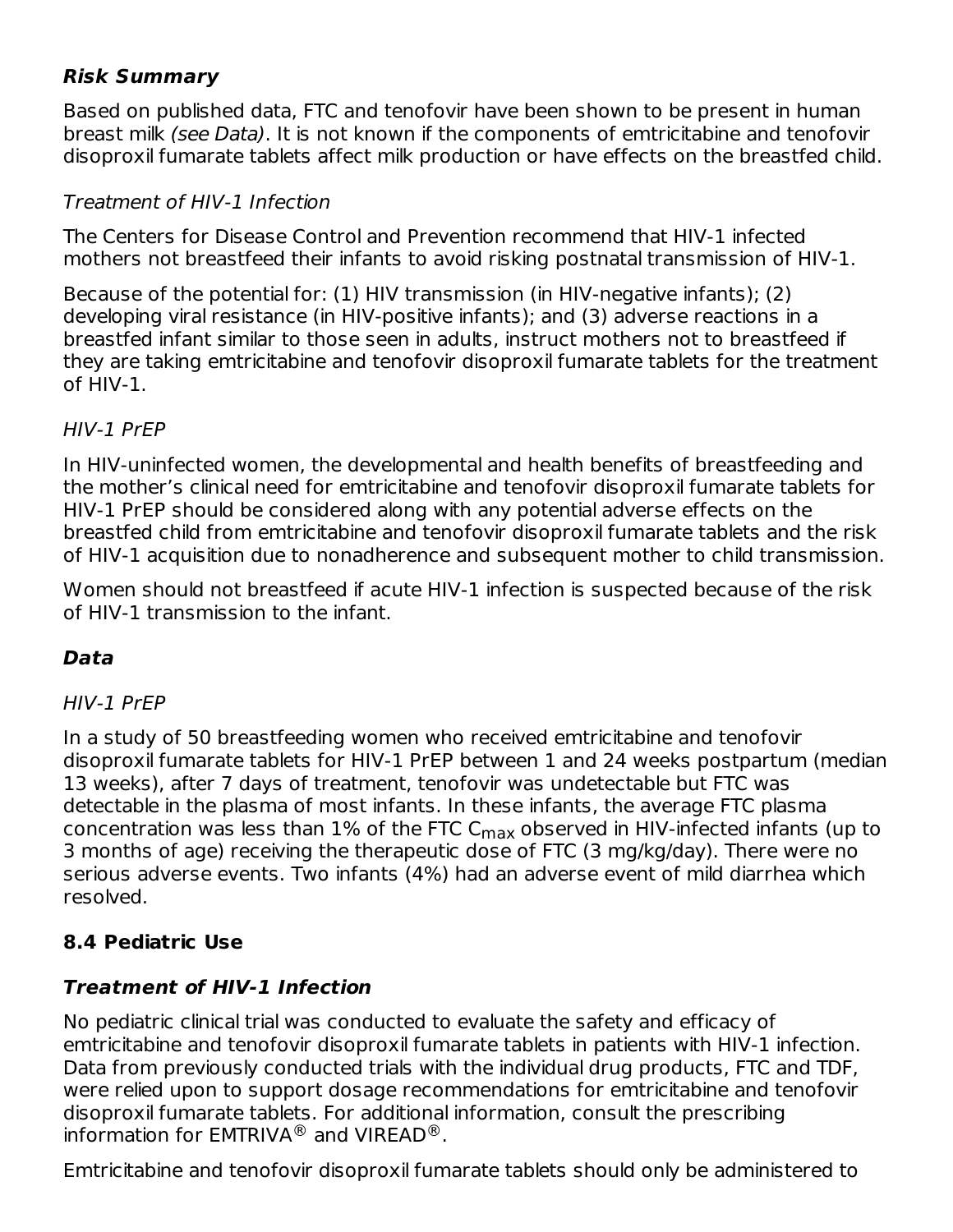***Risk Summary***

Based on published data, FTC and tenofovir have been shown to be present in human breast milk *(see Data)*. It is not known if the components of emtricitabine and tenofovir disoproxil fumarate tablets affect milk production or have effects on the breastfed child.

*Treatment of HIV-1 Infection*

The Centers for Disease Control and Prevention recommend that HIV-1 infected mothers not breastfeed their infants to avoid risking postnatal transmission of HIV-1.

Because of the potential for: (1) HIV transmission (in HIV-negative infants); (2) developing viral resistance (in HIV-positive infants); and (3) adverse reactions in a breastfed infant similar to those seen in adults, instruct mothers not to breastfeed if they are taking emtricitabine and tenofovir disoproxil fumarate tablets for the treatment of HIV-1.

*HIV-1 PrEP*

In HIV-uninfected women, the developmental and health benefits of breastfeeding and the mother's clinical need for emtricitabine and tenofovir disoproxil fumarate tablets for HIV-1 PrEP should be considered along with any potential adverse effects on the breastfed child from emtricitabine and tenofovir disoproxil fumarate tablets and the risk of HIV-1 acquisition due to nonadherence and subsequent mother to child transmission.

Women should not breastfeed if acute HIV-1 infection is suspected because of the risk of HIV-1 transmission to the infant.

***Data***

*HIV-1 PrEP*

In a study of 50 breastfeeding women who received emtricitabine and tenofovir disoproxil fumarate tablets for HIV-1 PrEP between 1 and 24 weeks postpartum (median 13 weeks), after 7 days of treatment, tenofovir was undetectable but FTC was detectable in the plasma of most infants. In these infants, the average FTC plasma concentration was less than 1% of the FTC $C_{max}$ observed in HIV-infected infants (up to 3 months of age) receiving the therapeutic dose of FTC (3 mg/kg/day). There were no serious adverse events. Two infants (4%) had an adverse event of mild diarrhea which resolved.

## 8.4 Pediatric Use

***Treatment of HIV-1 Infection***

No pediatric clinical trial was conducted to evaluate the safety and efficacy of emtricitabine and tenofovir disoproxil fumarate tablets in patients with HIV-1 infection. Data from previously conducted trials with the individual drug products, FTC and TDF, were relied upon to support dosage recommendations for emtricitabine and tenofovir disoproxil fumarate tablets. For additional information, consult the prescribing information for EMTRIVA® and VIREAD®.

Emtricitabine and tenofovir disoproxil fumarate tablets should only be administered to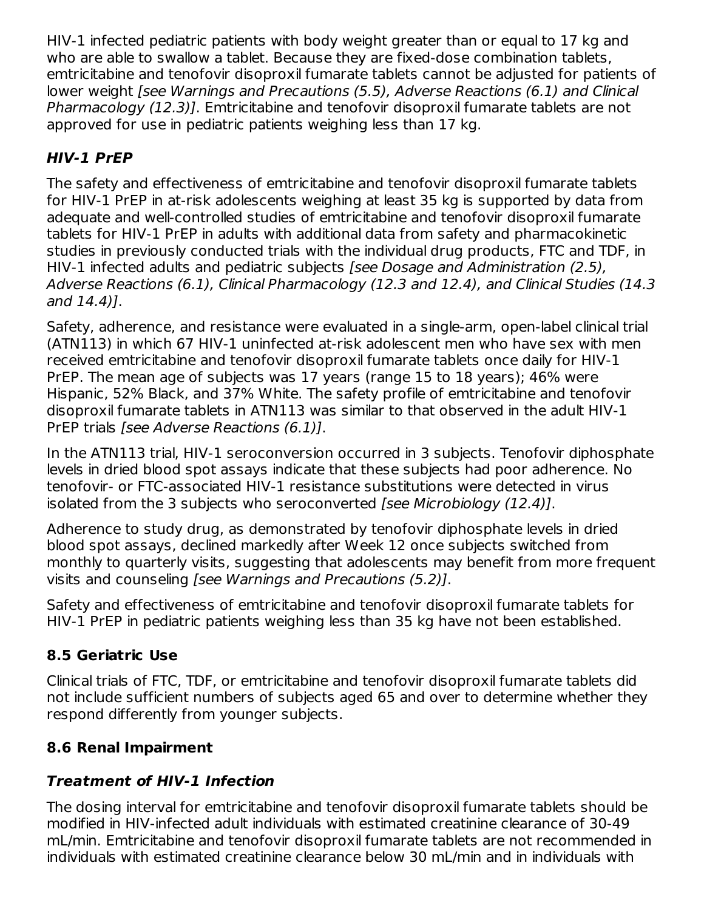HIV-1 infected pediatric patients with body weight greater than or equal to 17 kg and who are able to swallow a tablet. Because they are fixed-dose combination tablets, emtricitabine and tenofovir disoproxil fumarate tablets cannot be adjusted for patients of lower weight *[see Warnings and Precautions (5.5), Adverse Reactions (6.1) and Clinical Pharmacology (12.3)]*. Emtricitabine and tenofovir disoproxil fumarate tablets are not approved for use in pediatric patients weighing less than 17 kg.

#### *HIV-1 PrEP*

The safety and effectiveness of emtricitabine and tenofovir disoproxil fumarate tablets for HIV-1 PrEP in at-risk adolescents weighing at least 35 kg is supported by data from adequate and well-controlled studies of emtricitabine and tenofovir disoproxil fumarate tablets for HIV-1 PrEP in adults with additional data from safety and pharmacokinetic studies in previously conducted trials with the individual drug products, FTC and TDF, in HIV-1 infected adults and pediatric subjects *[see Dosage and Administration (2.5), Adverse Reactions (6.1), Clinical Pharmacology (12.3 and 12.4), and Clinical Studies (14.3 and 14.4)]*.

Safety, adherence, and resistance were evaluated in a single-arm, open-label clinical trial (ATN113) in which 67 HIV-1 uninfected at-risk adolescent men who have sex with men received emtricitabine and tenofovir disoproxil fumarate tablets once daily for HIV-1 PrEP. The mean age of subjects was 17 years (range 15 to 18 years); 46% were Hispanic, 52% Black, and 37% White. The safety profile of emtricitabine and tenofovir disoproxil fumarate tablets in ATN113 was similar to that observed in the adult HIV-1 PrEP trials *[see Adverse Reactions (6.1)]*.

In the ATN113 trial, HIV-1 seroconversion occurred in 3 subjects. Tenofovir diphosphate levels in dried blood spot assays indicate that these subjects had poor adherence. No tenofovir- or FTC-associated HIV-1 resistance substitutions were detected in virus isolated from the 3 subjects who seroconverted *[see Microbiology (12.4)]*.

Adherence to study drug, as demonstrated by tenofovir diphosphate levels in dried blood spot assays, declined markedly after Week 12 once subjects switched from monthly to quarterly visits, suggesting that adolescents may benefit from more frequent visits and counseling *[see Warnings and Precautions (5.2)]*.

Safety and effectiveness of emtricitabine and tenofovir disoproxil fumarate tablets for HIV-1 PrEP in pediatric patients weighing less than 35 kg have not been established.

### 8.5 Geriatric Use

Clinical trials of FTC, TDF, or emtricitabine and tenofovir disoproxil fumarate tablets did not include sufficient numbers of subjects aged 65 and over to determine whether they respond differently from younger subjects.

### 8.6 Renal Impairment

#### *Treatment of HIV-1 Infection*

The dosing interval for emtricitabine and tenofovir disoproxil fumarate tablets should be modified in HIV-infected adult individuals with estimated creatinine clearance of 30-49 mL/min. Emtricitabine and tenofovir disoproxil fumarate tablets are not recommended in individuals with estimated creatinine clearance below 30 mL/min and in individuals with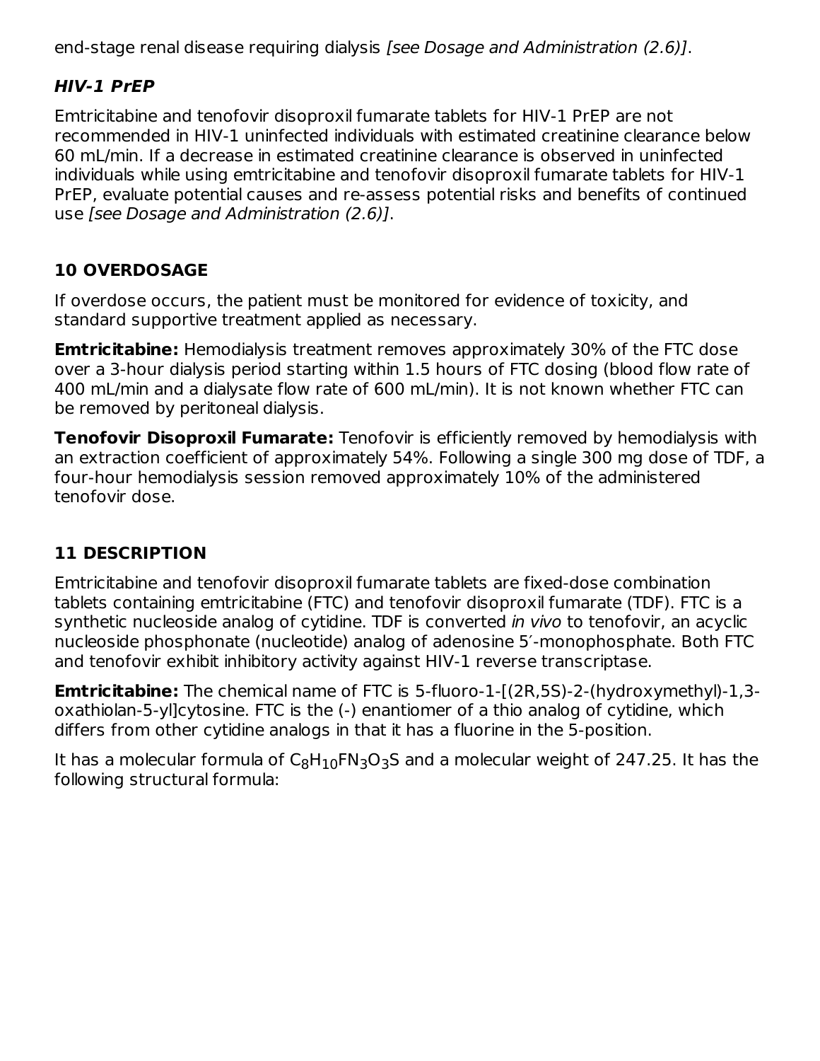end-stage renal disease requiring dialysis *[see Dosage and Administration (2.6)]*.

***HIV-1 PrEP***

Emtricitabine and tenofovir disoproxil fumarate tablets for HIV-1 PrEP are not recommended in HIV-1 uninfected individuals with estimated creatinine clearance below 60 mL/min. If a decrease in estimated creatinine clearance is observed in uninfected individuals while using emtricitabine and tenofovir disoproxil fumarate tablets for HIV-1 PrEP, evaluate potential causes and re-assess potential risks and benefits of continued use *[see Dosage and Administration (2.6)]*.

## 10 OVERDOSAGE

If overdose occurs, the patient must be monitored for evidence of toxicity, and standard supportive treatment applied as necessary.

**Emtricitabine:** Hemodialysis treatment removes approximately 30% of the FTC dose over a 3-hour dialysis period starting within 1.5 hours of FTC dosing (blood flow rate of 400 mL/min and a dialysate flow rate of 600 mL/min). It is not known whether FTC can be removed by peritoneal dialysis.

**Tenofovir Disoproxil Fumarate:** Tenofovir is efficiently removed by hemodialysis with an extraction coefficient of approximately 54%. Following a single 300 mg dose of TDF, a four-hour hemodialysis session removed approximately 10% of the administered tenofovir dose.

## 11 DESCRIPTION

Emtricitabine and tenofovir disoproxil fumarate tablets are fixed-dose combination tablets containing emtricitabine (FTC) and tenofovir disoproxil fumarate (TDF). FTC is a synthetic nucleoside analog of cytidine. TDF is converted *in vivo* to tenofovir, an acyclic nucleoside phosphonate (nucleotide) analog of adenosine 5′-monophosphate. Both FTC and tenofovir exhibit inhibitory activity against HIV-1 reverse transcriptase.

**Emtricitabine:** The chemical name of FTC is 5-fluoro-1-[(2R,5S)-2-(hydroxymethyl)-1,3-oxathiolan-5-yl]cytosine. FTC is the (-) enantiomer of a thio analog of cytidine, which differs from other cytidine analogs in that it has a fluorine in the 5-position.

It has a molecular formula of $C_8H_{10}FN_3O_3S$ and a molecular weight of 247.25. It has the following structural formula: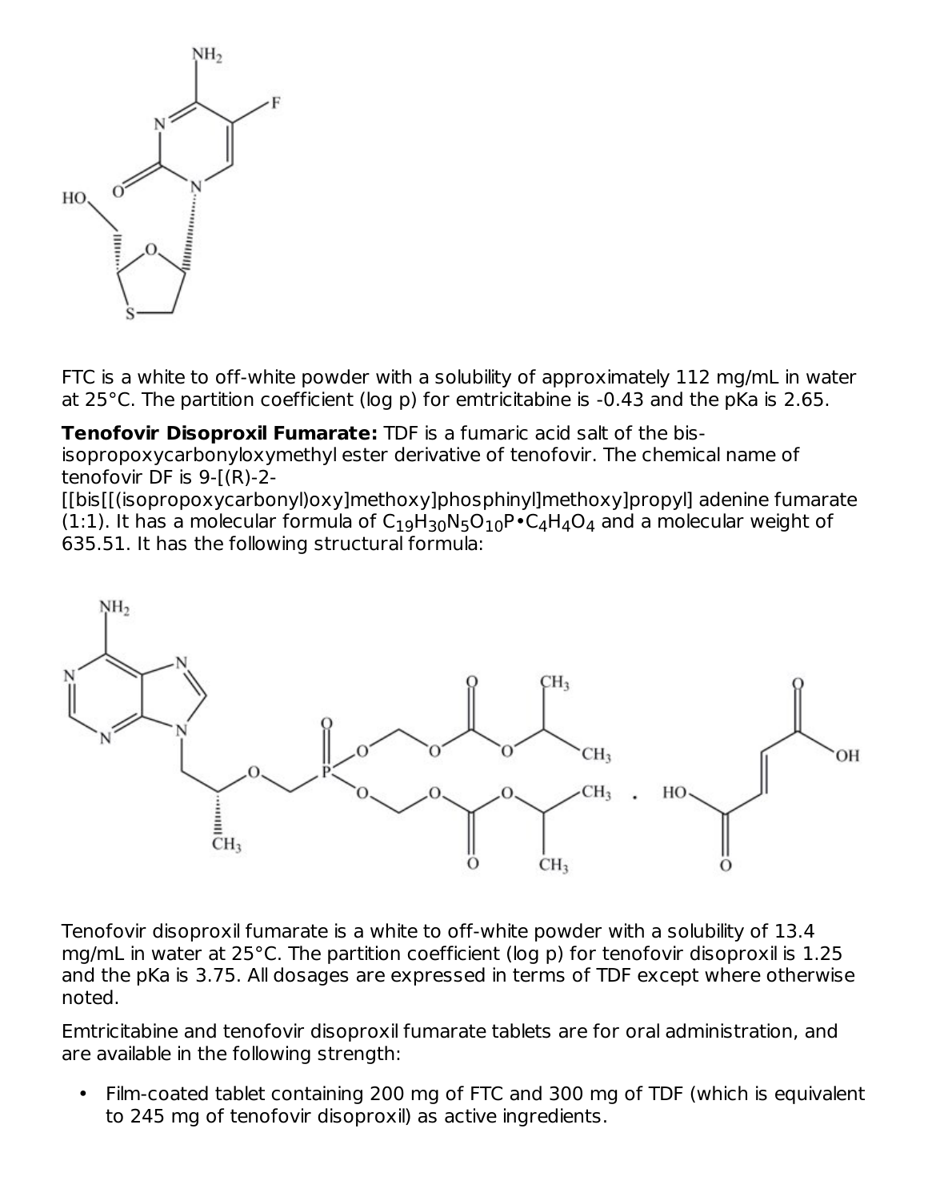FTC is a white to off-white powder with a solubility of approximately 112 mg/mL in water at 25°C. The partition coefficient (log p) for emtricitabine is -0.43 and the pKa is 2.65.

**Tenofovir Disoproxil Fumarate:** TDF is a fumaric acid salt of the bis-isopropoxycarbonyloxymethyl ester derivative of tenofovir. The chemical name of tenofovir DF is 9-[(R)-2-[[bis[[(isopropoxycarbonyl)oxy]methoxy]phosphinyl]methoxy]propyl] adenine fumarate (1:1). It has a molecular formula of $C_{19}H_{30}N_5O_{10}P \cdot C_4H_4O_4$ and a molecular weight of 635.51. It has the following structural formula:

Tenofovir disoproxil fumarate is a white to off-white powder with a solubility of 13.4 mg/mL in water at 25°C. The partition coefficient (log p) for tenofovir disoproxil is 1.25 and the pKa is 3.75. All dosages are expressed in terms of TDF except where otherwise noted.

Emtricitabine and tenofovir disoproxil fumarate tablets are for oral administration, and are available in the following strength:

- Film-coated tablet containing 200 mg of FTC and 300 mg of TDF (which is equivalent to 245 mg of tenofovir disoproxil) as active ingredients.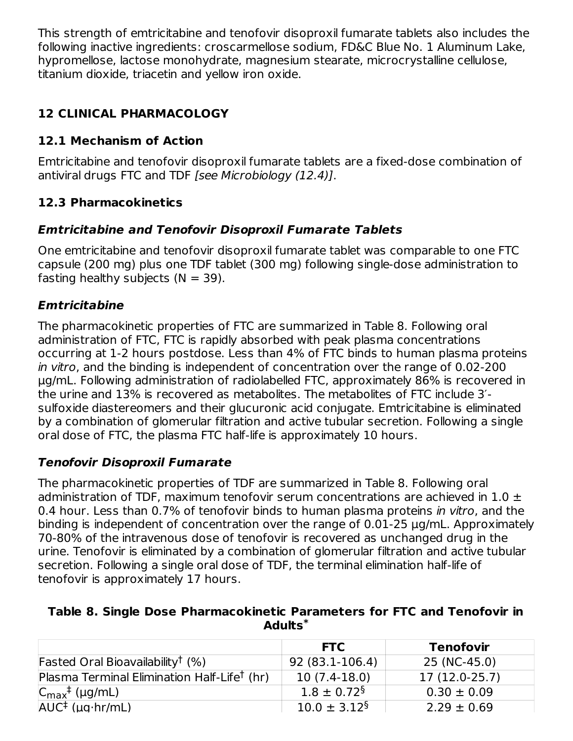This strength of emtricitabine and tenofovir disoproxil fumarate tablets also includes the following inactive ingredients: croscarmellose sodium, FD&C Blue No. 1 Aluminum Lake, hypromellose, lactose monohydrate, magnesium stearate, microcrystalline cellulose, titanium dioxide, triacetin and yellow iron oxide.

## 12 CLINICAL PHARMACOLOGY

### 12.1 Mechanism of Action

Emtricitabine and tenofovir disoproxil fumarate tablets are a fixed-dose combination of antiviral drugs FTC and TDF *[see Microbiology (12.4)]*.

### 12.3 Pharmacokinetics

#### *Emtricitabine and Tenofovir Disoproxil Fumarate Tablets*

One emtricitabine and tenofovir disoproxil fumarate tablet was comparable to one FTC capsule (200 mg) plus one TDF tablet (300 mg) following single-dose administration to fasting healthy subjects (N = 39).

#### *Emtricitabine*

The pharmacokinetic properties of FTC are summarized in Table 8. Following oral administration of FTC, FTC is rapidly absorbed with peak plasma concentrations occurring at 1-2 hours postdose. Less than 4% of FTC binds to human plasma proteins *in vitro*, and the binding is independent of concentration over the range of 0.02-200 µg/mL. Following administration of radiolabelled FTC, approximately 86% is recovered in the urine and 13% is recovered as metabolites. The metabolites of FTC include 3′-sulfoxide diastereomers and their glucuronic acid conjugate. Emtricitabine is eliminated by a combination of glomerular filtration and active tubular secretion. Following a single oral dose of FTC, the plasma FTC half-life is approximately 10 hours.

#### *Tenofovir Disoproxil Fumarate*

The pharmacokinetic properties of TDF are summarized in Table 8. Following oral administration of TDF, maximum tenofovir serum concentrations are achieved in 1.0 ± 0.4 hour. Less than 0.7% of tenofovir binds to human plasma proteins *in vitro*, and the binding is independent of concentration over the range of 0.01-25 µg/mL. Approximately 70-80% of the intravenous dose of tenofovir is recovered as unchanged drug in the urine. Tenofovir is eliminated by a combination of glomerular filtration and active tubular secretion. Following a single oral dose of TDF, the terminal elimination half-life of tenofovir is approximately 17 hours.

**Table 8. Single Dose Pharmacokinetic Parameters for FTC and Tenofovir in Adults***

| | FTC | Tenofovir |
|---|---|---|
| Fasted Oral Bioavailability† (%) | 92 (83.1-106.4) | 25 (NC-45.0) |
| Plasma Terminal Elimination Half-Life† (hr) | 10 (7.4-18.0) | 17 (12.0-25.7) |
| $C_{max}$‡ (µg/mL) | 1.8 ± 0.72§ | 0.30 ± 0.09 |
| AUC‡ (µg·hr/mL) | 10.0 ± 3.12§ | 2.29 ± 0.69 |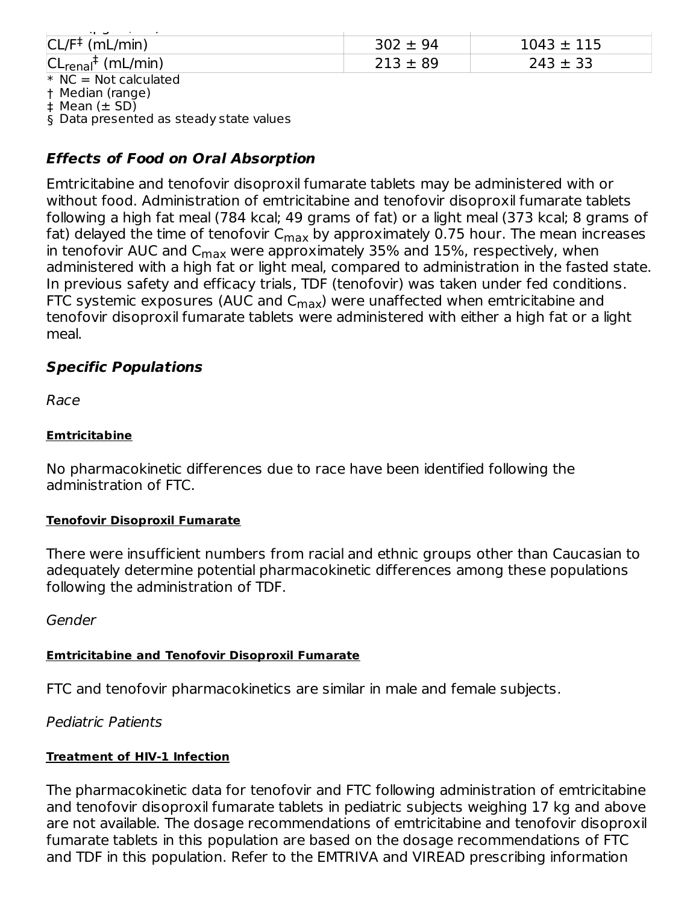| | | |
|---|---|---|
| $CL/F^{‡}$ (mL/min) | 302 ± 94 | 1043 ± 115 |
| $CL_{renal}^{‡}$ (mL/min) | 213 ± 89 | 243 ± 33 |

\* NC = Not calculated
† Median (range)
‡ Mean (± SD)
§ Data presented as steady state values

### *Effects of Food on Oral Absorption*

Emtricitabine and tenofovir disoproxil fumarate tablets may be administered with or without food. Administration of emtricitabine and tenofovir disoproxil fumarate tablets following a high fat meal (784 kcal; 49 grams of fat) or a light meal (373 kcal; 8 grams of fat) delayed the time of tenofovir $C_{max}$ by approximately 0.75 hour. The mean increases in tenofovir AUC and $C_{max}$ were approximately 35% and 15%, respectively, when administered with a high fat or light meal, compared to administration in the fasted state. In previous safety and efficacy trials, TDF (tenofovir) was taken under fed conditions. FTC systemic exposures (AUC and $C_{max}$) were unaffected when emtricitabine and tenofovir disoproxil fumarate tablets were administered with either a high fat or a light meal.

### *Specific Populations*

*Race*

**Emtricitabine**

No pharmacokinetic differences due to race have been identified following the administration of FTC.

**Tenofovir Disoproxil Fumarate**

There were insufficient numbers from racial and ethnic groups other than Caucasian to adequately determine potential pharmacokinetic differences among these populations following the administration of TDF.

*Gender*

**Emtricitabine and Tenofovir Disoproxil Fumarate**

FTC and tenofovir pharmacokinetics are similar in male and female subjects.

*Pediatric Patients*

**Treatment of HIV-1 Infection**

The pharmacokinetic data for tenofovir and FTC following administration of emtricitabine and tenofovir disoproxil fumarate tablets in pediatric subjects weighing 17 kg and above are not available. The dosage recommendations of emtricitabine and tenofovir disoproxil fumarate tablets in this population are based on the dosage recommendations of FTC and TDF in this population. Refer to the EMTRIVA and VIREAD prescribing information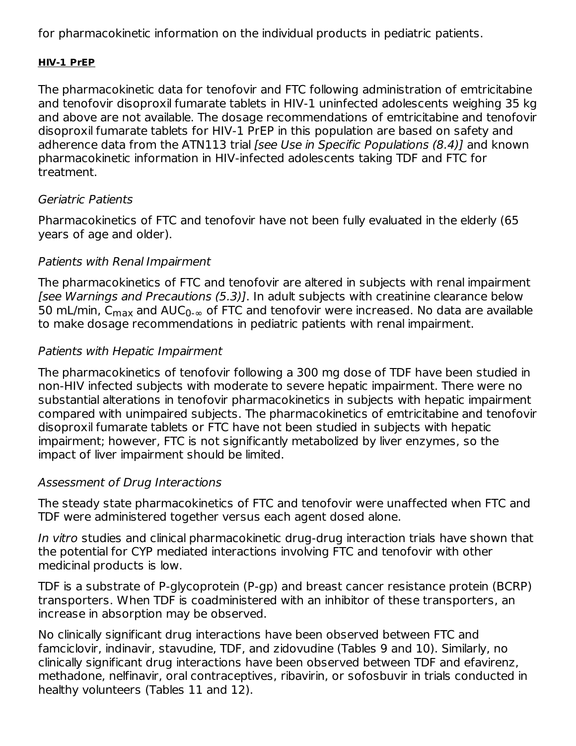for pharmacokinetic information on the individual products in pediatric patients.

**HIV-1 PrEP**

The pharmacokinetic data for tenofovir and FTC following administration of emtricitabine and tenofovir disoproxil fumarate tablets in HIV-1 uninfected adolescents weighing 35 kg and above are not available. The dosage recommendations of emtricitabine and tenofovir disoproxil fumarate tablets for HIV-1 PrEP in this population are based on safety and adherence data from the ATN113 trial *[see Use in Specific Populations (8.4)]* and known pharmacokinetic information in HIV-infected adolescents taking TDF and FTC for treatment.

*Geriatric Patients*

Pharmacokinetics of FTC and tenofovir have not been fully evaluated in the elderly (65 years of age and older).

*Patients with Renal Impairment*

The pharmacokinetics of FTC and tenofovir are altered in subjects with renal impairment *[see Warnings and Precautions (5.3)]*. In adult subjects with creatinine clearance below 50 mL/min, $C_{max}$ and $AUC_{0-\infty}$ of FTC and tenofovir were increased. No data are available to make dosage recommendations in pediatric patients with renal impairment.

*Patients with Hepatic Impairment*

The pharmacokinetics of tenofovir following a 300 mg dose of TDF have been studied in non-HIV infected subjects with moderate to severe hepatic impairment. There were no substantial alterations in tenofovir pharmacokinetics in subjects with hepatic impairment compared with unimpaired subjects. The pharmacokinetics of emtricitabine and tenofovir disoproxil fumarate tablets or FTC have not been studied in subjects with hepatic impairment; however, FTC is not significantly metabolized by liver enzymes, so the impact of liver impairment should be limited.

*Assessment of Drug Interactions*

The steady state pharmacokinetics of FTC and tenofovir were unaffected when FTC and TDF were administered together versus each agent dosed alone.

*In vitro* studies and clinical pharmacokinetic drug-drug interaction trials have shown that the potential for CYP mediated interactions involving FTC and tenofovir with other medicinal products is low.

TDF is a substrate of P-glycoprotein (P-gp) and breast cancer resistance protein (BCRP) transporters. When TDF is coadministered with an inhibitor of these transporters, an increase in absorption may be observed.

No clinically significant drug interactions have been observed between FTC and famciclovir, indinavir, stavudine, TDF, and zidovudine (Tables 9 and 10). Similarly, no clinically significant drug interactions have been observed between TDF and efavirenz, methadone, nelfinavir, oral contraceptives, ribavirin, or sofosbuvir in trials conducted in healthy volunteers (Tables 11 and 12).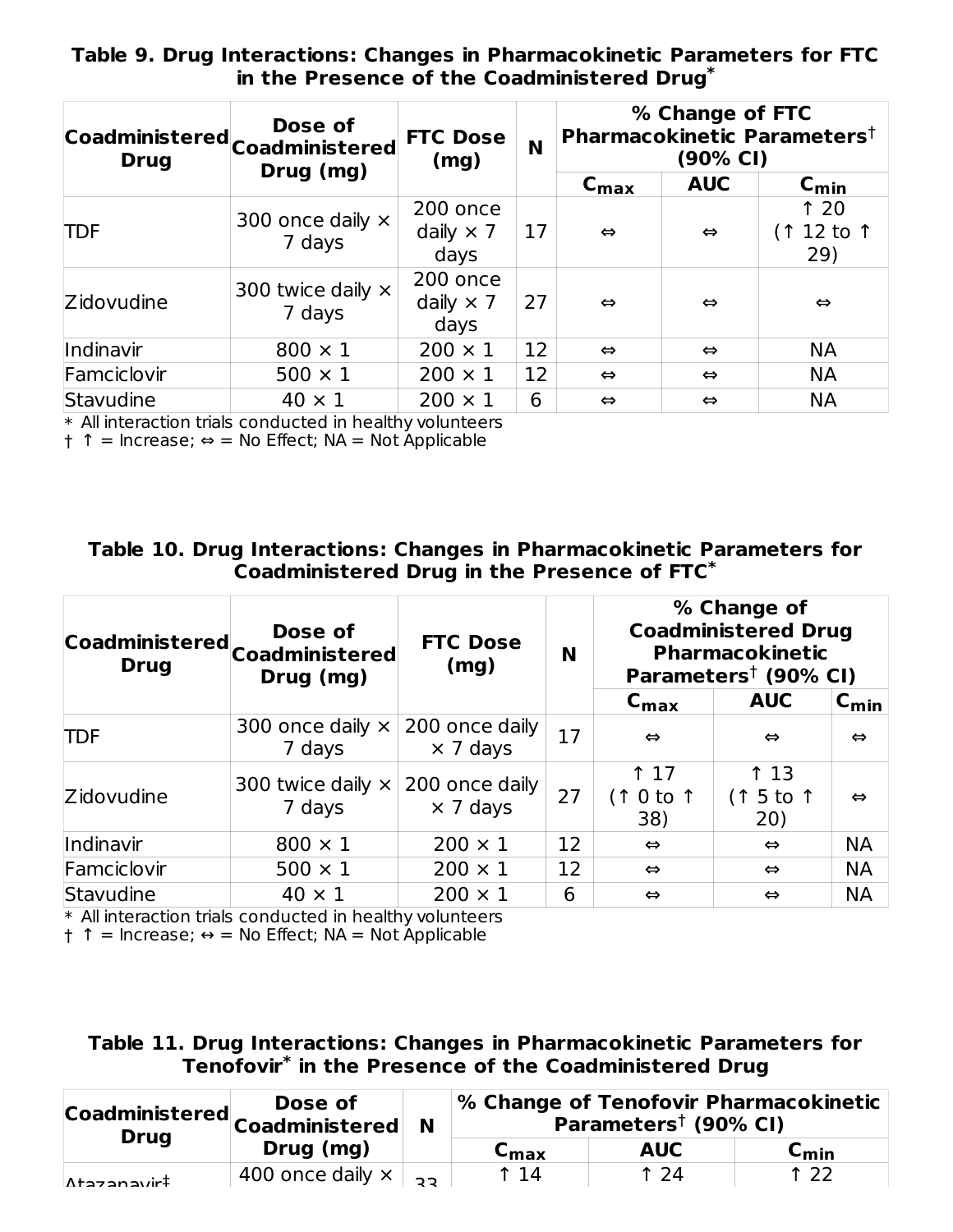**Table 9. Drug Interactions: Changes in Pharmacokinetic Parameters for FTC in the Presence of the Coadministered Drug***

| Coadministered Drug | Dose of Coadministered Drug (mg) | FTC Dose (mg) | N | % Change of FTC Pharmacokinetic Parameters† (90% CI) | | |
|---|---|---|---|---|---|---|
| | | | | $C_{max}$ | AUC | $C_{min}$ |
| TDF | 300 once daily × 7 days | 200 once daily × 7 days | 17 | ⇔ | ⇔ | ↑ 20 (↑ 12 to ↑ 29) |
| Zidovudine | 300 twice daily × 7 days | 200 once daily × 7 days | 27 | ⇔ | ⇔ | ⇔ |
| Indinavir | 800 × 1 | 200 × 1 | 12 | ⇔ | ⇔ | NA |
| Famciclovir | 500 × 1 | 200 × 1 | 12 | ⇔ | ⇔ | NA |
| Stavudine | 40 × 1 | 200 × 1 | 6 | ⇔ | ⇔ | NA |

\* All interaction trials conducted in healthy volunteers
† ↑ = Increase; ⇔ = No Effect; NA = Not Applicable

**Table 10. Drug Interactions: Changes in Pharmacokinetic Parameters for Coadministered Drug in the Presence of FTC***

| Coadministered Drug | Dose of Coadministered Drug (mg) | FTC Dose (mg) | N | % Change of Coadministered Drug Pharmacokinetic Parameters† (90% CI) | | |
|---|---|---|---|---|---|---|
| | | | | $C_{max}$ | AUC | $C_{min}$ |
| TDF | 300 once daily × 7 days | 200 once daily × 7 days | 17 | ⇔ | ⇔ | ⇔ |
| Zidovudine | 300 twice daily × 7 days | 200 once daily × 7 days | 27 | ↑ 17 (↑ 0 to ↑ 38) | ↑ 13 (↑ 5 to ↑ 20) | ⇔ |
| Indinavir | 800 × 1 | 200 × 1 | 12 | ⇔ | ⇔ | NA |
| Famciclovir | 500 × 1 | 200 × 1 | 12 | ⇔ | ⇔ | NA |
| Stavudine | 40 × 1 | 200 × 1 | 6 | ⇔ | ⇔ | NA |

\* All interaction trials conducted in healthy volunteers
† ↑ = Increase; ↔ = No Effect; NA = Not Applicable

**Table 11. Drug Interactions: Changes in Pharmacokinetic Parameters for Tenofovir* in the Presence of the Coadministered Drug**

| Coadministered Drug | Dose of Coadministered Drug (mg) | N | % Change of Tenofovir Pharmacokinetic Parameters† (90% CI) | | |
|---|---|---|---|---|---|
| | | | $C_{max}$ | AUC | $C_{min}$ |
| Atazanavir‡ | 400 once daily × | 33 | ↑ 14 | ↑ 24 | ↑ 22 |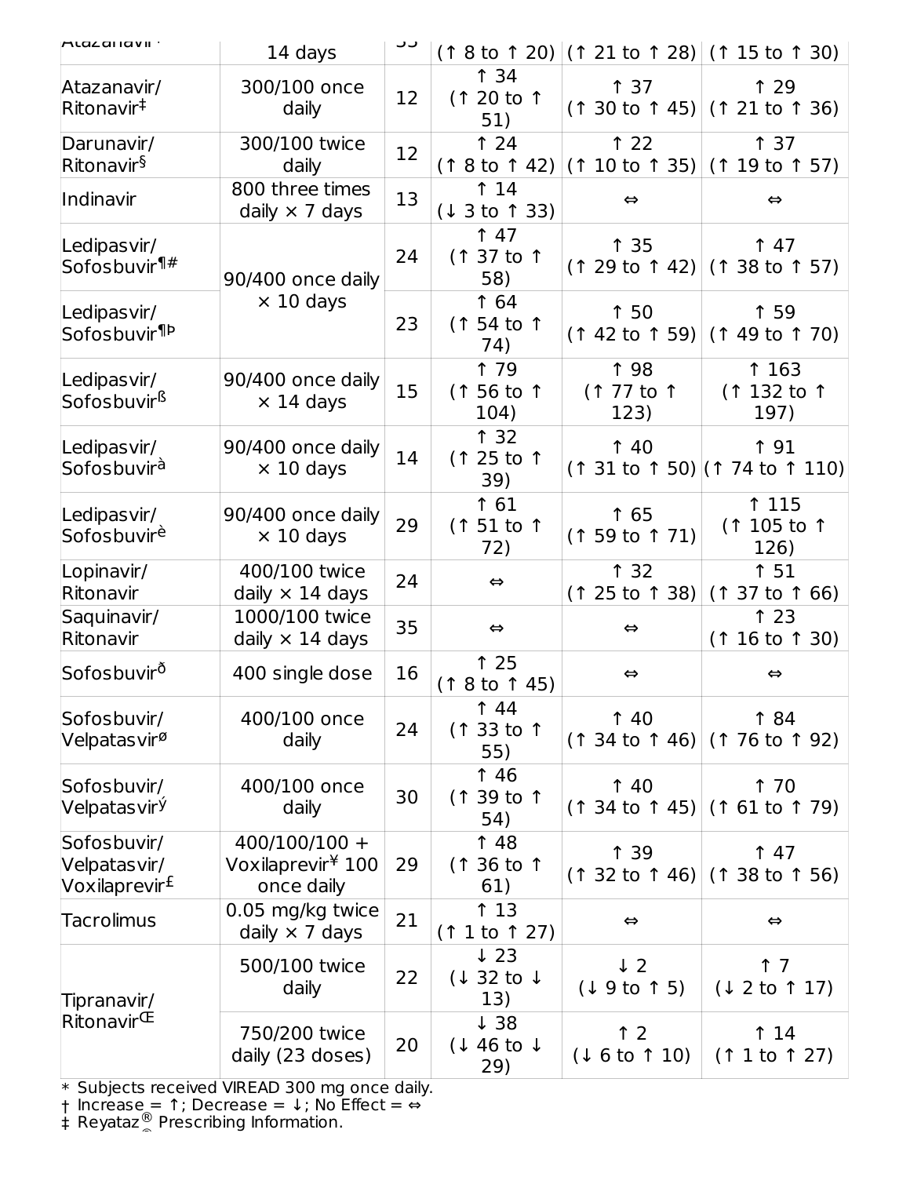| Atazanavir | 14 days | 33 | (↑ 8 to ↑ 20) | (↑ 21 to ↑ 28) | (↑ 15 to ↑ 30) |
|---|---|---|---|---|---|
| Atazanavir/ Ritonavir‡ | 300/100 once daily | 12 | ↑ 34 (↑ 20 to ↑ 51) | ↑ 37 (↑ 30 to ↑ 45) | ↑ 29 (↑ 21 to ↑ 36) |
| Darunavir/ Ritonavir§ | 300/100 twice daily | 12 | ↑ 24 (↑ 8 to ↑ 42) | ↑ 22 (↑ 10 to ↑ 35) | ↑ 37 (↑ 19 to ↑ 57) |
| Indinavir | 800 three times daily × 7 days | 13 | ↑ 14 (↓ 3 to ↑ 33) | ⇔ | ⇔ |
| Ledipasvir/ Sofosbuvir¶# | 90/400 once daily × 10 days | 24 | ↑ 47 (↑ 37 to ↑ 58) | ↑ 35 (↑ 29 to ↑ 42) | ↑ 47 (↑ 38 to ↑ 57) |
| Ledipasvir/ Sofosbuvir¶Þ | | 23 | ↑ 64 (↑ 54 to ↑ 74) | ↑ 50 (↑ 42 to ↑ 59) | ↑ 59 (↑ 49 to ↑ 70) |
| Ledipasvir/ Sofosbuvirß | 90/400 once daily × 14 days | 15 | ↑ 79 (↑ 56 to ↑ 104) | ↑ 98 (↑ 77 to ↑ 123) | ↑ 163 (↑ 132 to ↑ 197) |
| Ledipasvir/ Sofosbuvirà | 90/400 once daily × 10 days | 14 | ↑ 32 (↑ 25 to ↑ 39) | ↑ 40 (↑ 31 to ↑ 50) | ↑ 91 (↑ 74 to ↑ 110) |
| Ledipasvir/ Sofosbuvirè | 90/400 once daily × 10 days | 29 | ↑ 61 (↑ 51 to ↑ 72) | ↑ 65 (↑ 59 to ↑ 71) | ↑ 115 (↑ 105 to ↑ 126) |
| Lopinavir/ Ritonavir | 400/100 twice daily × 14 days | 24 | ⇔ | ↑ 32 (↑ 25 to ↑ 38) | ↑ 51 (↑ 37 to ↑ 66) |
| Saquinavir/ Ritonavir | 1000/100 twice daily × 14 days | 35 | ⇔ | ⇔ | ↑ 23 (↑ 16 to ↑ 30) |
| Sofosbuvirð | 400 single dose | 16 | ↑ 25 (↑ 8 to ↑ 45) | ⇔ | ⇔ |
| Sofosbuvir/ Velpatasvirø | 400/100 once daily | 24 | ↑ 44 (↑ 33 to ↑ 55) | ↑ 40 (↑ 34 to ↑ 46) | ↑ 84 (↑ 76 to ↑ 92) |
| Sofosbuvir/ Velpatasvirý | 400/100 once daily | 30 | ↑ 46 (↑ 39 to ↑ 54) | ↑ 40 (↑ 34 to ↑ 45) | ↑ 70 (↑ 61 to ↑ 79) |
| Sofosbuvir/ Velpatasvir/ Voxilaprevir£ | 400/100/100 + Voxilaprevir¥ 100 once daily | 29 | ↑ 48 (↑ 36 to ↑ 61) | ↑ 39 (↑ 32 to ↑ 46) | ↑ 47 (↑ 38 to ↑ 56) |
| Tacrolimus | 0.05 mg/kg twice daily × 7 days | 21 | ↑ 13 (↑ 1 to ↑ 27) | ⇔ | ⇔ |
| Tipranavir/ RitonavirŒ | 500/100 twice daily | 22 | ↓ 23 (↓ 32 to ↓ 13) | ↓ 2 (↓ 9 to ↑ 5) | ↑ 7 (↓ 2 to ↑ 17) |
| | 750/200 twice daily (23 doses) | 20 | ↓ 38 (↓ 46 to ↓ 29) | ↑ 2 (↓ 6 to ↑ 10) | ↑ 14 (↑ 1 to ↑ 27) |

* Subjects received VIREAD 300 mg once daily.
† Increase = ↑; Decrease = ↓; No Effect = ⇔
‡ Reyataz® Prescribing Information.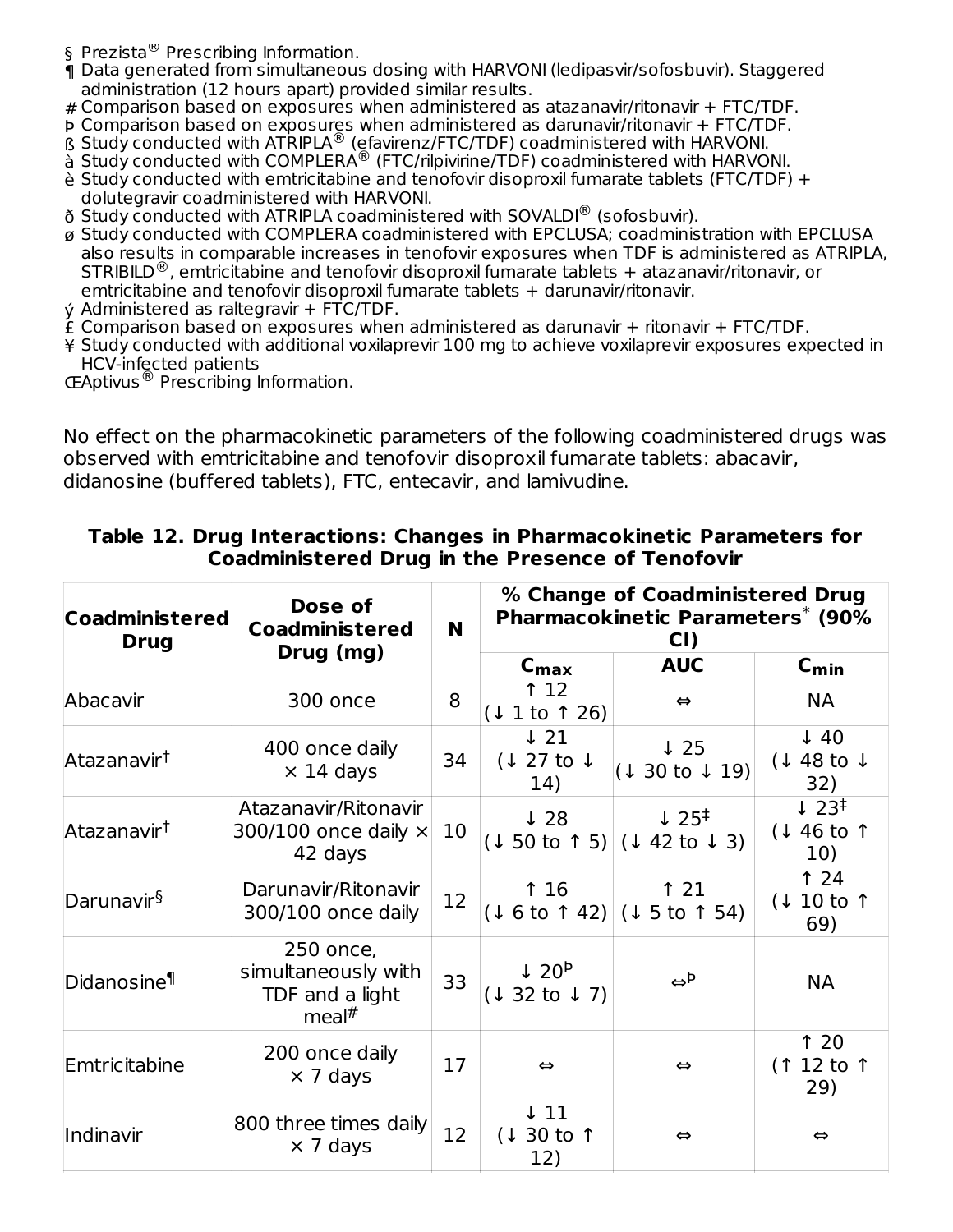§ Prezista® Prescribing Information.
¶ Data generated from simultaneous dosing with HARVONI (ledipasvir/sofosbuvir). Staggered administration (12 hours apart) provided similar results.
# Comparison based on exposures when administered as atazanavir/ritonavir + FTC/TDF.
Þ Comparison based on exposures when administered as darunavir/ritonavir + FTC/TDF.
ß Study conducted with ATRIPLA® (efavirenz/FTC/TDF) coadministered with HARVONI.
à Study conducted with COMPLERA® (FTC/rilpivirine/TDF) coadministered with HARVONI.
è Study conducted with emtricitabine and tenofovir disoproxil fumarate tablets (FTC/TDF) + dolutegravir coadministered with HARVONI.
ð Study conducted with ATRIPLA coadministered with SOVALDI® (sofosbuvir).
ø Study conducted with COMPLERA coadministered with EPCLUSA; coadministration with EPCLUSA also results in comparable increases in tenofovir exposures when TDF is administered as ATRIPLA, STRIBILD®, emtricitabine and tenofovir disoproxil fumarate tablets + atazanavir/ritonavir, or emtricitabine and tenofovir disoproxil fumarate tablets + darunavir/ritonavir.
ý Administered as raltegravir + FTC/TDF.
£ Comparison based on exposures when administered as darunavir + ritonavir + FTC/TDF.
¥ Study conducted with additional voxilaprevir 100 mg to achieve voxilaprevir exposures expected in HCV-infected patients
Œ Aptivus® Prescribing Information.

No effect on the pharmacokinetic parameters of the following coadministered drugs was observed with emtricitabine and tenofovir disoproxil fumarate tablets: abacavir, didanosine (buffered tablets), FTC, entecavir, and lamivudine.

**Table 12. Drug Interactions: Changes in Pharmacokinetic Parameters for Coadministered Drug in the Presence of Tenofovir**

| Coadministered Drug | Dose of Coadministered Drug (mg) | N | % Change of Coadministered Drug Pharmacokinetic Parameters* (90% CI) | | |
|---|---|---|---|---|---|
| | | | $C_{max}$ | AUC | $C_{min}$ |
| Abacavir | 300 once | 8 | ↑ 12 (↓ 1 to ↑ 26) | ⇔ | NA |
| Atazanavir† | 400 once daily × 14 days | 34 | ↓ 21 (↓ 27 to ↓ 14) | ↓ 25 (↓ 30 to ↓ 19) | ↓ 40 (↓ 48 to ↓ 32) |
| Atazanavir† | Atazanavir/Ritonavir 300/100 once daily × 42 days | 10 | ↓ 28 (↓ 50 to ↑ 5) | ↓ 25‡ (↓ 42 to ↓ 3) | ↓ 23‡ (↓ 46 to ↑ 10) |
| Darunavir§ | Darunavir/Ritonavir 300/100 once daily | 12 | ↑ 16 (↓ 6 to ↑ 42) | ↑ 21 (↓ 5 to ↑ 54) | ↑ 24 (↓ 10 to ↑ 69) |
| Didanosine¶ | 250 once, simultaneously with TDF and a light meal# | 33 | ↓ 20Þ (↓ 32 to ↓ 7) | ⇔Þ | NA |
| Emtricitabine | 200 once daily × 7 days | 17 | ⇔ | ⇔ | ↑ 20 (↑ 12 to ↑ 29) |
| Indinavir | 800 three times daily × 7 days | 12 | ↓ 11 (↓ 30 to ↑ 12) | ⇔ | ⇔ |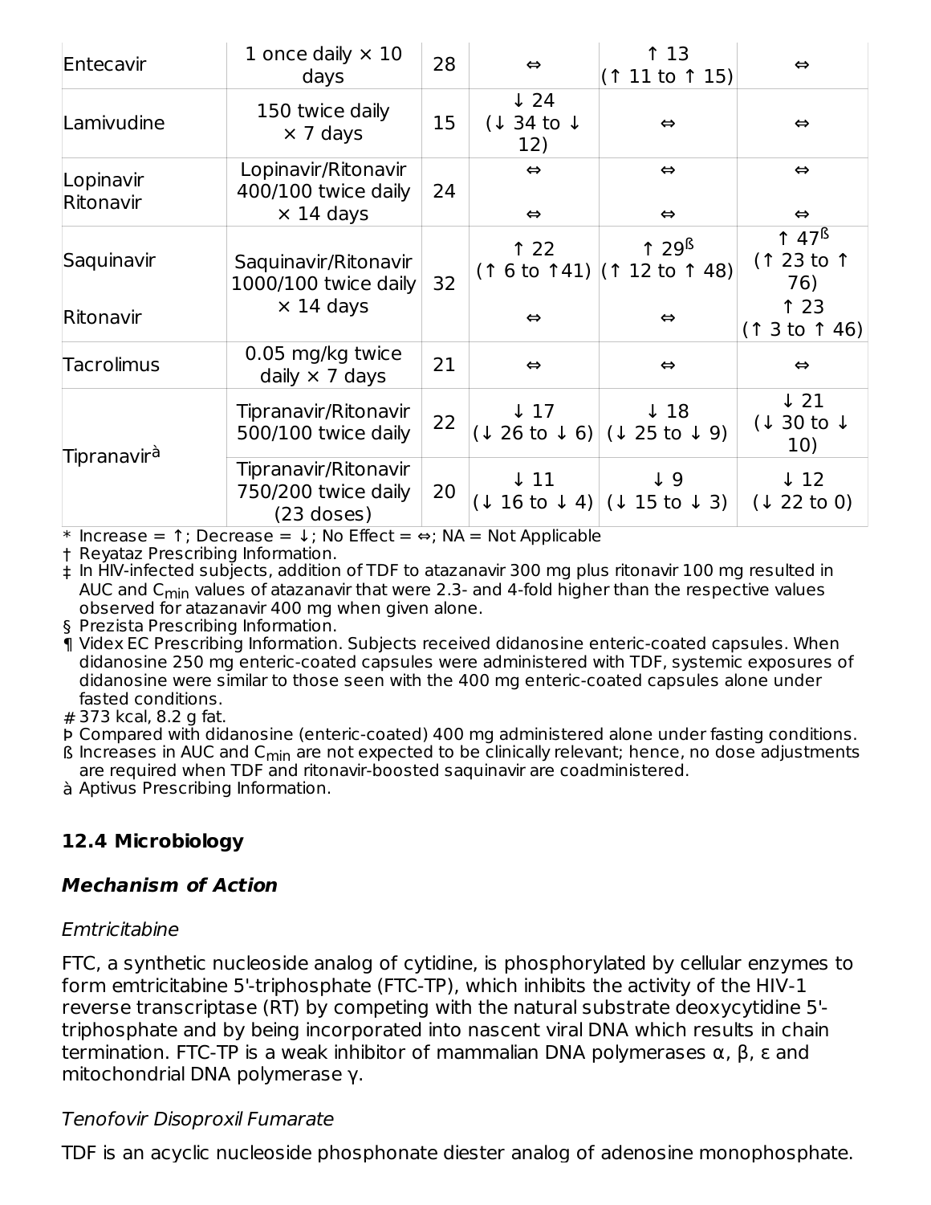| Entecavir | 1 once daily × 10 days | 28 | ⇔ | ↑ 13 (↑ 11 to ↑ 15) | ⇔ |
|---|---|---|---|---|---|
| Lamivudine | 150 twice daily × 7 days | 15 | ↓ 24 (↓ 34 to ↓ 12) | ⇔ | ⇔ |
| Lopinavir | Lopinavir/Ritonavir 400/100 twice daily × 14 days | 24 | ⇔ | ⇔ | ⇔ |
| Ritonavir | | | ⇔ | ⇔ | ⇔ |
| Saquinavir | Saquinavir/Ritonavir 1000/100 twice daily × 14 days | 32 | ↑ 22 (↑ 6 to ↑41) | ↑ 29ß (↑ 12 to ↑ 48) | ↑ 47ß (↑ 23 to ↑ 76) |
| Ritonavir | | | ⇔ | ⇔ | ↑ 23 (↑ 3 to ↑ 46) |
| Tacrolimus | 0.05 mg/kg twice daily × 7 days | 21 | ⇔ | ⇔ | ⇔ |
| Tipranavirà | Tipranavir/Ritonavir 500/100 twice daily | 22 | ↓ 17 (↓ 26 to ↓ 6) | ↓ 18 (↓ 25 to ↓ 9) | ↓ 21 (↓ 30 to ↓ 10) |
| | Tipranavir/Ritonavir 750/200 twice daily (23 doses) | 20 | ↓ 11 (↓ 16 to ↓ 4) | ↓ 9 (↓ 15 to ↓ 3) | ↓ 12 (↓ 22 to 0) |

\* Increase = ↑; Decrease = ↓; No Effect = ⇔; NA = Not Applicable

† Reyataz Prescribing Information.

‡ In HIV-infected subjects, addition of TDF to atazanavir 300 mg plus ritonavir 100 mg resulted in AUC and $C_{min}$ values of atazanavir that were 2.3- and 4-fold higher than the respective values observed for atazanavir 400 mg when given alone.

§ Prezista Prescribing Information.

¶ Videx EC Prescribing Information. Subjects received didanosine enteric-coated capsules. When didanosine 250 mg enteric-coated capsules were administered with TDF, systemic exposures of didanosine were similar to those seen with the 400 mg enteric-coated capsules alone under fasted conditions.

\# 373 kcal, 8.2 g fat.

Þ Compared with didanosine (enteric-coated) 400 mg administered alone under fasting conditions.

ß Increases in AUC and $C_{min}$ are not expected to be clinically relevant; hence, no dose adjustments are required when TDF and ritonavir-boosted saquinavir are coadministered.

à Aptivus Prescribing Information.

## 12.4 Microbiology

### *Mechanism of Action*

*Emtricitabine*

FTC, a synthetic nucleoside analog of cytidine, is phosphorylated by cellular enzymes to form emtricitabine 5'-triphosphate (FTC-TP), which inhibits the activity of the HIV-1 reverse transcriptase (RT) by competing with the natural substrate deoxycytidine 5'-triphosphate and by being incorporated into nascent viral DNA which results in chain termination. FTC-TP is a weak inhibitor of mammalian DNA polymerases α, β, ε and mitochondrial DNA polymerase γ.

*Tenofovir Disoproxil Fumarate*

TDF is an acyclic nucleoside phosphonate diester analog of adenosine monophosphate.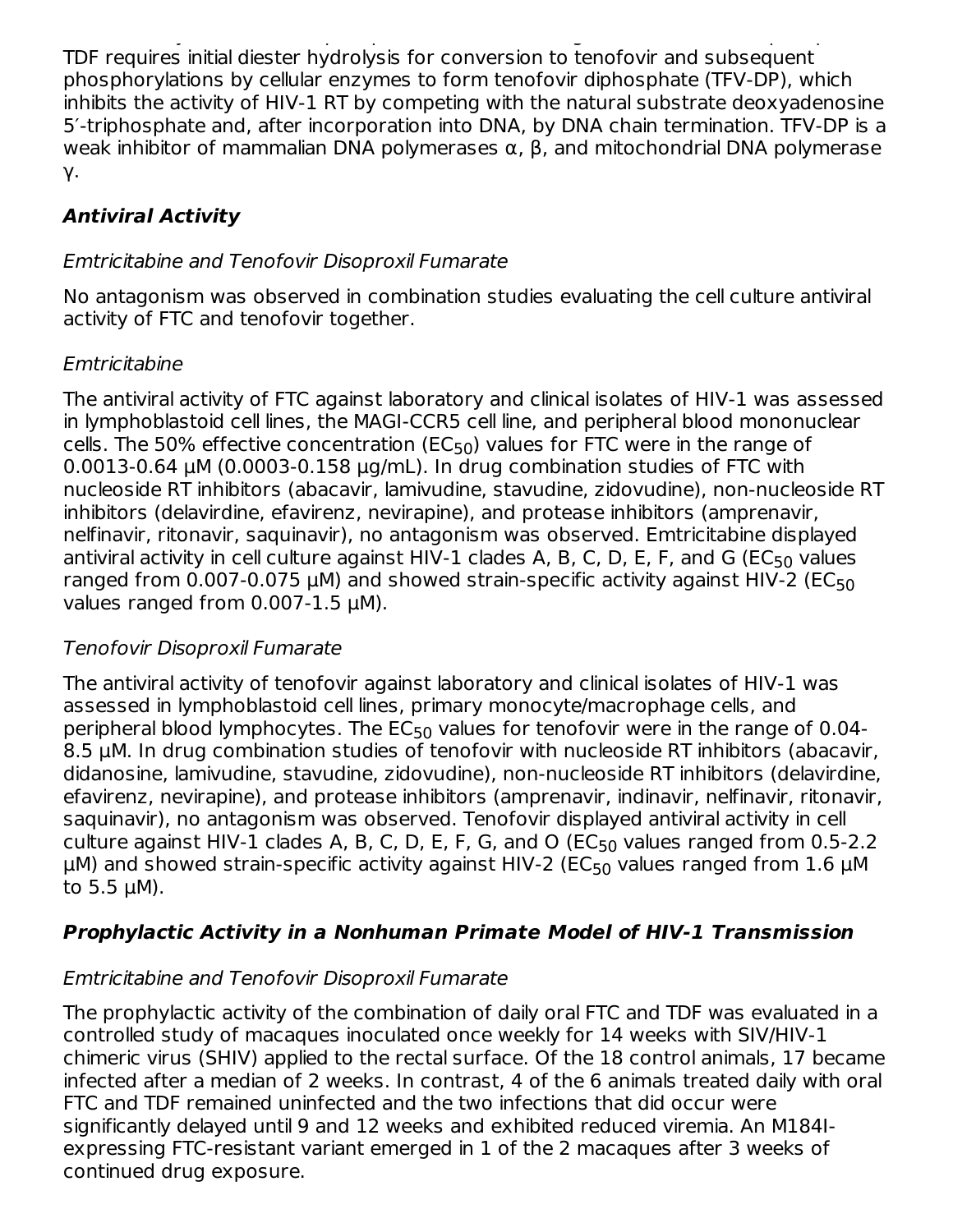TDF requires initial diester hydrolysis for conversion to tenofovir and subsequent phosphorylations by cellular enzymes to form tenofovir diphosphate (TFV-DP), which inhibits the activity of HIV-1 RT by competing with the natural substrate deoxyadenosine 5′-triphosphate and, after incorporation into DNA, by DNA chain termination. TFV-DP is a weak inhibitor of mammalian DNA polymerases α, β, and mitochondrial DNA polymerase γ.

### ***Antiviral Activity***

*Emtricitabine and Tenofovir Disoproxil Fumarate*

No antagonism was observed in combination studies evaluating the cell culture antiviral activity of FTC and tenofovir together.

*Emtricitabine*

The antiviral activity of FTC against laboratory and clinical isolates of HIV-1 was assessed in lymphoblastoid cell lines, the MAGI-CCR5 cell line, and peripheral blood mononuclear cells. The 50% effective concentration ($EC_{50}$) values for FTC were in the range of 0.0013-0.64 µM (0.0003-0.158 µg/mL). In drug combination studies of FTC with nucleoside RT inhibitors (abacavir, lamivudine, stavudine, zidovudine), non-nucleoside RT inhibitors (delavirdine, efavirenz, nevirapine), and protease inhibitors (amprenavir, nelfinavir, ritonavir, saquinavir), no antagonism was observed. Emtricitabine displayed antiviral activity in cell culture against HIV-1 clades A, B, C, D, E, F, and G ($EC_{50}$ values ranged from 0.007-0.075 µM) and showed strain-specific activity against HIV-2 ($EC_{50}$ values ranged from 0.007-1.5 µM).

*Tenofovir Disoproxil Fumarate*

The antiviral activity of tenofovir against laboratory and clinical isolates of HIV-1 was assessed in lymphoblastoid cell lines, primary monocyte/macrophage cells, and peripheral blood lymphocytes. The $EC_{50}$ values for tenofovir were in the range of 0.04-8.5 µM. In drug combination studies of tenofovir with nucleoside RT inhibitors (abacavir, didanosine, lamivudine, stavudine, zidovudine), non-nucleoside RT inhibitors (delavirdine, efavirenz, nevirapine), and protease inhibitors (amprenavir, indinavir, nelfinavir, ritonavir, saquinavir), no antagonism was observed. Tenofovir displayed antiviral activity in cell culture against HIV-1 clades A, B, C, D, E, F, G, and O ($EC_{50}$ values ranged from 0.5-2.2 µM) and showed strain-specific activity against HIV-2 ($EC_{50}$ values ranged from 1.6 µM to 5.5 µM).

### ***Prophylactic Activity in a Nonhuman Primate Model of HIV-1 Transmission***

*Emtricitabine and Tenofovir Disoproxil Fumarate*

The prophylactic activity of the combination of daily oral FTC and TDF was evaluated in a controlled study of macaques inoculated once weekly for 14 weeks with SIV/HIV-1 chimeric virus (SHIV) applied to the rectal surface. Of the 18 control animals, 17 became infected after a median of 2 weeks. In contrast, 4 of the 6 animals treated daily with oral FTC and TDF remained uninfected and the two infections that did occur were significantly delayed until 9 and 12 weeks and exhibited reduced viremia. An M184I-expressing FTC-resistant variant emerged in 1 of the 2 macaques after 3 weeks of continued drug exposure.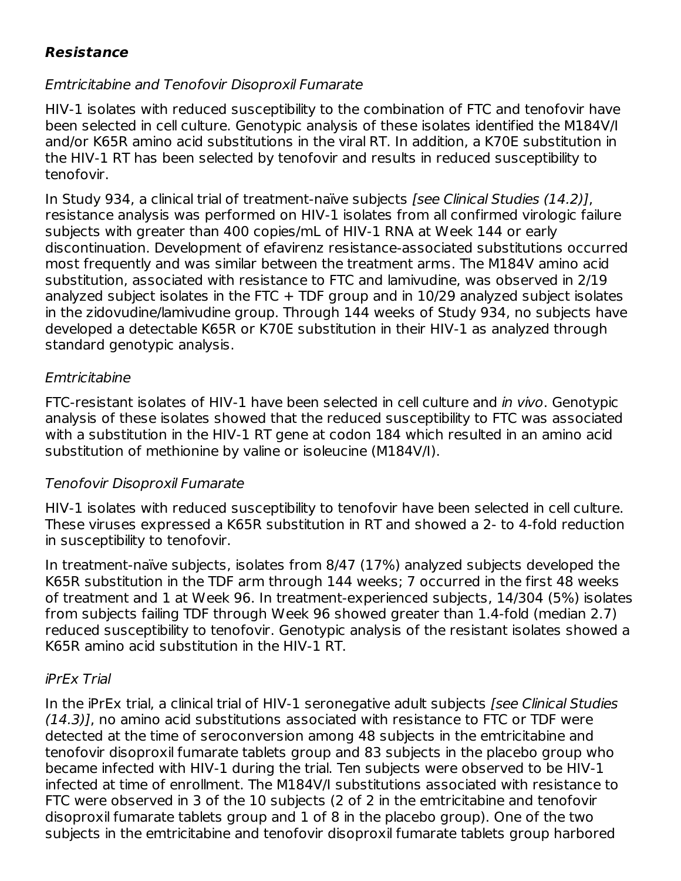### **Resistance**

*Emtricitabine and Tenofovir Disoproxil Fumarate*

HIV-1 isolates with reduced susceptibility to the combination of FTC and tenofovir have been selected in cell culture. Genotypic analysis of these isolates identified the M184V/I and/or K65R amino acid substitutions in the viral RT. In addition, a K70E substitution in the HIV-1 RT has been selected by tenofovir and results in reduced susceptibility to tenofovir.

In Study 934, a clinical trial of treatment-naïve subjects *[see Clinical Studies (14.2)]*, resistance analysis was performed on HIV-1 isolates from all confirmed virologic failure subjects with greater than 400 copies/mL of HIV-1 RNA at Week 144 or early discontinuation. Development of efavirenz resistance-associated substitutions occurred most frequently and was similar between the treatment arms. The M184V amino acid substitution, associated with resistance to FTC and lamivudine, was observed in 2/19 analyzed subject isolates in the FTC + TDF group and in 10/29 analyzed subject isolates in the zidovudine/lamivudine group. Through 144 weeks of Study 934, no subjects have developed a detectable K65R or K70E substitution in their HIV-1 as analyzed through standard genotypic analysis.

*Emtricitabine*

FTC-resistant isolates of HIV-1 have been selected in cell culture and *in vivo*. Genotypic analysis of these isolates showed that the reduced susceptibility to FTC was associated with a substitution in the HIV-1 RT gene at codon 184 which resulted in an amino acid substitution of methionine by valine or isoleucine (M184V/I).

*Tenofovir Disoproxil Fumarate*

HIV-1 isolates with reduced susceptibility to tenofovir have been selected in cell culture. These viruses expressed a K65R substitution in RT and showed a 2- to 4-fold reduction in susceptibility to tenofovir.

In treatment-naïve subjects, isolates from 8/47 (17%) analyzed subjects developed the K65R substitution in the TDF arm through 144 weeks; 7 occurred in the first 48 weeks of treatment and 1 at Week 96. In treatment-experienced subjects, 14/304 (5%) isolates from subjects failing TDF through Week 96 showed greater than 1.4-fold (median 2.7) reduced susceptibility to tenofovir. Genotypic analysis of the resistant isolates showed a K65R amino acid substitution in the HIV-1 RT.

*iPrEx Trial*

In the iPrEx trial, a clinical trial of HIV-1 seronegative adult subjects *[see Clinical Studies (14.3)]*, no amino acid substitutions associated with resistance to FTC or TDF were detected at the time of seroconversion among 48 subjects in the emtricitabine and tenofovir disoproxil fumarate tablets group and 83 subjects in the placebo group who became infected with HIV-1 during the trial. Ten subjects were observed to be HIV-1 infected at time of enrollment. The M184V/I substitutions associated with resistance to FTC were observed in 3 of the 10 subjects (2 of 2 in the emtricitabine and tenofovir disoproxil fumarate tablets group and 1 of 8 in the placebo group). One of the two subjects in the emtricitabine and tenofovir disoproxil fumarate tablets group harbored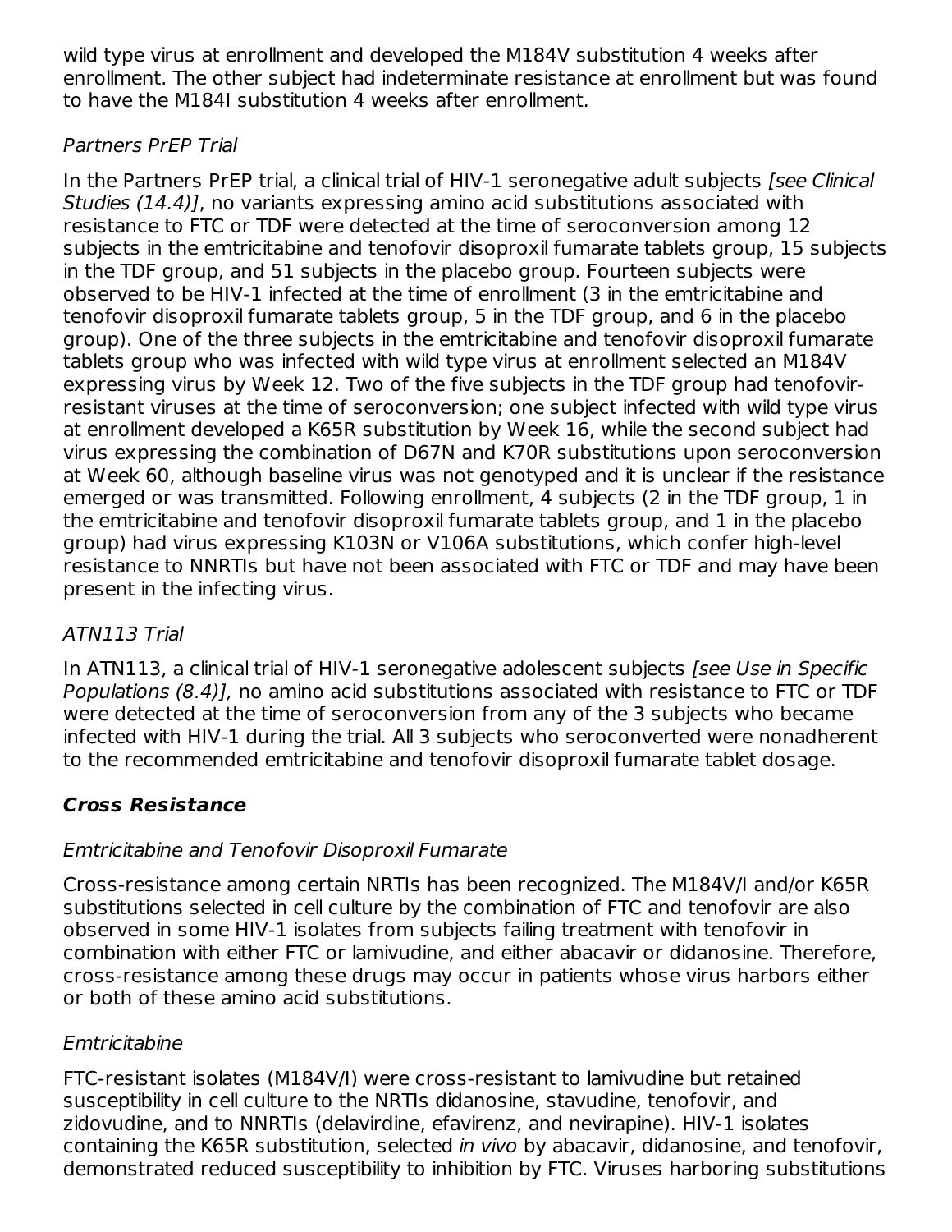wild type virus at enrollment and developed the M184V substitution 4 weeks after enrollment. The other subject had indeterminate resistance at enrollment but was found to have the M184I substitution 4 weeks after enrollment.

*Partners PrEP Trial*

In the Partners PrEP trial, a clinical trial of HIV-1 seronegative adult subjects *[see Clinical Studies (14.4)]*, no variants expressing amino acid substitutions associated with resistance to FTC or TDF were detected at the time of seroconversion among 12 subjects in the emtricitabine and tenofovir disoproxil fumarate tablets group, 15 subjects in the TDF group, and 51 subjects in the placebo group. Fourteen subjects were observed to be HIV-1 infected at the time of enrollment (3 in the emtricitabine and tenofovir disoproxil fumarate tablets group, 5 in the TDF group, and 6 in the placebo group). One of the three subjects in the emtricitabine and tenofovir disoproxil fumarate tablets group who was infected with wild type virus at enrollment selected an M184V expressing virus by Week 12. Two of the five subjects in the TDF group had tenofovir-resistant viruses at the time of seroconversion; one subject infected with wild type virus at enrollment developed a K65R substitution by Week 16, while the second subject had virus expressing the combination of D67N and K70R substitutions upon seroconversion at Week 60, although baseline virus was not genotyped and it is unclear if the resistance emerged or was transmitted. Following enrollment, 4 subjects (2 in the TDF group, 1 in the emtricitabine and tenofovir disoproxil fumarate tablets group, and 1 in the placebo group) had virus expressing K103N or V106A substitutions, which confer high-level resistance to NNRTIs but have not been associated with FTC or TDF and may have been present in the infecting virus.

*ATN113 Trial*

In ATN113, a clinical trial of HIV-1 seronegative adolescent subjects *[see Use in Specific Populations (8.4)]*, no amino acid substitutions associated with resistance to FTC or TDF were detected at the time of seroconversion from any of the 3 subjects who became infected with HIV-1 during the trial. All 3 subjects who seroconverted were nonadherent to the recommended emtricitabine and tenofovir disoproxil fumarate tablet dosage.

### *Cross Resistance*

*Emtricitabine and Tenofovir Disoproxil Fumarate*

Cross-resistance among certain NRTIs has been recognized. The M184V/I and/or K65R substitutions selected in cell culture by the combination of FTC and tenofovir are also observed in some HIV-1 isolates from subjects failing treatment with tenofovir in combination with either FTC or lamivudine, and either abacavir or didanosine. Therefore, cross-resistance among these drugs may occur in patients whose virus harbors either or both of these amino acid substitutions.

*Emtricitabine*

FTC-resistant isolates (M184V/I) were cross-resistant to lamivudine but retained susceptibility in cell culture to the NRTIs didanosine, stavudine, tenofovir, and zidovudine, and to NNRTIs (delavirdine, efavirenz, and nevirapine). HIV-1 isolates containing the K65R substitution, selected *in vivo* by abacavir, didanosine, and tenofovir, demonstrated reduced susceptibility to inhibition by FTC. Viruses harboring substitutions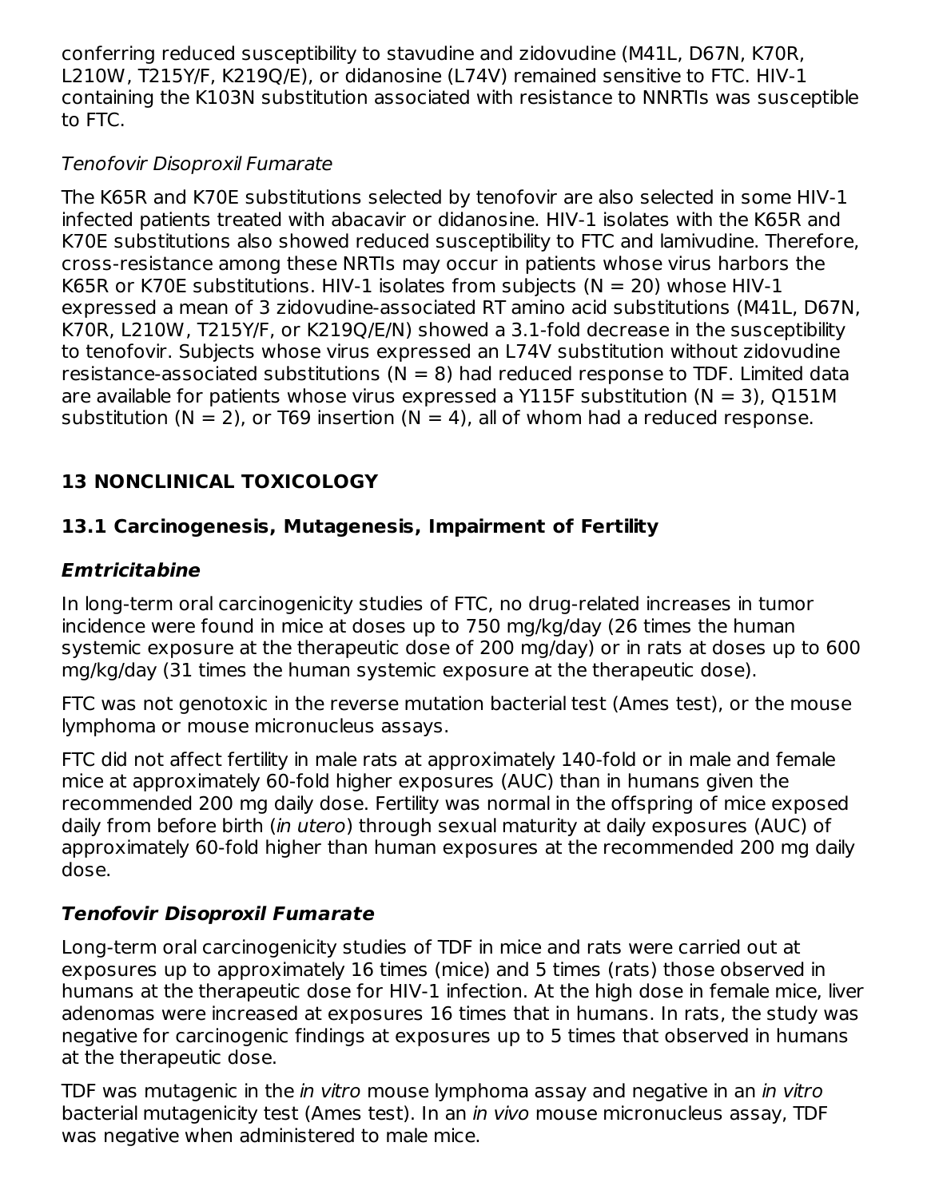conferring reduced susceptibility to stavudine and zidovudine (M41L, D67N, K70R, L210W, T215Y/F, K219Q/E), or didanosine (L74V) remained sensitive to FTC. HIV-1 containing the K103N substitution associated with resistance to NNRTIs was susceptible to FTC.

*Tenofovir Disoproxil Fumarate*

The K65R and K70E substitutions selected by tenofovir are also selected in some HIV-1 infected patients treated with abacavir or didanosine. HIV-1 isolates with the K65R and K70E substitutions also showed reduced susceptibility to FTC and lamivudine. Therefore, cross-resistance among these NRTIs may occur in patients whose virus harbors the K65R or K70E substitutions. HIV-1 isolates from subjects (N = 20) whose HIV-1 expressed a mean of 3 zidovudine-associated RT amino acid substitutions (M41L, D67N, K70R, L210W, T215Y/F, or K219Q/E/N) showed a 3.1-fold decrease in the susceptibility to tenofovir. Subjects whose virus expressed an L74V substitution without zidovudine resistance-associated substitutions (N = 8) had reduced response to TDF. Limited data are available for patients whose virus expressed a Y115F substitution (N = 3), Q151M substitution (N = 2), or T69 insertion (N = 4), all of whom had a reduced response.

## 13 NONCLINICAL TOXICOLOGY

### 13.1 Carcinogenesis, Mutagenesis, Impairment of Fertility

#### *Emtricitabine*

In long-term oral carcinogenicity studies of FTC, no drug-related increases in tumor incidence were found in mice at doses up to 750 mg/kg/day (26 times the human systemic exposure at the therapeutic dose of 200 mg/day) or in rats at doses up to 600 mg/kg/day (31 times the human systemic exposure at the therapeutic dose).

FTC was not genotoxic in the reverse mutation bacterial test (Ames test), or the mouse lymphoma or mouse micronucleus assays.

FTC did not affect fertility in male rats at approximately 140-fold or in male and female mice at approximately 60-fold higher exposures (AUC) than in humans given the recommended 200 mg daily dose. Fertility was normal in the offspring of mice exposed daily from before birth (*in utero*) through sexual maturity at daily exposures (AUC) of approximately 60-fold higher than human exposures at the recommended 200 mg daily dose.

#### *Tenofovir Disoproxil Fumarate*

Long-term oral carcinogenicity studies of TDF in mice and rats were carried out at exposures up to approximately 16 times (mice) and 5 times (rats) those observed in humans at the therapeutic dose for HIV-1 infection. At the high dose in female mice, liver adenomas were increased at exposures 16 times that in humans. In rats, the study was negative for carcinogenic findings at exposures up to 5 times that observed in humans at the therapeutic dose.

TDF was mutagenic in the *in vitro* mouse lymphoma assay and negative in an *in vitro* bacterial mutagenicity test (Ames test). In an *in vivo* mouse micronucleus assay, TDF was negative when administered to male mice.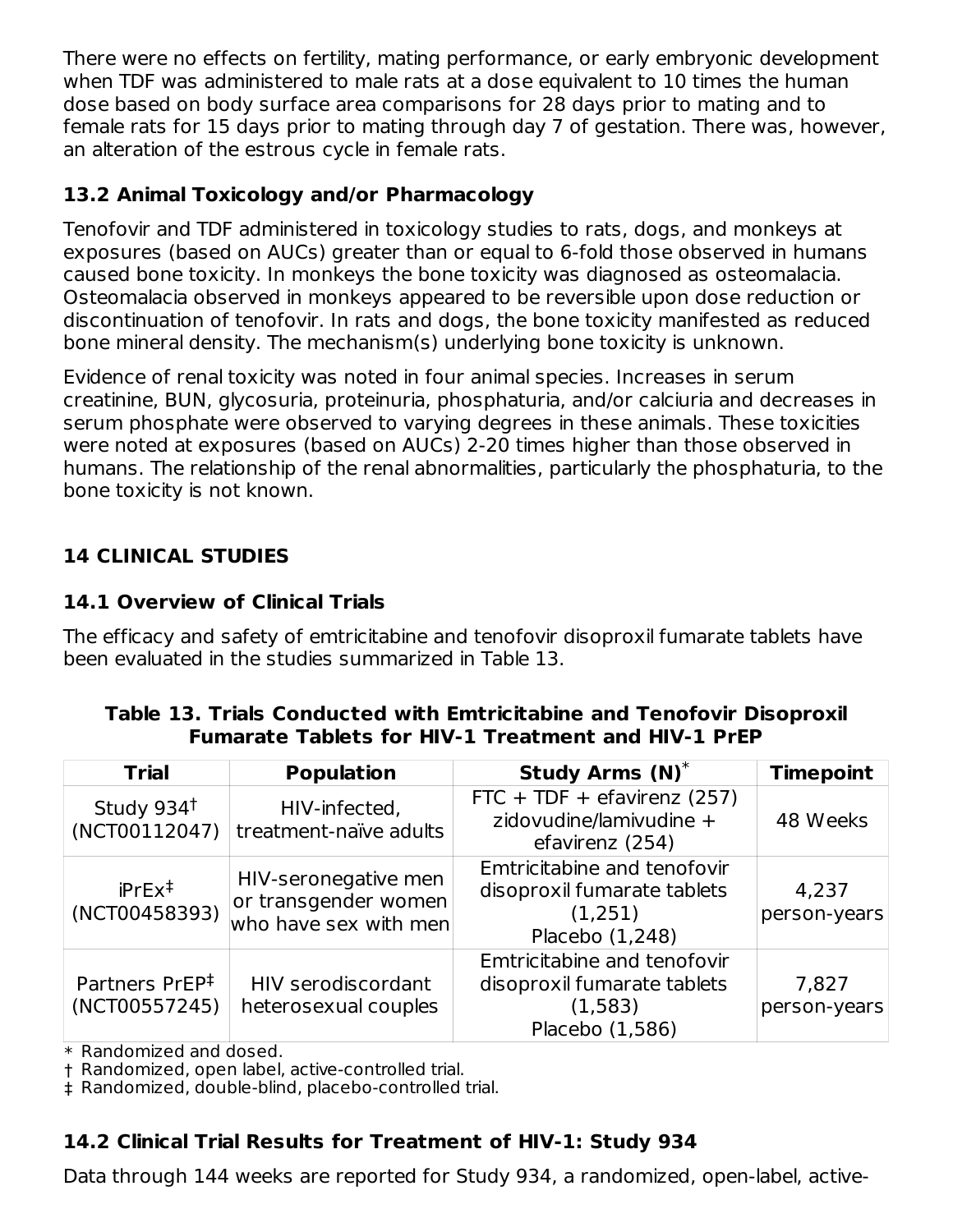There were no effects on fertility, mating performance, or early embryonic development when TDF was administered to male rats at a dose equivalent to 10 times the human dose based on body surface area comparisons for 28 days prior to mating and to female rats for 15 days prior to mating through day 7 of gestation. There was, however, an alteration of the estrous cycle in female rats.

### 13.2 Animal Toxicology and/or Pharmacology

Tenofovir and TDF administered in toxicology studies to rats, dogs, and monkeys at exposures (based on AUCs) greater than or equal to 6-fold those observed in humans caused bone toxicity. In monkeys the bone toxicity was diagnosed as osteomalacia. Osteomalacia observed in monkeys appeared to be reversible upon dose reduction or discontinuation of tenofovir. In rats and dogs, the bone toxicity manifested as reduced bone mineral density. The mechanism(s) underlying bone toxicity is unknown.

Evidence of renal toxicity was noted in four animal species. Increases in serum creatinine, BUN, glycosuria, proteinuria, phosphaturia, and/or calciuria and decreases in serum phosphate were observed to varying degrees in these animals. These toxicities were noted at exposures (based on AUCs) 2-20 times higher than those observed in humans. The relationship of the renal abnormalities, particularly the phosphaturia, to the bone toxicity is not known.

## 14 CLINICAL STUDIES

### 14.1 Overview of Clinical Trials

The efficacy and safety of emtricitabine and tenofovir disoproxil fumarate tablets have been evaluated in the studies summarized in Table 13.

**Table 13. Trials Conducted with Emtricitabine and Tenofovir Disoproxil Fumarate Tablets for HIV-1 Treatment and HIV-1 PrEP**

| Trial | Population | Study Arms (N)* | Timepoint |
|---|---|---|---|
| Study 934† (NCT00112047) | HIV-infected, treatment-naïve adults | FTC + TDF + efavirenz (257) zidovudine/lamivudine + efavirenz (254) | 48 Weeks |
| iPrEx‡ (NCT00458393) | HIV-seronegative men or transgender women who have sex with men | Emtricitabine and tenofovir disoproxil fumarate tablets (1,251) Placebo (1,248) | 4,237 person-years |
| Partners PrEP‡ (NCT00557245) | HIV serodiscordant heterosexual couples | Emtricitabine and tenofovir disoproxil fumarate tablets (1,583) Placebo (1,586) | 7,827 person-years |

\* Randomized and dosed.
† Randomized, open label, active-controlled trial.
‡ Randomized, double-blind, placebo-controlled trial.

### 14.2 Clinical Trial Results for Treatment of HIV-1: Study 934

Data through 144 weeks are reported for Study 934, a randomized, open-label, active-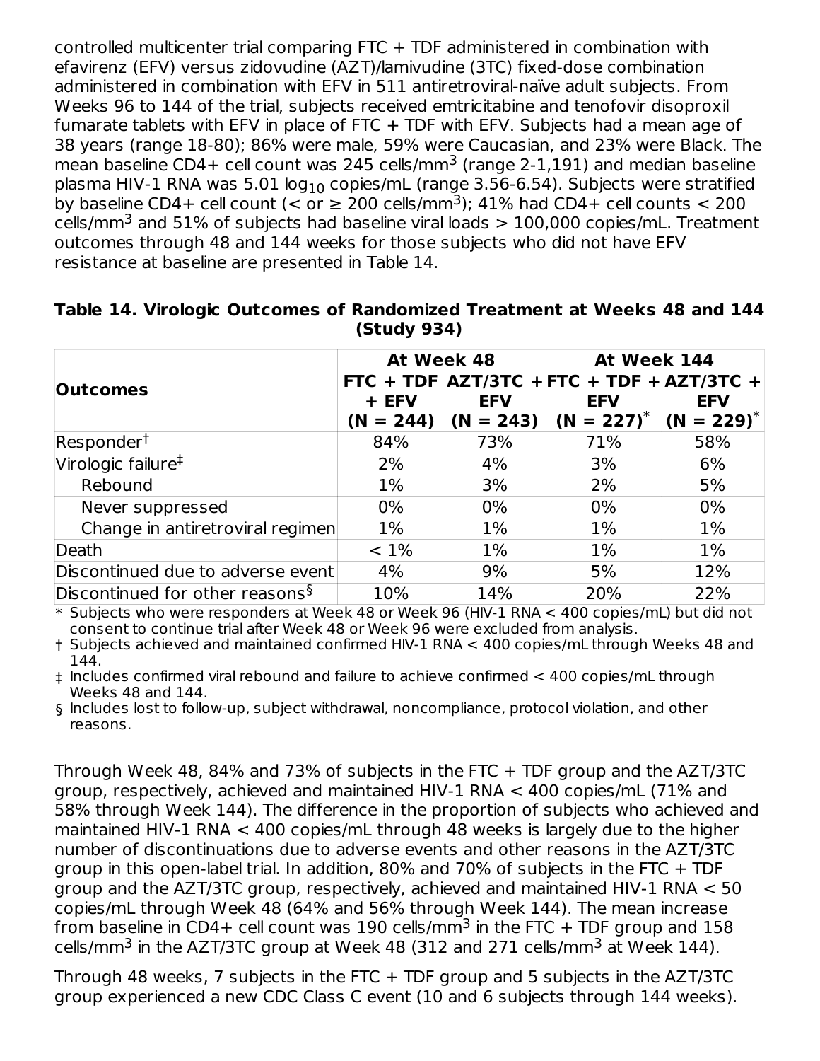controlled multicenter trial comparing FTC + TDF administered in combination with efavirenz (EFV) versus zidovudine (AZT)/lamivudine (3TC) fixed-dose combination administered in combination with EFV in 511 antiretroviral-naïve adult subjects. From Weeks 96 to 144 of the trial, subjects received emtricitabine and tenofovir disoproxil fumarate tablets with EFV in place of FTC + TDF with EFV. Subjects had a mean age of 38 years (range 18-80); 86% were male, 59% were Caucasian, and 23% were Black. The mean baseline CD4+ cell count was 245 cells/mm$^3$ (range 2-1,191) and median baseline plasma HIV-1 RNA was 5.01 $\log_{10}$ copies/mL (range 3.56-6.54). Subjects were stratified by baseline CD4+ cell count (< or ≥ 200 cells/mm$^3$); 41% had CD4+ cell counts < 200 cells/mm$^3$ and 51% of subjects had baseline viral loads > 100,000 copies/mL. Treatment outcomes through 48 and 144 weeks for those subjects who did not have EFV resistance at baseline are presented in Table 14.

**Table 14. Virologic Outcomes of Randomized Treatment at Weeks 48 and 144 (Study 934)**

| Outcomes | At Week 48 | | At Week 144 | |
|---|---|---|---|---|
| | FTC + TDF + EFV (N = 244) | AZT/3TC + EFV (N = 243) | FTC + TDF + EFV (N = 227)* | AZT/3TC + EFV (N = 229)* |
| Responder† | 84% | 73% | 71% | 58% |
| Virologic failure‡ | 2% | 4% | 3% | 6% |
| Rebound | 1% | 3% | 2% | 5% |
| Never suppressed | 0% | 0% | 0% | 0% |
| Change in antiretroviral regimen | 1% | 1% | 1% | 1% |
| Death | < 1% | 1% | 1% | 1% |
| Discontinued due to adverse event | 4% | 9% | 5% | 12% |
| Discontinued for other reasons§ | 10% | 14% | 20% | 22% |

\* Subjects who were responders at Week 48 or Week 96 (HIV-1 RNA < 400 copies/mL) but did not consent to continue trial after Week 48 or Week 96 were excluded from analysis.

† Subjects achieved and maintained confirmed HIV-1 RNA < 400 copies/mL through Weeks 48 and 144.

‡ Includes confirmed viral rebound and failure to achieve confirmed < 400 copies/mL through Weeks 48 and 144.

§ Includes lost to follow-up, subject withdrawal, noncompliance, protocol violation, and other reasons.

Through Week 48, 84% and 73% of subjects in the FTC + TDF group and the AZT/3TC group, respectively, achieved and maintained HIV-1 RNA < 400 copies/mL (71% and 58% through Week 144). The difference in the proportion of subjects who achieved and maintained HIV-1 RNA < 400 copies/mL through 48 weeks is largely due to the higher number of discontinuations due to adverse events and other reasons in the AZT/3TC group in this open-label trial. In addition, 80% and 70% of subjects in the FTC + TDF group and the AZT/3TC group, respectively, achieved and maintained HIV-1 RNA < 50 copies/mL through Week 48 (64% and 56% through Week 144). The mean increase from baseline in CD4+ cell count was 190 cells/mm$^3$ in the FTC + TDF group and 158 cells/mm$^3$ in the AZT/3TC group at Week 48 (312 and 271 cells/mm$^3$ at Week 144).

Through 48 weeks, 7 subjects in the FTC + TDF group and 5 subjects in the AZT/3TC group experienced a new CDC Class C event (10 and 6 subjects through 144 weeks).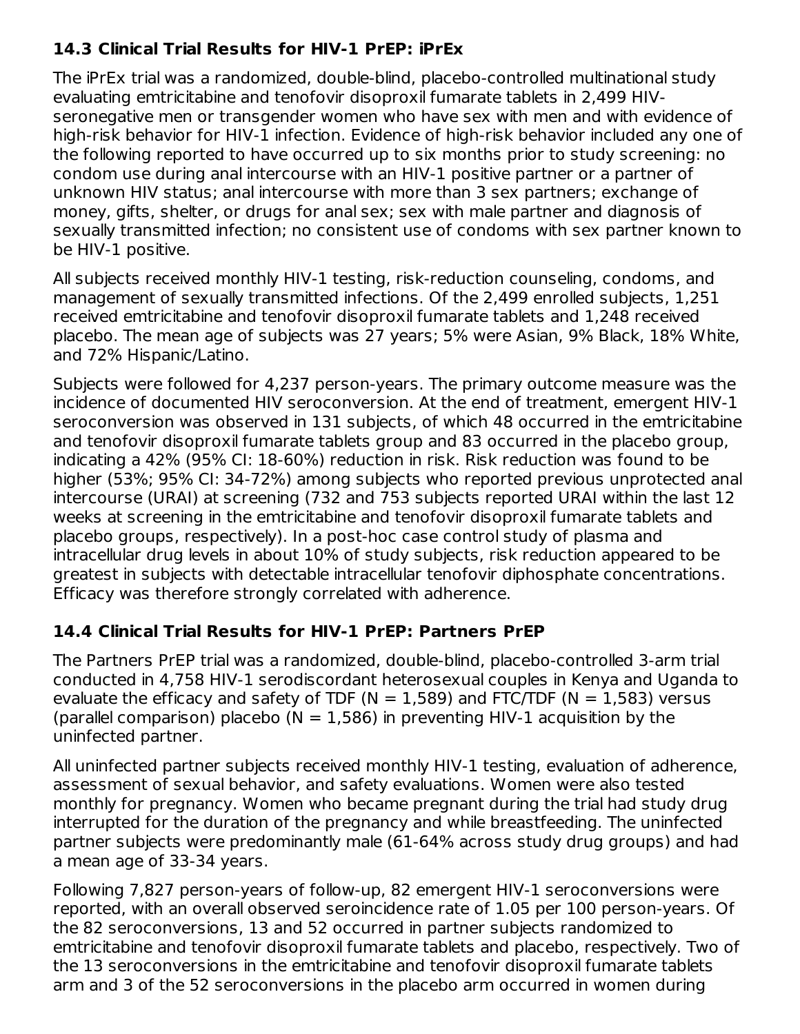### 14.3 Clinical Trial Results for HIV-1 PrEP: iPrEx

The iPrEx trial was a randomized, double-blind, placebo-controlled multinational study evaluating emtricitabine and tenofovir disoproxil fumarate tablets in 2,499 HIV-seronegative men or transgender women who have sex with men and with evidence of high-risk behavior for HIV-1 infection. Evidence of high-risk behavior included any one of the following reported to have occurred up to six months prior to study screening: no condom use during anal intercourse with an HIV-1 positive partner or a partner of unknown HIV status; anal intercourse with more than 3 sex partners; exchange of money, gifts, shelter, or drugs for anal sex; sex with male partner and diagnosis of sexually transmitted infection; no consistent use of condoms with sex partner known to be HIV-1 positive.

All subjects received monthly HIV-1 testing, risk-reduction counseling, condoms, and management of sexually transmitted infections. Of the 2,499 enrolled subjects, 1,251 received emtricitabine and tenofovir disoproxil fumarate tablets and 1,248 received placebo. The mean age of subjects was 27 years; 5% were Asian, 9% Black, 18% White, and 72% Hispanic/Latino.

Subjects were followed for 4,237 person-years. The primary outcome measure was the incidence of documented HIV seroconversion. At the end of treatment, emergent HIV-1 seroconversion was observed in 131 subjects, of which 48 occurred in the emtricitabine and tenofovir disoproxil fumarate tablets group and 83 occurred in the placebo group, indicating a 42% (95% CI: 18-60%) reduction in risk. Risk reduction was found to be higher (53%; 95% CI: 34-72%) among subjects who reported previous unprotected anal intercourse (URAI) at screening (732 and 753 subjects reported URAI within the last 12 weeks at screening in the emtricitabine and tenofovir disoproxil fumarate tablets and placebo groups, respectively). In a post-hoc case control study of plasma and intracellular drug levels in about 10% of study subjects, risk reduction appeared to be greatest in subjects with detectable intracellular tenofovir diphosphate concentrations. Efficacy was therefore strongly correlated with adherence.

### 14.4 Clinical Trial Results for HIV-1 PrEP: Partners PrEP

The Partners PrEP trial was a randomized, double-blind, placebo-controlled 3-arm trial conducted in 4,758 HIV-1 serodiscordant heterosexual couples in Kenya and Uganda to evaluate the efficacy and safety of TDF (N = 1,589) and FTC/TDF (N = 1,583) versus (parallel comparison) placebo (N = 1,586) in preventing HIV-1 acquisition by the uninfected partner.

All uninfected partner subjects received monthly HIV-1 testing, evaluation of adherence, assessment of sexual behavior, and safety evaluations. Women were also tested monthly for pregnancy. Women who became pregnant during the trial had study drug interrupted for the duration of the pregnancy and while breastfeeding. The uninfected partner subjects were predominantly male (61-64% across study drug groups) and had a mean age of 33-34 years.

Following 7,827 person-years of follow-up, 82 emergent HIV-1 seroconversions were reported, with an overall observed seroincidence rate of 1.05 per 100 person-years. Of the 82 seroconversions, 13 and 52 occurred in partner subjects randomized to emtricitabine and tenofovir disoproxil fumarate tablets and placebo, respectively. Two of the 13 seroconversions in the emtricitabine and tenofovir disoproxil fumarate tablets arm and 3 of the 52 seroconversions in the placebo arm occurred in women during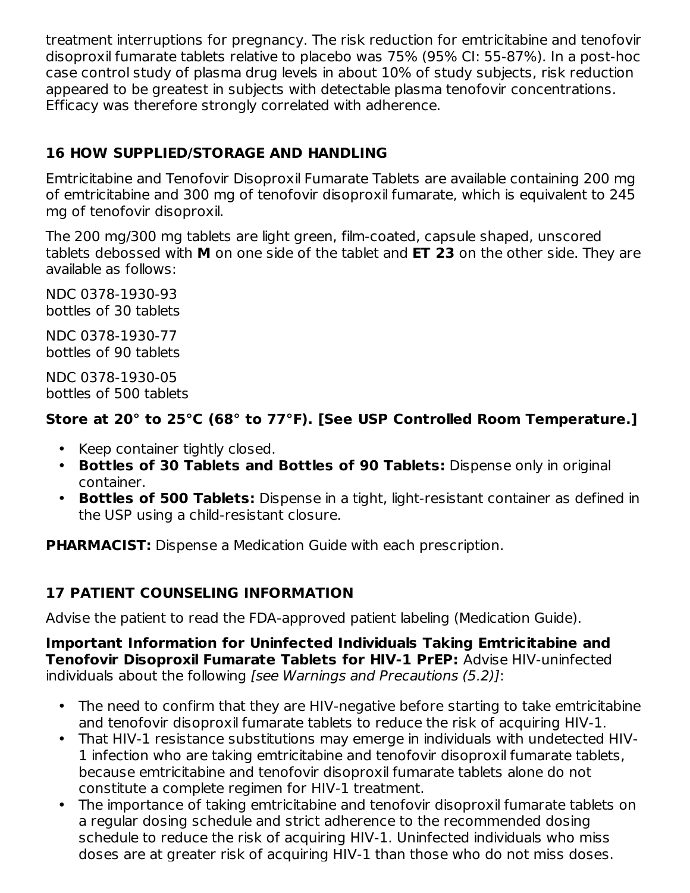treatment interruptions for pregnancy. The risk reduction for emtricitabine and tenofovir disoproxil fumarate tablets relative to placebo was 75% (95% CI: 55-87%). In a post-hoc case control study of plasma drug levels in about 10% of study subjects, risk reduction appeared to be greatest in subjects with detectable plasma tenofovir concentrations. Efficacy was therefore strongly correlated with adherence.

## 16 HOW SUPPLIED/STORAGE AND HANDLING

Emtricitabine and Tenofovir Disoproxil Fumarate Tablets are available containing 200 mg of emtricitabine and 300 mg of tenofovir disoproxil fumarate, which is equivalent to 245 mg of tenofovir disoproxil.

The 200 mg/300 mg tablets are light green, film-coated, capsule shaped, unscored tablets debossed with **M** on one side of the tablet and **ET 23** on the other side. They are available as follows:

NDC 0378-1930-93
bottles of 30 tablets

NDC 0378-1930-77
bottles of 90 tablets

NDC 0378-1930-05
bottles of 500 tablets

**Store at 20° to 25°C (68° to 77°F). [See USP Controlled Room Temperature.]**

- Keep container tightly closed.
- **Bottles of 30 Tablets and Bottles of 90 Tablets:** Dispense only in original container.
- **Bottles of 500 Tablets:** Dispense in a tight, light-resistant container as defined in the USP using a child-resistant closure.

**PHARMACIST:** Dispense a Medication Guide with each prescription.

## 17 PATIENT COUNSELING INFORMATION

Advise the patient to read the FDA-approved patient labeling (Medication Guide).

**Important Information for Uninfected Individuals Taking Emtricitabine and Tenofovir Disoproxil Fumarate Tablets for HIV-1 PrEP:** Advise HIV-uninfected individuals about the following *[see Warnings and Precautions (5.2)]*:

- The need to confirm that they are HIV-negative before starting to take emtricitabine and tenofovir disoproxil fumarate tablets to reduce the risk of acquiring HIV-1.
- That HIV-1 resistance substitutions may emerge in individuals with undetected HIV-1 infection who are taking emtricitabine and tenofovir disoproxil fumarate tablets, because emtricitabine and tenofovir disoproxil fumarate tablets alone do not constitute a complete regimen for HIV-1 treatment.
- The importance of taking emtricitabine and tenofovir disoproxil fumarate tablets on a regular dosing schedule and strict adherence to the recommended dosing schedule to reduce the risk of acquiring HIV-1. Uninfected individuals who miss doses are at greater risk of acquiring HIV-1 than those who do not miss doses.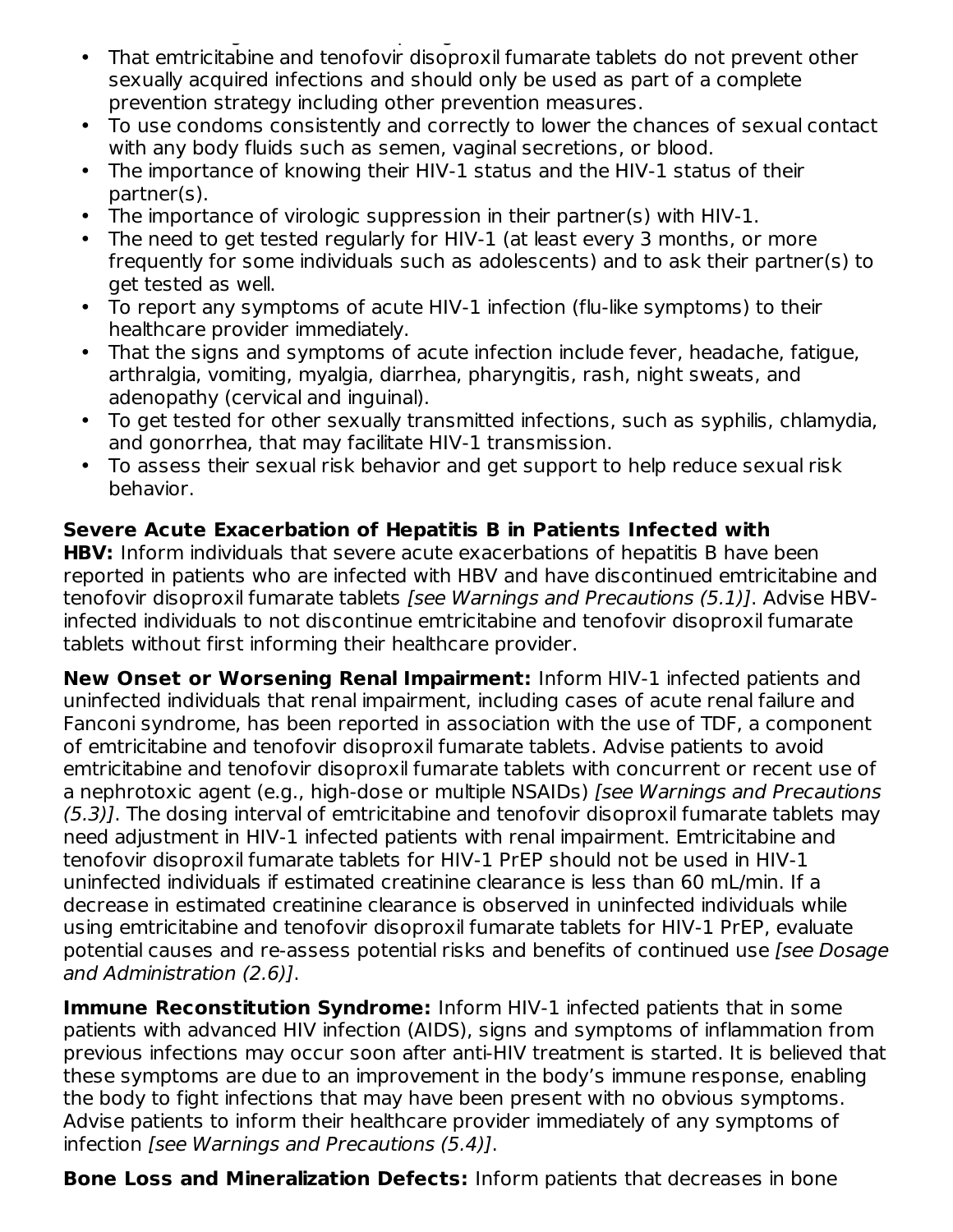- That emtricitabine and tenofovir disoproxil fumarate tablets do not prevent other sexually acquired infections and should only be used as part of a complete prevention strategy including other prevention measures.
- To use condoms consistently and correctly to lower the chances of sexual contact with any body fluids such as semen, vaginal secretions, or blood.
- The importance of knowing their HIV-1 status and the HIV-1 status of their partner(s).
- The importance of virologic suppression in their partner(s) with HIV-1.
- The need to get tested regularly for HIV-1 (at least every 3 months, or more frequently for some individuals such as adolescents) and to ask their partner(s) to get tested as well.
- To report any symptoms of acute HIV-1 infection (flu-like symptoms) to their healthcare provider immediately.
- That the signs and symptoms of acute infection include fever, headache, fatigue, arthralgia, vomiting, myalgia, diarrhea, pharyngitis, rash, night sweats, and adenopathy (cervical and inguinal).
- To get tested for other sexually transmitted infections, such as syphilis, chlamydia, and gonorrhea, that may facilitate HIV-1 transmission.
- To assess their sexual risk behavior and get support to help reduce sexual risk behavior.

**Severe Acute Exacerbation of Hepatitis B in Patients Infected with HBV:** Inform individuals that severe acute exacerbations of hepatitis B have been reported in patients who are infected with HBV and have discontinued emtricitabine and tenofovir disoproxil fumarate tablets *[see Warnings and Precautions (5.1)]*. Advise HBV-infected individuals to not discontinue emtricitabine and tenofovir disoproxil fumarate tablets without first informing their healthcare provider.

**New Onset or Worsening Renal Impairment:** Inform HIV-1 infected patients and uninfected individuals that renal impairment, including cases of acute renal failure and Fanconi syndrome, has been reported in association with the use of TDF, a component of emtricitabine and tenofovir disoproxil fumarate tablets. Advise patients to avoid emtricitabine and tenofovir disoproxil fumarate tablets with concurrent or recent use of a nephrotoxic agent (e.g., high-dose or multiple NSAIDs) *[see Warnings and Precautions (5.3)]*. The dosing interval of emtricitabine and tenofovir disoproxil fumarate tablets may need adjustment in HIV-1 infected patients with renal impairment. Emtricitabine and tenofovir disoproxil fumarate tablets for HIV-1 PrEP should not be used in HIV-1 uninfected individuals if estimated creatinine clearance is less than 60 mL/min. If a decrease in estimated creatinine clearance is observed in uninfected individuals while using emtricitabine and tenofovir disoproxil fumarate tablets for HIV-1 PrEP, evaluate potential causes and re-assess potential risks and benefits of continued use *[see Dosage and Administration (2.6)]*.

**Immune Reconstitution Syndrome:** Inform HIV-1 infected patients that in some patients with advanced HIV infection (AIDS), signs and symptoms of inflammation from previous infections may occur soon after anti-HIV treatment is started. It is believed that these symptoms are due to an improvement in the body's immune response, enabling the body to fight infections that may have been present with no obvious symptoms. Advise patients to inform their healthcare provider immediately of any symptoms of infection *[see Warnings and Precautions (5.4)]*.

**Bone Loss and Mineralization Defects:** Inform patients that decreases in bone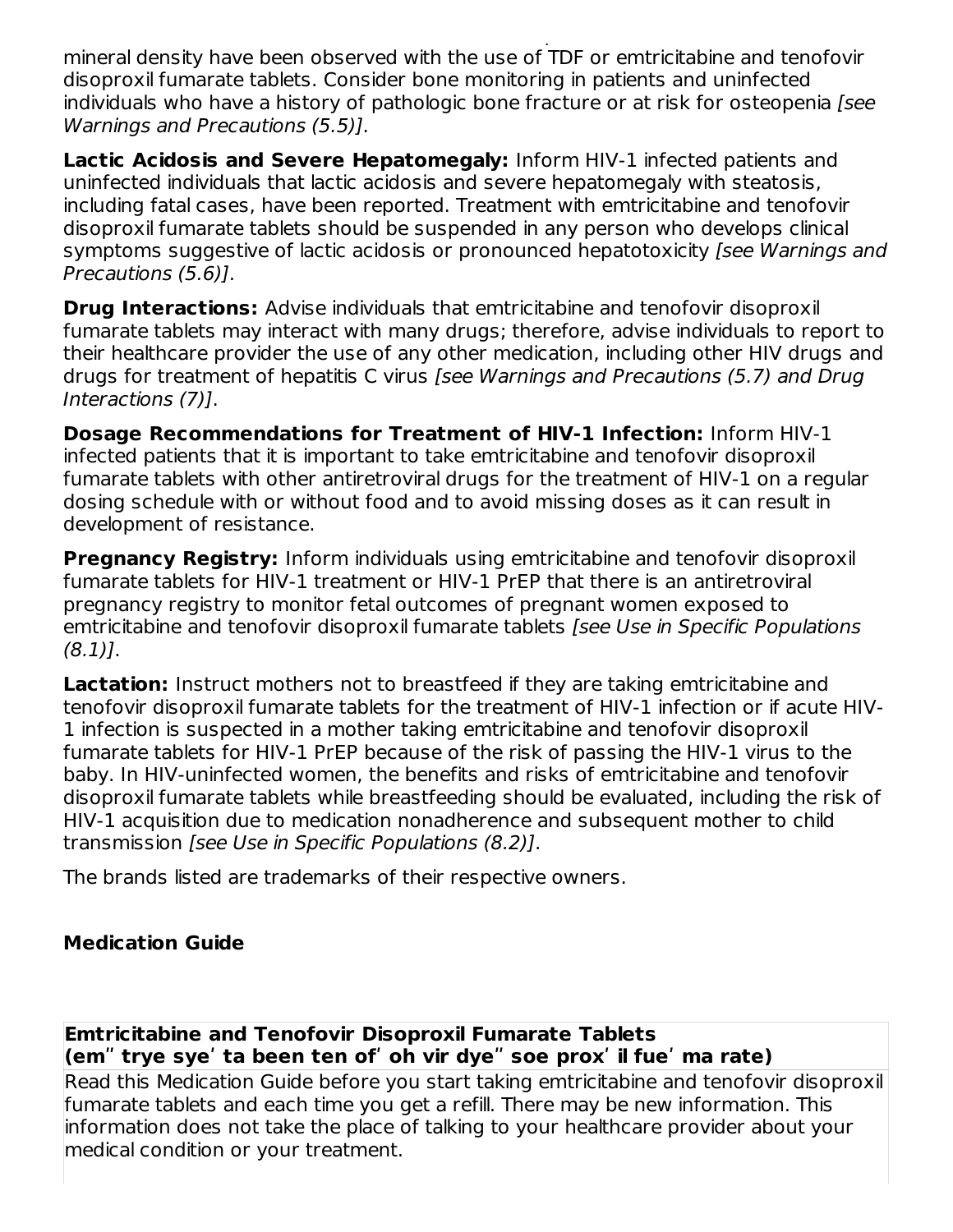mineral density have been observed with the use of TDF or emtricitabine and tenofovir disoproxil fumarate tablets. Consider bone monitoring in patients and uninfected individuals who have a history of pathologic bone fracture or at risk for osteopenia *[see Warnings and Precautions (5.5)]*.

**Lactic Acidosis and Severe Hepatomegaly:** Inform HIV-1 infected patients and uninfected individuals that lactic acidosis and severe hepatomegaly with steatosis, including fatal cases, have been reported. Treatment with emtricitabine and tenofovir disoproxil fumarate tablets should be suspended in any person who develops clinical symptoms suggestive of lactic acidosis or pronounced hepatotoxicity *[see Warnings and Precautions (5.6)]*.

**Drug Interactions:** Advise individuals that emtricitabine and tenofovir disoproxil fumarate tablets may interact with many drugs; therefore, advise individuals to report to their healthcare provider the use of any other medication, including other HIV drugs and drugs for treatment of hepatitis C virus *[see Warnings and Precautions (5.7) and Drug Interactions (7)]*.

**Dosage Recommendations for Treatment of HIV-1 Infection:** Inform HIV-1 infected patients that it is important to take emtricitabine and tenofovir disoproxil fumarate tablets with other antiretroviral drugs for the treatment of HIV-1 on a regular dosing schedule with or without food and to avoid missing doses as it can result in development of resistance.

**Pregnancy Registry:** Inform individuals using emtricitabine and tenofovir disoproxil fumarate tablets for HIV-1 treatment or HIV-1 PrEP that there is an antiretroviral pregnancy registry to monitor fetal outcomes of pregnant women exposed to emtricitabine and tenofovir disoproxil fumarate tablets *[see Use in Specific Populations (8.1)]*.

**Lactation:** Instruct mothers not to breastfeed if they are taking emtricitabine and tenofovir disoproxil fumarate tablets for the treatment of HIV-1 infection or if acute HIV-1 infection is suspected in a mother taking emtricitabine and tenofovir disoproxil fumarate tablets for HIV-1 PrEP because of the risk of passing the HIV-1 virus to the baby. In HIV-uninfected women, the benefits and risks of emtricitabine and tenofovir disoproxil fumarate tablets while breastfeeding should be evaluated, including the risk of HIV-1 acquisition due to medication nonadherence and subsequent mother to child transmission *[see Use in Specific Populations (8.2)]*.

The brands listed are trademarks of their respective owners.

## Medication Guide

**Emtricitabine and Tenofovir Disoproxil Fumarate Tablets**
**(em″ trye sye′ ta been ten of′ oh vir dye″ soe prox′ il fue′ ma rate)**

Read this Medication Guide before you start taking emtricitabine and tenofovir disoproxil fumarate tablets and each time you get a refill. There may be new information. This information does not take the place of talking to your healthcare provider about your medical condition or your treatment.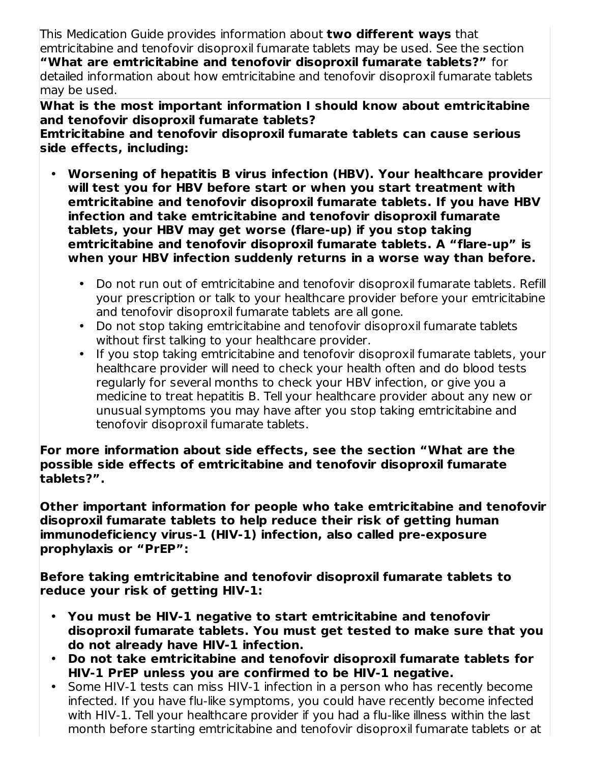This Medication Guide provides information about **two different ways** that emtricitabine and tenofovir disoproxil fumarate tablets may be used. See the section **"What are emtricitabine and tenofovir disoproxil fumarate tablets?"** for detailed information about how emtricitabine and tenofovir disoproxil fumarate tablets may be used.

**What is the most important information I should know about emtricitabine and tenofovir disoproxil fumarate tablets?**

**Emtricitabine and tenofovir disoproxil fumarate tablets can cause serious side effects, including:**

- **Worsening of hepatitis B virus infection (HBV). Your healthcare provider will test you for HBV before start or when you start treatment with emtricitabine and tenofovir disoproxil fumarate tablets. If you have HBV infection and take emtricitabine and tenofovir disoproxil fumarate tablets, your HBV may get worse (flare-up) if you stop taking emtricitabine and tenofovir disoproxil fumarate tablets. A "flare-up" is when your HBV infection suddenly returns in a worse way than before.**
    - Do not run out of emtricitabine and tenofovir disoproxil fumarate tablets. Refill your prescription or talk to your healthcare provider before your emtricitabine and tenofovir disoproxil fumarate tablets are all gone.
    - Do not stop taking emtricitabine and tenofovir disoproxil fumarate tablets without first talking to your healthcare provider.
    - If you stop taking emtricitabine and tenofovir disoproxil fumarate tablets, your healthcare provider will need to check your health often and do blood tests regularly for several months to check your HBV infection, or give you a medicine to treat hepatitis B. Tell your healthcare provider about any new or unusual symptoms you may have after you stop taking emtricitabine and tenofovir disoproxil fumarate tablets.

**For more information about side effects, see the section "What are the possible side effects of emtricitabine and tenofovir disoproxil fumarate tablets?".**

**Other important information for people who take emtricitabine and tenofovir disoproxil fumarate tablets to help reduce their risk of getting human immunodeficiency virus-1 (HIV-1) infection, also called pre-exposure prophylaxis or "PrEP":**

**Before taking emtricitabine and tenofovir disoproxil fumarate tablets to reduce your risk of getting HIV-1:**

- **You must be HIV-1 negative to start emtricitabine and tenofovir disoproxil fumarate tablets. You must get tested to make sure that you do not already have HIV-1 infection.**
- **Do not take emtricitabine and tenofovir disoproxil fumarate tablets for HIV-1 PrEP unless you are confirmed to be HIV-1 negative.**
- Some HIV-1 tests can miss HIV-1 infection in a person who has recently become infected. If you have flu-like symptoms, you could have recently become infected with HIV-1. Tell your healthcare provider if you had a flu-like illness within the last month before starting emtricitabine and tenofovir disoproxil fumarate tablets or at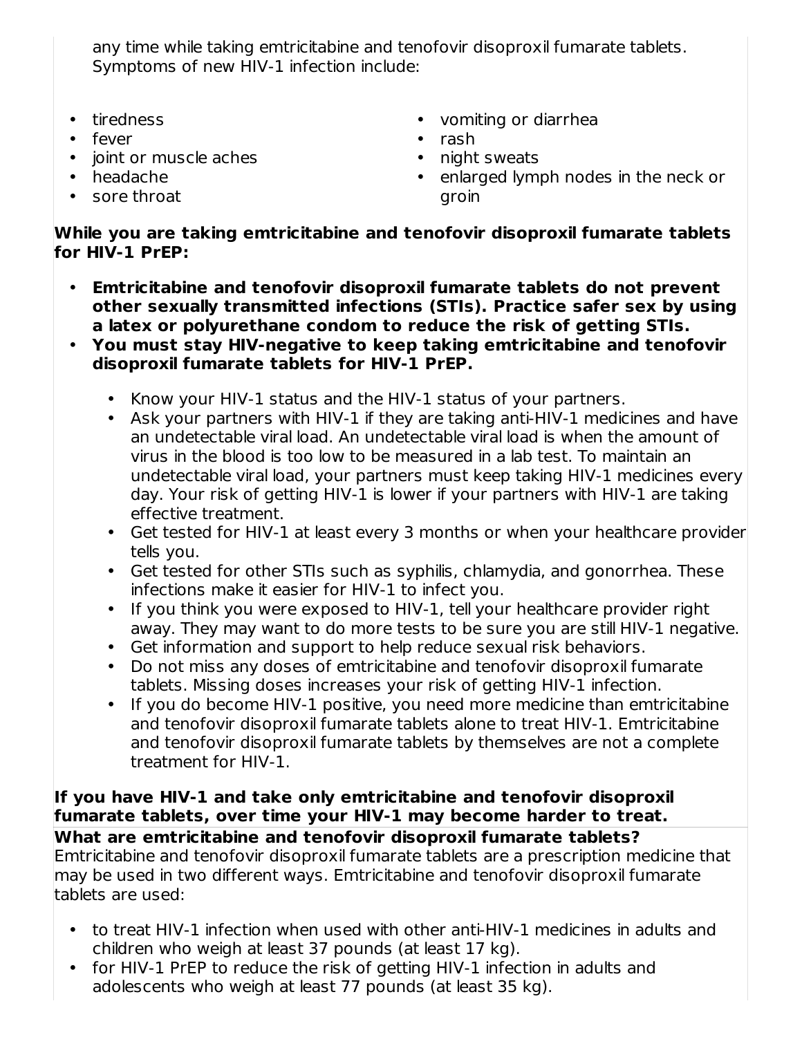any time while taking emtricitabine and tenofovir disoproxil fumarate tablets. Symptoms of new HIV-1 infection include:

- tiredness
- fever
- joint or muscle aches
- headache
- sore throat
- vomiting or diarrhea
- rash
- night sweats
- enlarged lymph nodes in the neck or groin

**While you are taking emtricitabine and tenofovir disoproxil fumarate tablets for HIV-1 PrEP:**

- **Emtricitabine and tenofovir disoproxil fumarate tablets do not prevent other sexually transmitted infections (STIs). Practice safer sex by using a latex or polyurethane condom to reduce the risk of getting STIs.**
- **You must stay HIV-negative to keep taking emtricitabine and tenofovir disoproxil fumarate tablets for HIV-1 PrEP.**
    - Know your HIV-1 status and the HIV-1 status of your partners.
    - Ask your partners with HIV-1 if they are taking anti-HIV-1 medicines and have an undetectable viral load. An undetectable viral load is when the amount of virus in the blood is too low to be measured in a lab test. To maintain an undetectable viral load, your partners must keep taking HIV-1 medicines every day. Your risk of getting HIV-1 is lower if your partners with HIV-1 are taking effective treatment.
    - Get tested for HIV-1 at least every 3 months or when your healthcare provider tells you.
    - Get tested for other STIs such as syphilis, chlamydia, and gonorrhea. These infections make it easier for HIV-1 to infect you.
    - If you think you were exposed to HIV-1, tell your healthcare provider right away. They may want to do more tests to be sure you are still HIV-1 negative.
    - Get information and support to help reduce sexual risk behaviors.
    - Do not miss any doses of emtricitabine and tenofovir disoproxil fumarate tablets. Missing doses increases your risk of getting HIV-1 infection.
    - If you do become HIV-1 positive, you need more medicine than emtricitabine and tenofovir disoproxil fumarate tablets alone to treat HIV-1. Emtricitabine and tenofovir disoproxil fumarate tablets by themselves are not a complete treatment for HIV-1.

**If you have HIV-1 and take only emtricitabine and tenofovir disoproxil fumarate tablets, over time your HIV-1 may become harder to treat.**

**What are emtricitabine and tenofovir disoproxil fumarate tablets?**

Emtricitabine and tenofovir disoproxil fumarate tablets are a prescription medicine that may be used in two different ways. Emtricitabine and tenofovir disoproxil fumarate tablets are used:

- to treat HIV-1 infection when used with other anti-HIV-1 medicines in adults and children who weigh at least 37 pounds (at least 17 kg).
- for HIV-1 PrEP to reduce the risk of getting HIV-1 infection in adults and adolescents who weigh at least 77 pounds (at least 35 kg).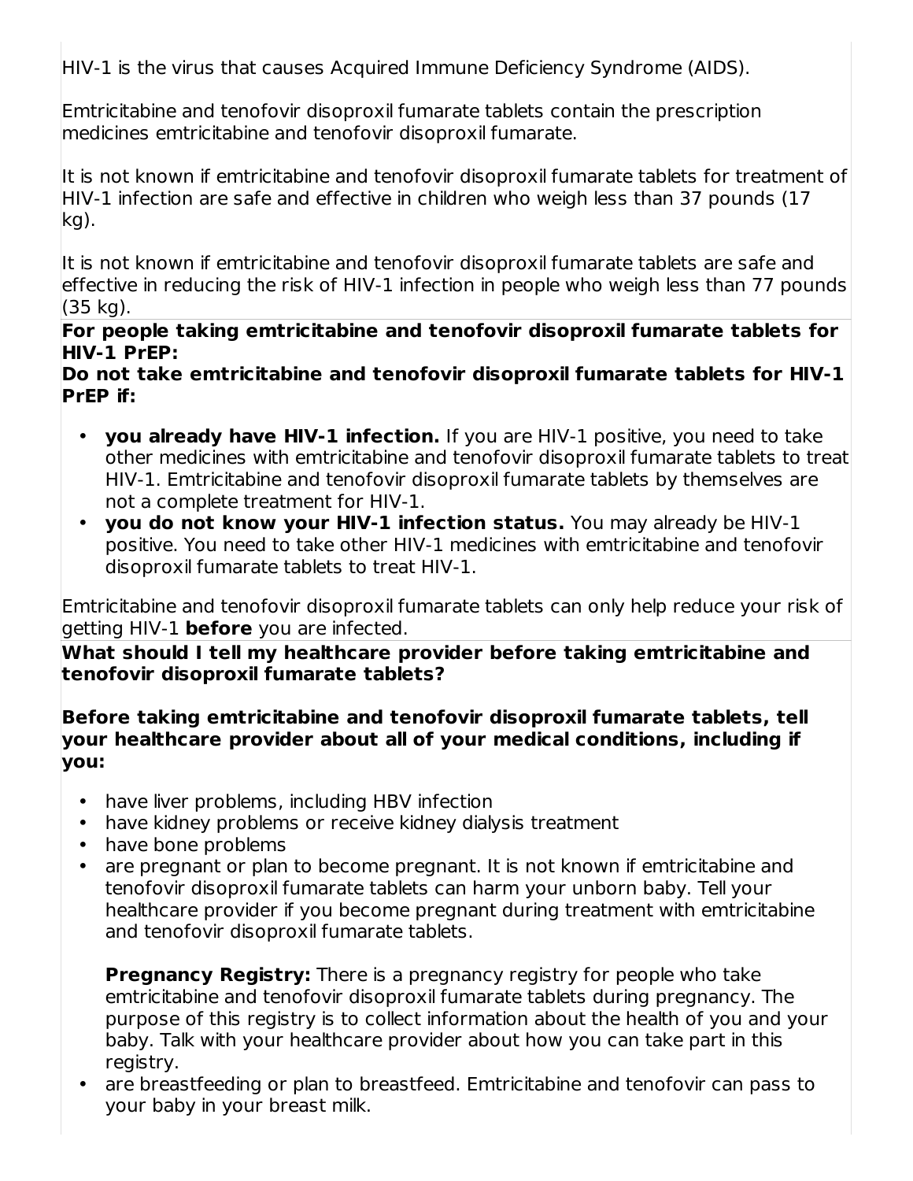HIV-1 is the virus that causes Acquired Immune Deficiency Syndrome (AIDS).

Emtricitabine and tenofovir disoproxil fumarate tablets contain the prescription medicines emtricitabine and tenofovir disoproxil fumarate.

It is not known if emtricitabine and tenofovir disoproxil fumarate tablets for treatment of HIV-1 infection are safe and effective in children who weigh less than 37 pounds (17 kg).

It is not known if emtricitabine and tenofovir disoproxil fumarate tablets are safe and effective in reducing the risk of HIV-1 infection in people who weigh less than 77 pounds (35 kg).

**For people taking emtricitabine and tenofovir disoproxil fumarate tablets for HIV-1 PrEP:**
**Do not take emtricitabine and tenofovir disoproxil fumarate tablets for HIV-1 PrEP if:**

- **you already have HIV-1 infection.** If you are HIV-1 positive, you need to take other medicines with emtricitabine and tenofovir disoproxil fumarate tablets to treat HIV-1. Emtricitabine and tenofovir disoproxil fumarate tablets by themselves are not a complete treatment for HIV-1.
- **you do not know your HIV-1 infection status.** You may already be HIV-1 positive. You need to take other HIV-1 medicines with emtricitabine and tenofovir disoproxil fumarate tablets to treat HIV-1.

Emtricitabine and tenofovir disoproxil fumarate tablets can only help reduce your risk of getting HIV-1 **before** you are infected.

**What should I tell my healthcare provider before taking emtricitabine and tenofovir disoproxil fumarate tablets?**

**Before taking emtricitabine and tenofovir disoproxil fumarate tablets, tell your healthcare provider about all of your medical conditions, including if you:**

- have liver problems, including HBV infection
- have kidney problems or receive kidney dialysis treatment
- have bone problems
- are pregnant or plan to become pregnant. It is not known if emtricitabine and tenofovir disoproxil fumarate tablets can harm your unborn baby. Tell your healthcare provider if you become pregnant during treatment with emtricitabine and tenofovir disoproxil fumarate tablets.

  **Pregnancy Registry:** There is a pregnancy registry for people who take emtricitabine and tenofovir disoproxil fumarate tablets during pregnancy. The purpose of this registry is to collect information about the health of you and your baby. Talk with your healthcare provider about how you can take part in this registry.
- are breastfeeding or plan to breastfeed. Emtricitabine and tenofovir can pass to your baby in your breast milk.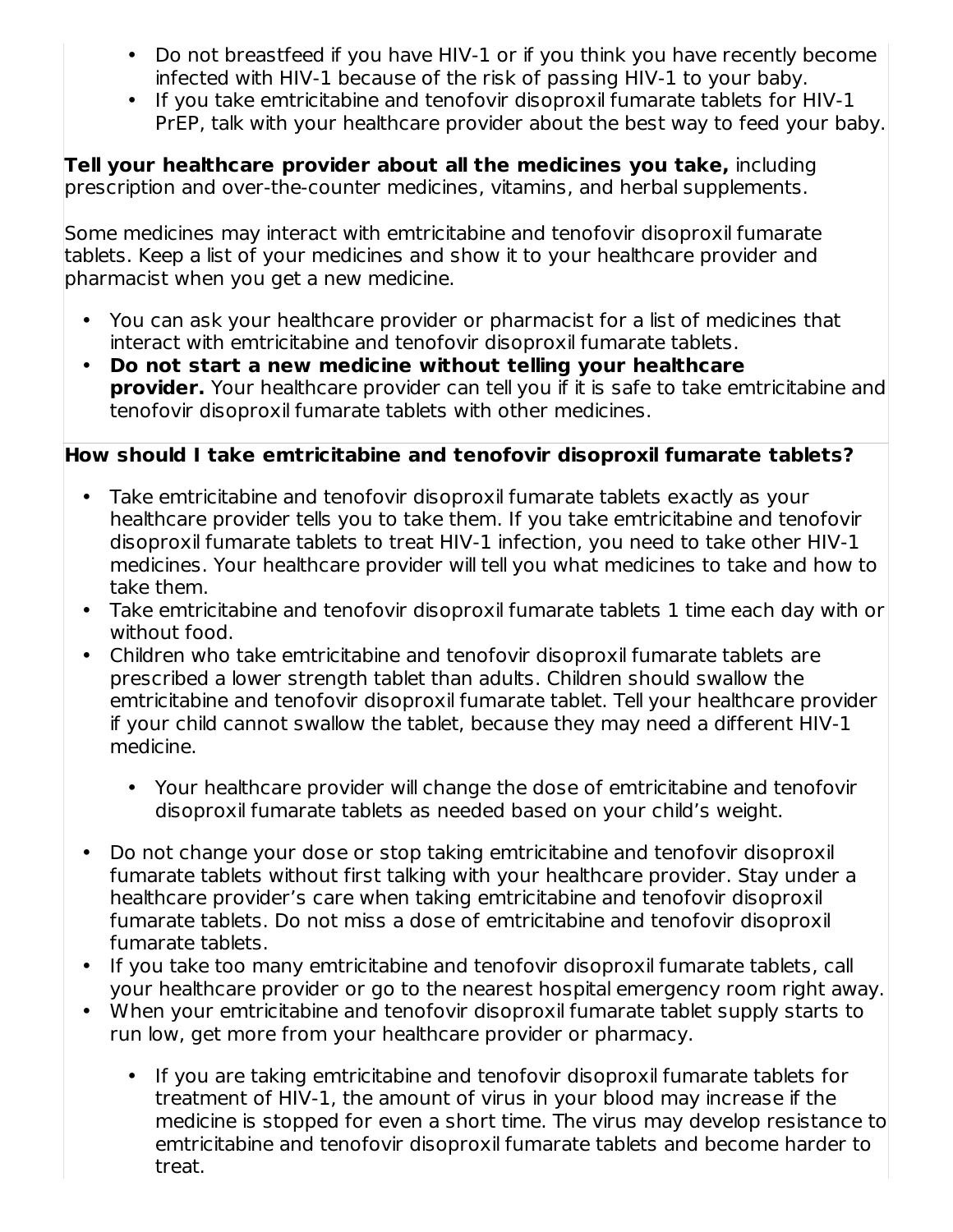- Do not breastfeed if you have HIV-1 or if you think you have recently become infected with HIV-1 because of the risk of passing HIV-1 to your baby.
- If you take emtricitabine and tenofovir disoproxil fumarate tablets for HIV-1 PrEP, talk with your healthcare provider about the best way to feed your baby.

**Tell your healthcare provider about all the medicines you take,** including prescription and over-the-counter medicines, vitamins, and herbal supplements.

Some medicines may interact with emtricitabine and tenofovir disoproxil fumarate tablets. Keep a list of your medicines and show it to your healthcare provider and pharmacist when you get a new medicine.

- You can ask your healthcare provider or pharmacist for a list of medicines that interact with emtricitabine and tenofovir disoproxil fumarate tablets.
- **Do not start a new medicine without telling your healthcare provider.** Your healthcare provider can tell you if it is safe to take emtricitabine and tenofovir disoproxil fumarate tablets with other medicines.

**How should I take emtricitabine and tenofovir disoproxil fumarate tablets?**

- Take emtricitabine and tenofovir disoproxil fumarate tablets exactly as your healthcare provider tells you to take them. If you take emtricitabine and tenofovir disoproxil fumarate tablets to treat HIV-1 infection, you need to take other HIV-1 medicines. Your healthcare provider will tell you what medicines to take and how to take them.
- Take emtricitabine and tenofovir disoproxil fumarate tablets 1 time each day with or without food.
- Children who take emtricitabine and tenofovir disoproxil fumarate tablets are prescribed a lower strength tablet than adults. Children should swallow the emtricitabine and tenofovir disoproxil fumarate tablet. Tell your healthcare provider if your child cannot swallow the tablet, because they may need a different HIV-1 medicine.
  - Your healthcare provider will change the dose of emtricitabine and tenofovir disoproxil fumarate tablets as needed based on your child's weight.
- Do not change your dose or stop taking emtricitabine and tenofovir disoproxil fumarate tablets without first talking with your healthcare provider. Stay under a healthcare provider's care when taking emtricitabine and tenofovir disoproxil fumarate tablets. Do not miss a dose of emtricitabine and tenofovir disoproxil fumarate tablets.
- If you take too many emtricitabine and tenofovir disoproxil fumarate tablets, call your healthcare provider or go to the nearest hospital emergency room right away.
- When your emtricitabine and tenofovir disoproxil fumarate tablet supply starts to run low, get more from your healthcare provider or pharmacy.
  - If you are taking emtricitabine and tenofovir disoproxil fumarate tablets for treatment of HIV-1, the amount of virus in your blood may increase if the medicine is stopped for even a short time. The virus may develop resistance to emtricitabine and tenofovir disoproxil fumarate tablets and become harder to treat.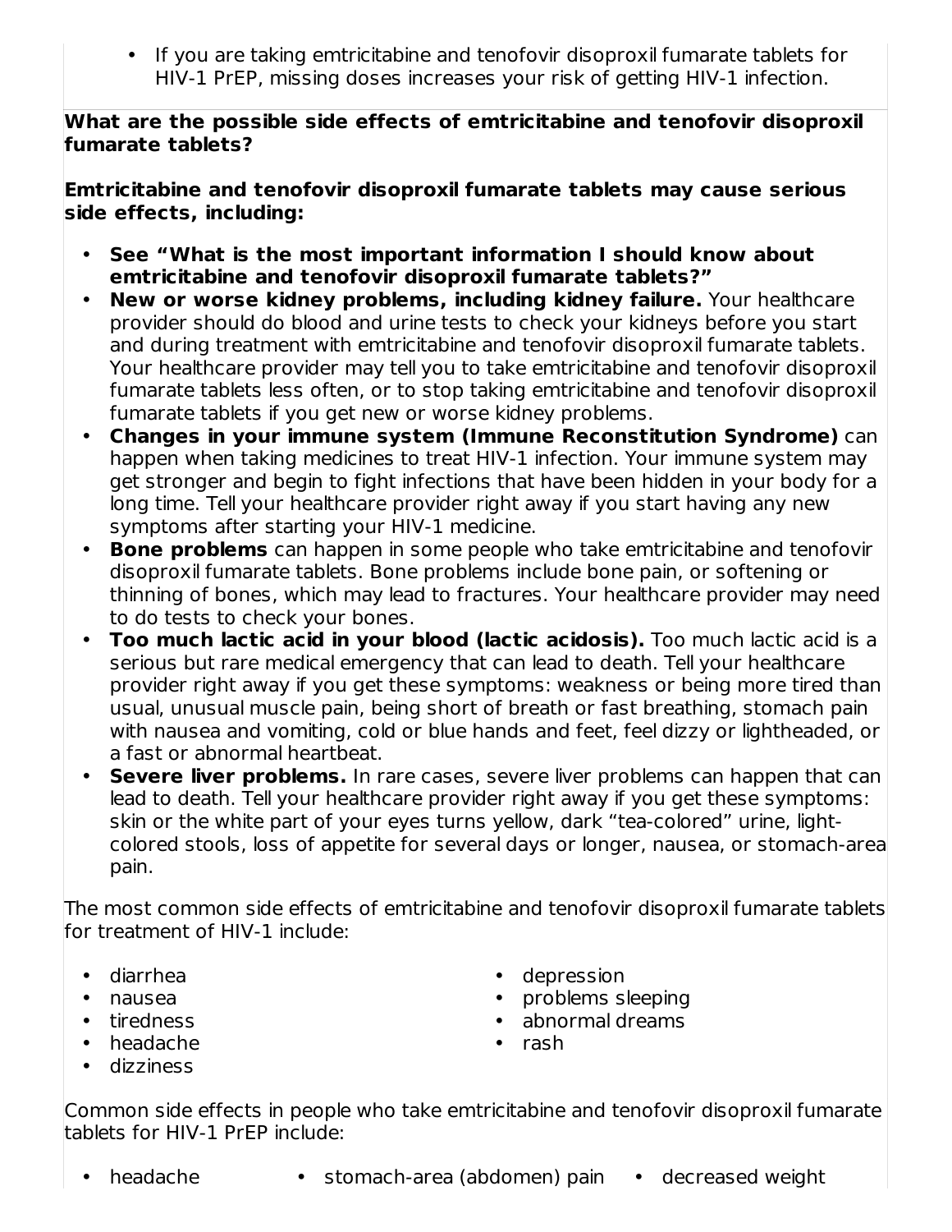- If you are taking emtricitabine and tenofovir disoproxil fumarate tablets for HIV-1 PrEP, missing doses increases your risk of getting HIV-1 infection.

**What are the possible side effects of emtricitabine and tenofovir disoproxil fumarate tablets?**

**Emtricitabine and tenofovir disoproxil fumarate tablets may cause serious side effects, including:**

- **See "What is the most important information I should know about emtricitabine and tenofovir disoproxil fumarate tablets?"**
- **New or worse kidney problems, including kidney failure.** Your healthcare provider should do blood and urine tests to check your kidneys before you start and during treatment with emtricitabine and tenofovir disoproxil fumarate tablets. Your healthcare provider may tell you to take emtricitabine and tenofovir disoproxil fumarate tablets less often, or to stop taking emtricitabine and tenofovir disoproxil fumarate tablets if you get new or worse kidney problems.
- **Changes in your immune system (Immune Reconstitution Syndrome)** can happen when taking medicines to treat HIV-1 infection. Your immune system may get stronger and begin to fight infections that have been hidden in your body for a long time. Tell your healthcare provider right away if you start having any new symptoms after starting your HIV-1 medicine.
- **Bone problems** can happen in some people who take emtricitabine and tenofovir disoproxil fumarate tablets. Bone problems include bone pain, or softening or thinning of bones, which may lead to fractures. Your healthcare provider may need to do tests to check your bones.
- **Too much lactic acid in your blood (lactic acidosis).** Too much lactic acid is a serious but rare medical emergency that can lead to death. Tell your healthcare provider right away if you get these symptoms: weakness or being more tired than usual, unusual muscle pain, being short of breath or fast breathing, stomach pain with nausea and vomiting, cold or blue hands and feet, feel dizzy or lightheaded, or a fast or abnormal heartbeat.
- **Severe liver problems.** In rare cases, severe liver problems can happen that can lead to death. Tell your healthcare provider right away if you get these symptoms: skin or the white part of your eyes turns yellow, dark "tea-colored" urine, light-colored stools, loss of appetite for several days or longer, nausea, or stomach-area pain.

The most common side effects of emtricitabine and tenofovir disoproxil fumarate tablets for treatment of HIV-1 include:

- diarrhea
- nausea
- tiredness
- headache
- dizziness
- depression
- problems sleeping
- abnormal dreams
- rash

Common side effects in people who take emtricitabine and tenofovir disoproxil fumarate tablets for HIV-1 PrEP include:

- headache
- stomach-area (abdomen) pain
- decreased weight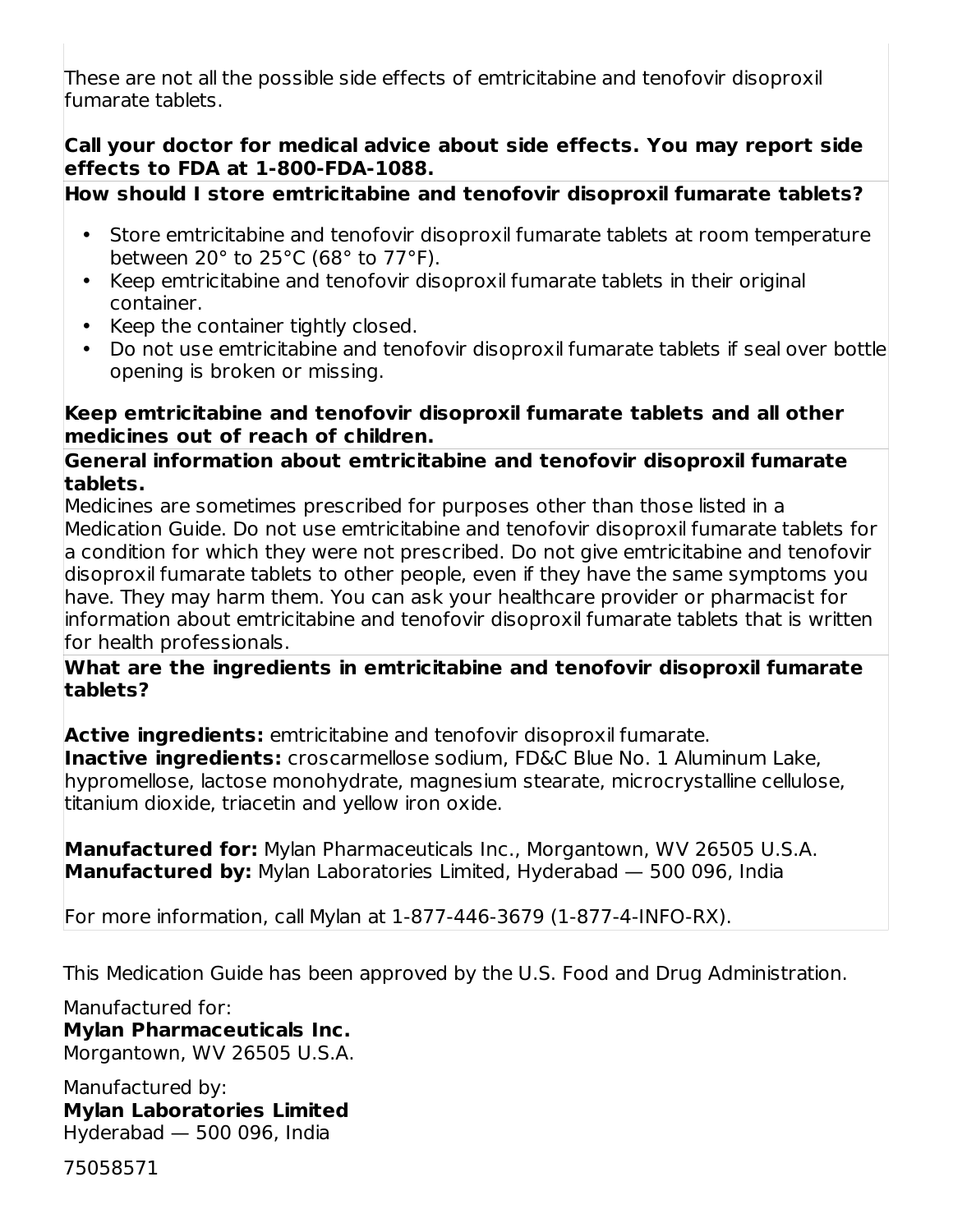These are not all the possible side effects of emtricitabine and tenofovir disoproxil fumarate tablets.

**Call your doctor for medical advice about side effects. You may report side effects to FDA at 1-800-FDA-1088.**

**How should I store emtricitabine and tenofovir disoproxil fumarate tablets?**

- Store emtricitabine and tenofovir disoproxil fumarate tablets at room temperature between 20° to 25°C (68° to 77°F).
- Keep emtricitabine and tenofovir disoproxil fumarate tablets in their original container.
- Keep the container tightly closed.
- Do not use emtricitabine and tenofovir disoproxil fumarate tablets if seal over bottle opening is broken or missing.

**Keep emtricitabine and tenofovir disoproxil fumarate tablets and all other medicines out of reach of children.**

**General information about emtricitabine and tenofovir disoproxil fumarate tablets.**

Medicines are sometimes prescribed for purposes other than those listed in a Medication Guide. Do not use emtricitabine and tenofovir disoproxil fumarate tablets for a condition for which they were not prescribed. Do not give emtricitabine and tenofovir disoproxil fumarate tablets to other people, even if they have the same symptoms you have. They may harm them. You can ask your healthcare provider or pharmacist for information about emtricitabine and tenofovir disoproxil fumarate tablets that is written for health professionals.

**What are the ingredients in emtricitabine and tenofovir disoproxil fumarate tablets?**

**Active ingredients:** emtricitabine and tenofovir disoproxil fumarate.
**Inactive ingredients:** croscarmellose sodium, FD&C Blue No. 1 Aluminum Lake, hypromellose, lactose monohydrate, magnesium stearate, microcrystalline cellulose, titanium dioxide, triacetin and yellow iron oxide.

**Manufactured for:** Mylan Pharmaceuticals Inc., Morgantown, WV 26505 U.S.A.
**Manufactured by:** Mylan Laboratories Limited, Hyderabad — 500 096, India

For more information, call Mylan at 1-877-446-3679 (1-877-4-INFO-RX).

This Medication Guide has been approved by the U.S. Food and Drug Administration.

Manufactured for:
**Mylan Pharmaceuticals Inc.**
Morgantown, WV 26505 U.S.A.

Manufactured by:
**Mylan Laboratories Limited**
Hyderabad — 500 096, India

75058571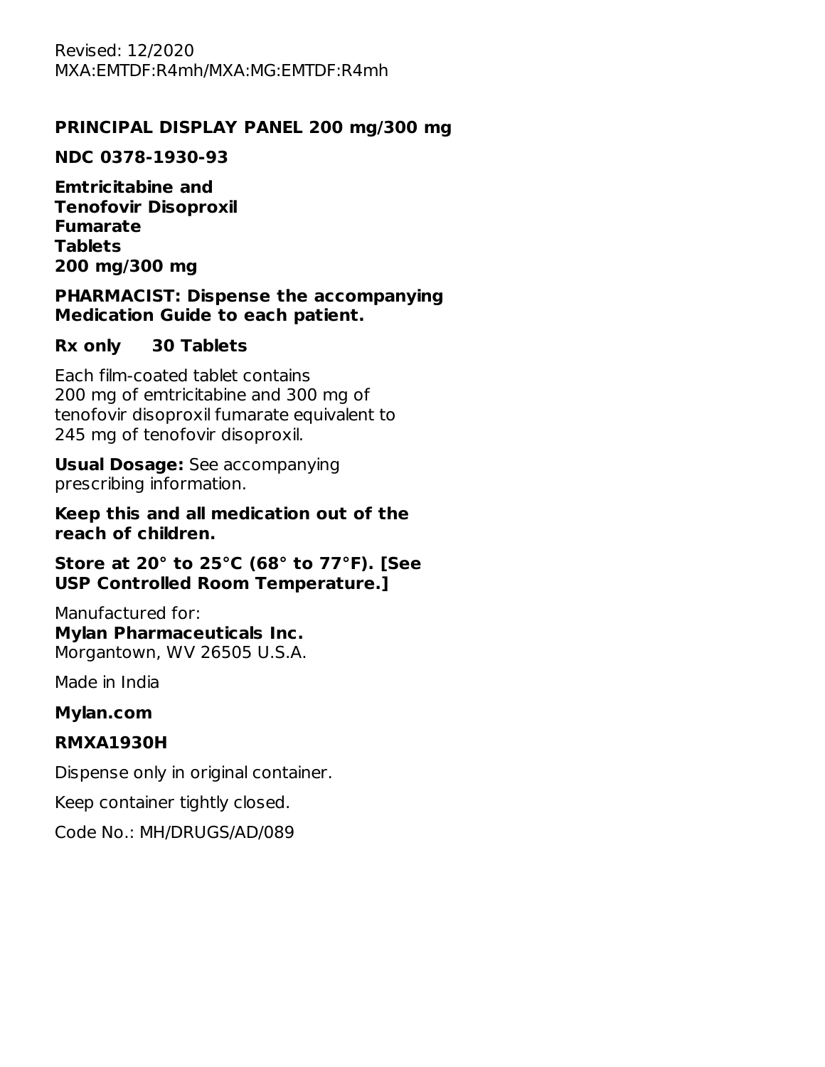Revised: 12/2020
MXA:EMTDF:R4mh/MXA:MG:EMTDF:R4mh

## PRINCIPAL DISPLAY PANEL 200 mg/300 mg

**NDC 0378-1930-93**

**Emtricitabine and Tenofovir Disoproxil Fumarate Tablets 200 mg/300 mg**

**PHARMACIST: Dispense the accompanying Medication Guide to each patient.**

**Rx only 30 Tablets**

Each film-coated tablet contains 200 mg of emtricitabine and 300 mg of tenofovir disoproxil fumarate equivalent to 245 mg of tenofovir disoproxil.

**Usual Dosage:** See accompanying prescribing information.

**Keep this and all medication out of the reach of children.**

**Store at 20° to 25°C (68° to 77°F). [See USP Controlled Room Temperature.]**

Manufactured for:
**Mylan Pharmaceuticals Inc.**
Morgantown, WV 26505 U.S.A.

Made in India

**Mylan.com**

**RMXA1930H**

Dispense only in original container.

Keep container tightly closed.

Code No.: MH/DRUGS/AD/089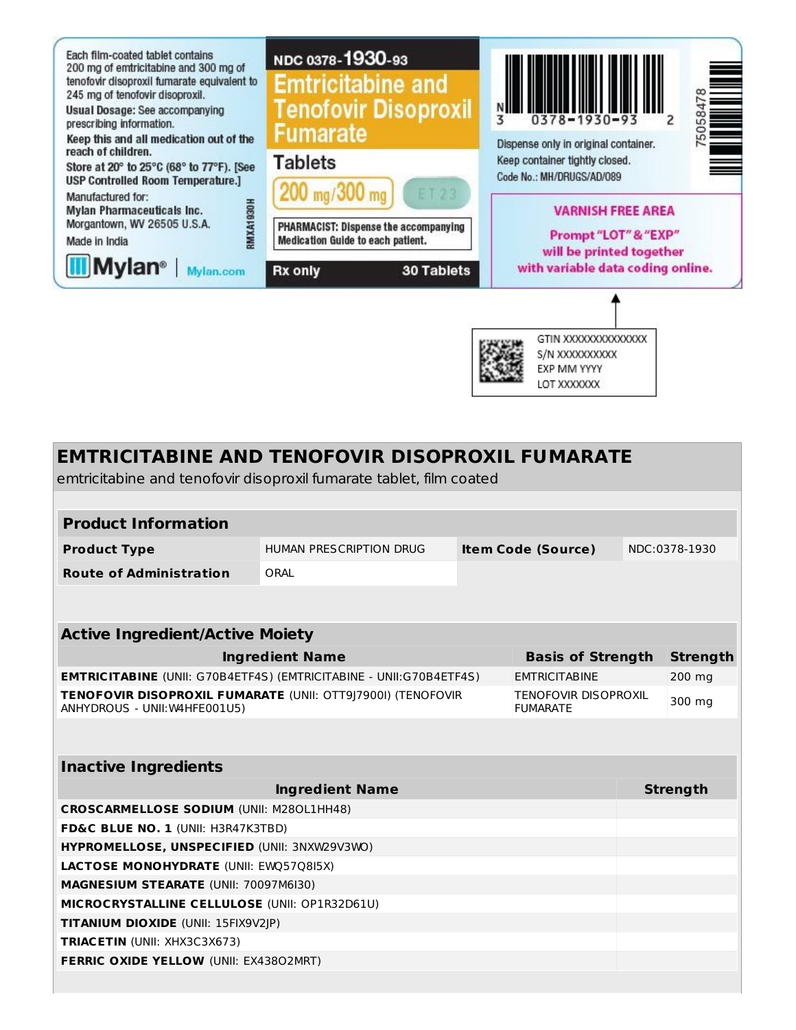Each film-coated tablet contains 200 mg of emtricitabine and 300 mg of tenofovir disoproxil fumarate equivalent to 245 mg of tenofovir disoproxil.

Usual Dosage: See accompanying prescribing information.

**Keep this and all medication out of the reach of children.**

Store at 20° to 25°C (68° to 77°F). [See USP Controlled Room Temperature.]

Manufactured for:
**Mylan Pharmaceuticals Inc.**
Morgantown, WV 26505 U.S.A.

Made in India

RMXA1930H

Mylan® | Mylan.com

NDC 0378-1930-93

**Emtricitabine and Tenofovir Disoproxil Fumarate Tablets**

200 mg/300 mg

ET 23

**PHARMACIST: Dispense the accompanying Medication Guide to each patient.**

**Rx only** **30 Tablets**

N 3 0378-1930-93 2

75058478

Dispense only in original container.
Keep container tightly closed.
Code No.: MH/DRUGS/AD/089

**VARNISH FREE AREA**

Prompt "LOT" & "EXP" will be printed together with variable data coding online.

GTIN XXXXXXXXXXXXXX
S/N XXXXXXXXXX
EXP MM YYYY
LOT XXXXXXX

# EMTRICITABINE AND TENOFOVIR DISOPROXIL FUMARATE

emtricitabine and tenofovir disoproxil fumarate tablet, film coated

| **Product Information** | | | |
|---|---|---|---|
| **Product Type** | HUMAN PRESCRIPTION DRUG | **Item Code (Source)** | NDC:0378-1930 |
| **Route of Administration** | ORAL | | |

| **Active Ingredient/Active Moiety** | | |
|---|---|---|
| **Ingredient Name** | **Basis of Strength** | **Strength** |
| **EMTRICITABINE** (UNII: G70B4ETF4S) (EMTRICITABINE - UNII:G70B4ETF4S) | EMTRICITABINE | 200 mg |
| **TENOFOVIR DISOPROXIL FUMARATE** (UNII: OTT9J7900I) (TENOFOVIR ANHYDROUS - UNII:W4HFE001U5) | TENOFOVIR DISOPROXIL FUMARATE | 300 mg |

| **Inactive Ingredients** | |
|---|---|
| **Ingredient Name** | **Strength** |
| **CROSCARMELLOSE SODIUM** (UNII: M28OL1HH48) | |
| **FD&C BLUE NO. 1** (UNII: H3R47K3TBD) | |
| **HYPROMELLOSE, UNSPECIFIED** (UNII: 3NXW29V3WO) | |
| **LACTOSE MONOHYDRATE** (UNII: EWQ57Q8I5X) | |
| **MAGNESIUM STEARATE** (UNII: 70097M6I30) | |
| **MICROCRYSTALLINE CELLULOSE** (UNII: OP1R32D61U) | |
| **TITANIUM DIOXIDE** (UNII: 15FIX9V2JP) | |
| **TRIACETIN** (UNII: XHX3C3X673) | |
| **FERRIC OXIDE YELLOW** (UNII: EX438O2MRT) | |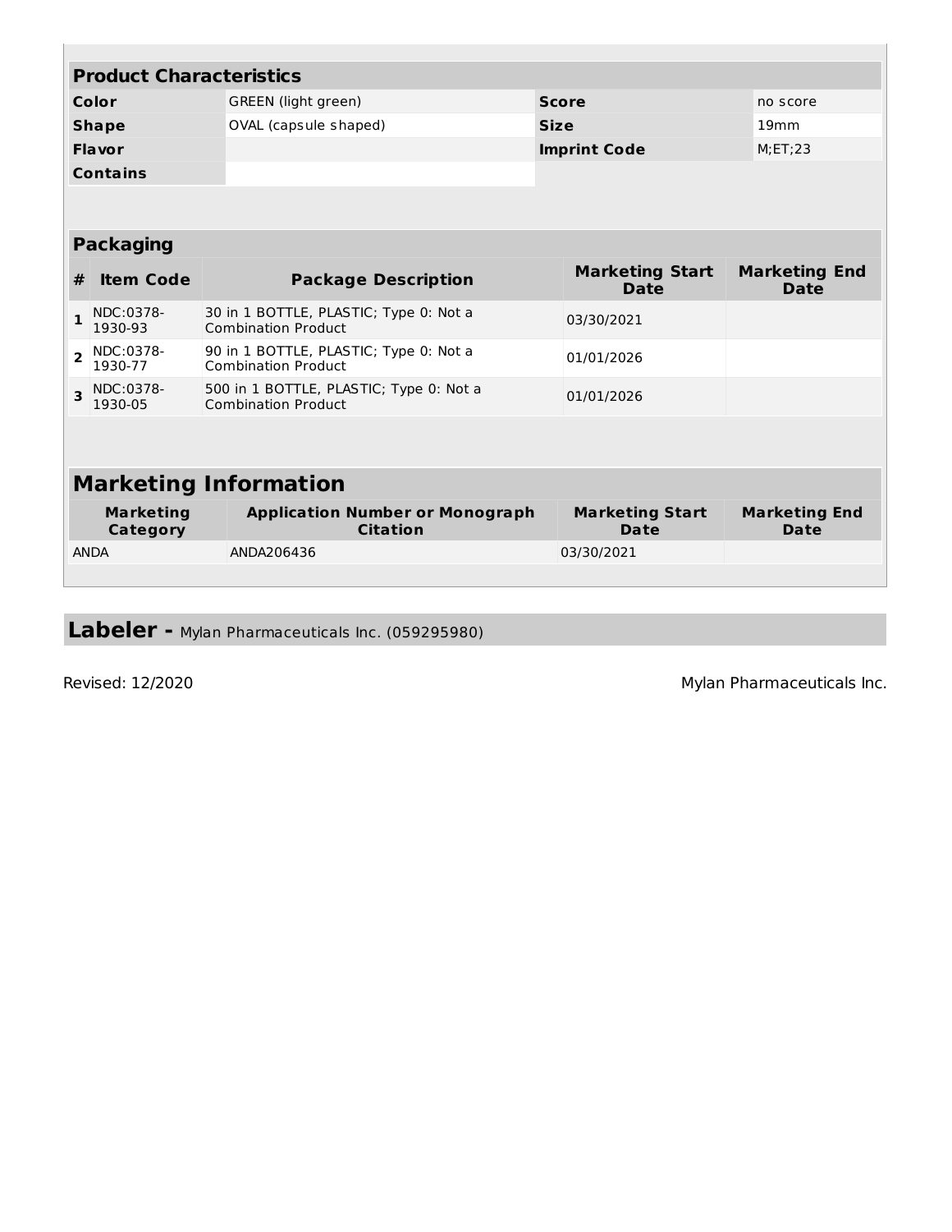## Product Characteristics

| | | | |
|---|---|---|---|
| **Color** | GREEN (light green) | **Score** | no score |
| **Shape** | OVAL (capsule shaped) | **Size** | 19mm |
| **Flavor** | | **Imprint Code** | M;ET;23 |
| **Contains** | | | |

## Packaging

| # | Item Code | Package Description | Marketing Start Date | Marketing End Date |
|---|---|---|---|---|
| 1 | NDC:0378-1930-93 | 30 in 1 BOTTLE, PLASTIC; Type 0: Not a Combination Product | 03/30/2021 | |
| 2 | NDC:0378-1930-77 | 90 in 1 BOTTLE, PLASTIC; Type 0: Not a Combination Product | 01/01/2026 | |
| 3 | NDC:0378-1930-05 | 500 in 1 BOTTLE, PLASTIC; Type 0: Not a Combination Product | 01/01/2026 | |

## Marketing Information

| Marketing Category | Application Number or Monograph Citation | Marketing Start Date | Marketing End Date |
|---|---|---|---|
| ANDA | ANDA206436 | 03/30/2021 | |

## Labeler - Mylan Pharmaceuticals Inc. (059295980)

Revised: 12/2020

Mylan Pharmaceuticals Inc.